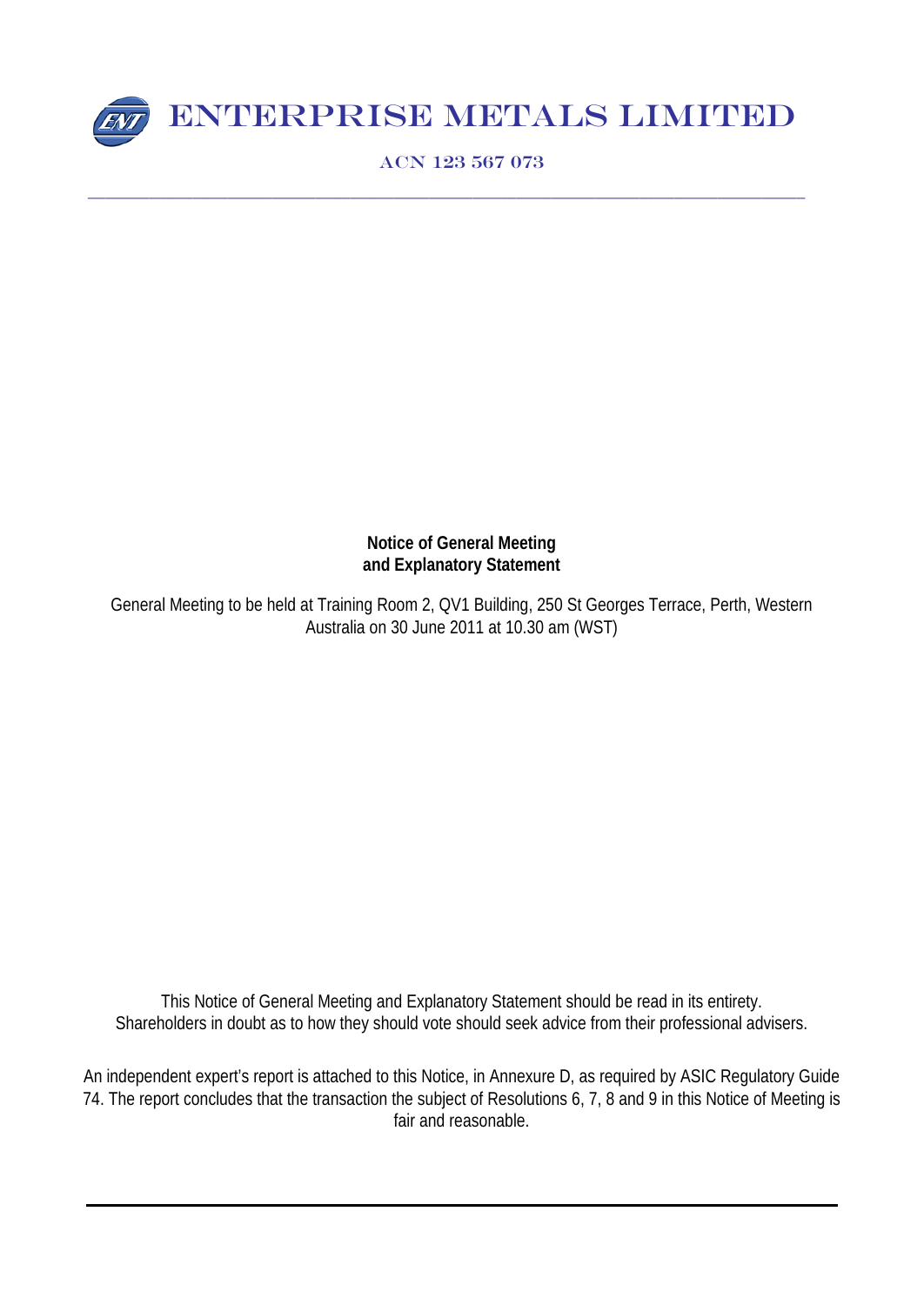# ENTERPRISE METALS LIMITED

ACN 123 567 073

**Notice of General Meeting**
**and Explanatory Statement**

General Meeting to be held at Training Room 2, QV1 Building, 250 St Georges Terrace, Perth, Western Australia on 30 June 2011 at 10.30 am (WST)

This Notice of General Meeting and Explanatory Statement should be read in its entirety. Shareholders in doubt as to how they should vote should seek advice from their professional advisers.

An independent expert's report is attached to this Notice, in Annexure D, as required by ASIC Regulatory Guide 74. The report concludes that the transaction the subject of Resolutions 6, 7, 8 and 9 in this Notice of Meeting is fair and reasonable.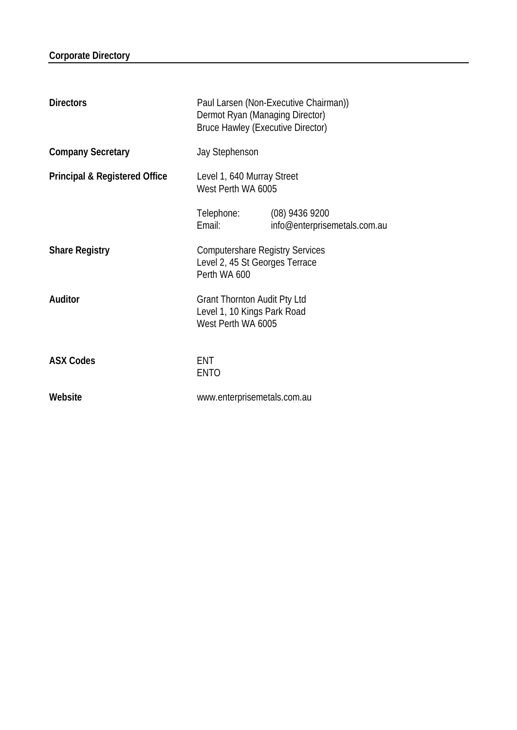## Corporate Directory

| | |
|---|---|
| **Directors** | Paul Larsen (Non-Executive Chairman))<br>Dermot Ryan (Managing Director)<br>Bruce Hawley (Executive Director) |
| **Company Secretary** | Jay Stephenson |
| **Principal & Registered Office** | Level 1, 640 Murray Street<br>West Perth WA 6005<br><br>Telephone: (08) 9436 9200<br>Email: info@enterprisemetals.com.au |
| **Share Registry** | Computershare Registry Services<br>Level 2, 45 St Georges Terrace<br>Perth WA 600 |
| **Auditor** | Grant Thornton Audit Pty Ltd<br>Level 1, 10 Kings Park Road<br>West Perth WA 6005 |
| **ASX Codes** | ENT<br>ENTO |
| **Website** | www.enterprisemetals.com.au |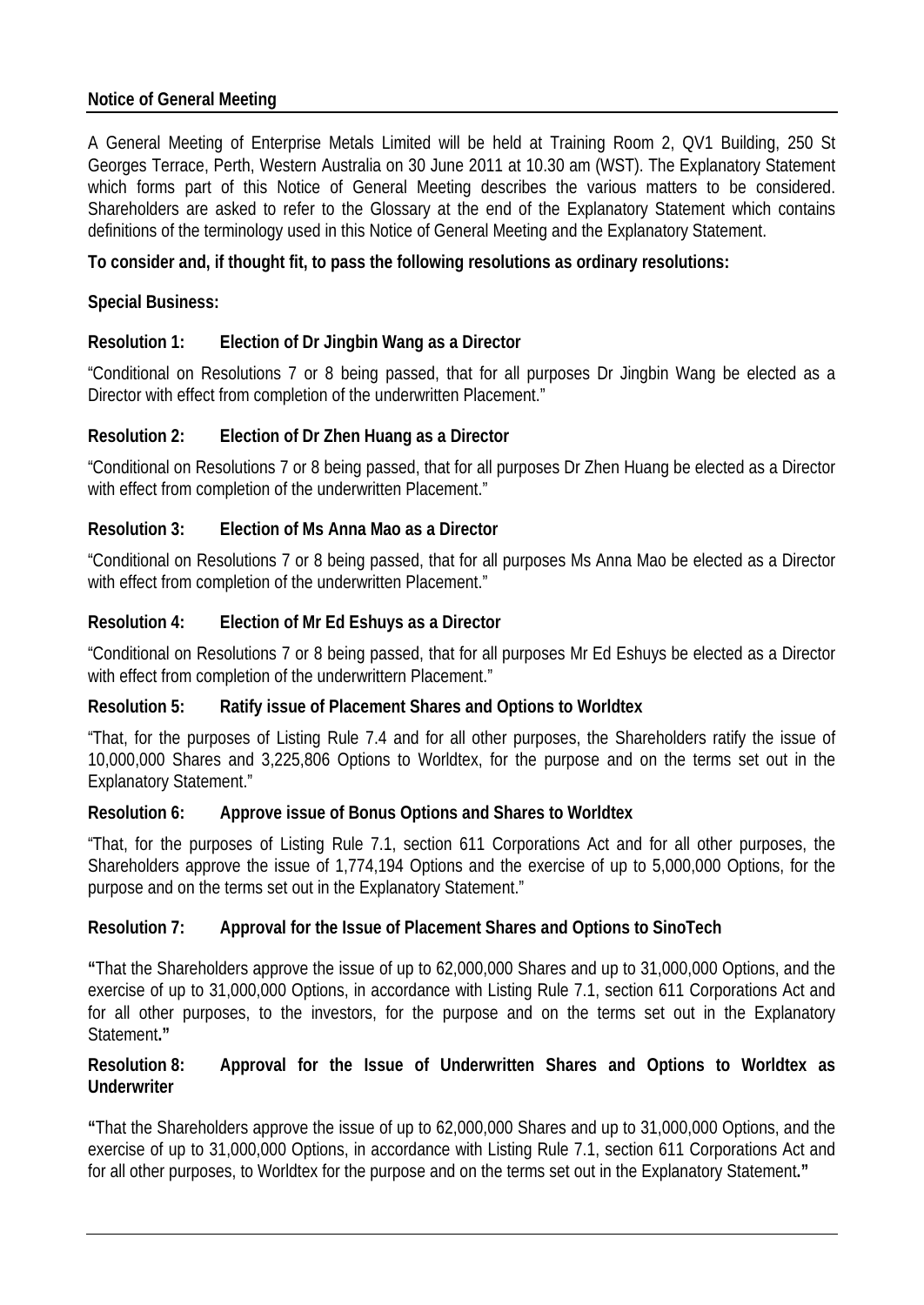## Notice of General Meeting

A General Meeting of Enterprise Metals Limited will be held at Training Room 2, QV1 Building, 250 St Georges Terrace, Perth, Western Australia on 30 June 2011 at 10.30 am (WST). The Explanatory Statement which forms part of this Notice of General Meeting describes the various matters to be considered. Shareholders are asked to refer to the Glossary at the end of the Explanatory Statement which contains definitions of the terminology used in this Notice of General Meeting and the Explanatory Statement.

**To consider and, if thought fit, to pass the following resolutions as ordinary resolutions:**

**Special Business:**

**Resolution 1: Election of Dr Jingbin Wang as a Director**

"Conditional on Resolutions 7 or 8 being passed, that for all purposes Dr Jingbin Wang be elected as a Director with effect from completion of the underwritten Placement."

**Resolution 2: Election of Dr Zhen Huang as a Director**

"Conditional on Resolutions 7 or 8 being passed, that for all purposes Dr Zhen Huang be elected as a Director with effect from completion of the underwritten Placement."

**Resolution 3: Election of Ms Anna Mao as a Director**

"Conditional on Resolutions 7 or 8 being passed, that for all purposes Ms Anna Mao be elected as a Director with effect from completion of the underwritten Placement."

**Resolution 4: Election of Mr Ed Eshuys as a Director**

"Conditional on Resolutions 7 or 8 being passed, that for all purposes Mr Ed Eshuys be elected as a Director with effect from completion of the underwrittern Placement."

**Resolution 5: Ratify issue of Placement Shares and Options to Worldtex**

"That, for the purposes of Listing Rule 7.4 and for all other purposes, the Shareholders ratify the issue of 10,000,000 Shares and 3,225,806 Options to Worldtex, for the purpose and on the terms set out in the Explanatory Statement."

**Resolution 6: Approve issue of Bonus Options and Shares to Worldtex**

"That, for the purposes of Listing Rule 7.1, section 611 Corporations Act and for all other purposes, the Shareholders approve the issue of 1,774,194 Options and the exercise of up to 5,000,000 Options, for the purpose and on the terms set out in the Explanatory Statement."

**Resolution 7: Approval for the Issue of Placement Shares and Options to SinoTech**

**"**That the Shareholders approve the issue of up to 62,000,000 Shares and up to 31,000,000 Options, and the exercise of up to 31,000,000 Options, in accordance with Listing Rule 7.1, section 611 Corporations Act and for all other purposes, to the investors, for the purpose and on the terms set out in the Explanatory Statement**."**

**Resolution 8: Approval for the Issue of Underwritten Shares and Options to Worldtex as Underwriter**

**"**That the Shareholders approve the issue of up to 62,000,000 Shares and up to 31,000,000 Options, and the exercise of up to 31,000,000 Options, in accordance with Listing Rule 7.1, section 611 Corporations Act and for all other purposes, to Worldtex for the purpose and on the terms set out in the Explanatory Statement**."**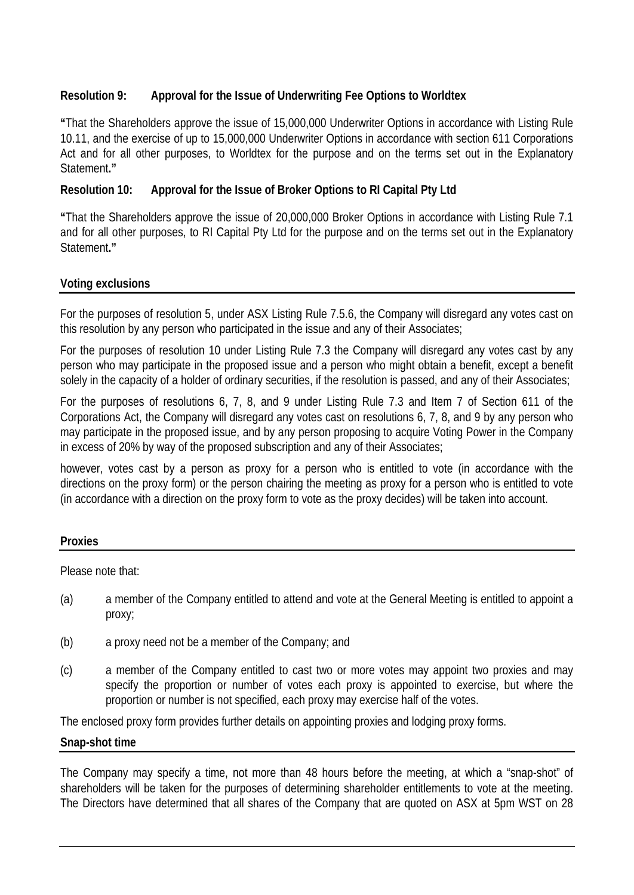**Resolution 9: Approval for the Issue of Underwriting Fee Options to Worldtex**

**"**That the Shareholders approve the issue of 15,000,000 Underwriter Options in accordance with Listing Rule 10.11, and the exercise of up to 15,000,000 Underwriter Options in accordance with section 611 Corporations Act and for all other purposes, to Worldtex for the purpose and on the terms set out in the Explanatory Statement**."**

**Resolution 10: Approval for the Issue of Broker Options to RI Capital Pty Ltd**

**"**That the Shareholders approve the issue of 20,000,000 Broker Options in accordance with Listing Rule 7.1 and for all other purposes, to RI Capital Pty Ltd for the purpose and on the terms set out in the Explanatory Statement**."**

## Voting exclusions

For the purposes of resolution 5, under ASX Listing Rule 7.5.6, the Company will disregard any votes cast on this resolution by any person who participated in the issue and any of their Associates;

For the purposes of resolution 10 under Listing Rule 7.3 the Company will disregard any votes cast by any person who may participate in the proposed issue and a person who might obtain a benefit, except a benefit solely in the capacity of a holder of ordinary securities, if the resolution is passed, and any of their Associates;

For the purposes of resolutions 6, 7, 8, and 9 under Listing Rule 7.3 and Item 7 of Section 611 of the Corporations Act, the Company will disregard any votes cast on resolutions 6, 7, 8, and 9 by any person who may participate in the proposed issue, and by any person proposing to acquire Voting Power in the Company in excess of 20% by way of the proposed subscription and any of their Associates;

however, votes cast by a person as proxy for a person who is entitled to vote (in accordance with the directions on the proxy form) or the person chairing the meeting as proxy for a person who is entitled to vote (in accordance with a direction on the proxy form to vote as the proxy decides) will be taken into account.

## Proxies

Please note that:

(a) a member of the Company entitled to attend and vote at the General Meeting is entitled to appoint a proxy;

(b) a proxy need not be a member of the Company; and

(c) a member of the Company entitled to cast two or more votes may appoint two proxies and may specify the proportion or number of votes each proxy is appointed to exercise, but where the proportion or number is not specified, each proxy may exercise half of the votes.

The enclosed proxy form provides further details on appointing proxies and lodging proxy forms.

## Snap-shot time

The Company may specify a time, not more than 48 hours before the meeting, at which a "snap-shot" of shareholders will be taken for the purposes of determining shareholder entitlements to vote at the meeting. The Directors have determined that all shares of the Company that are quoted on ASX at 5pm WST on 28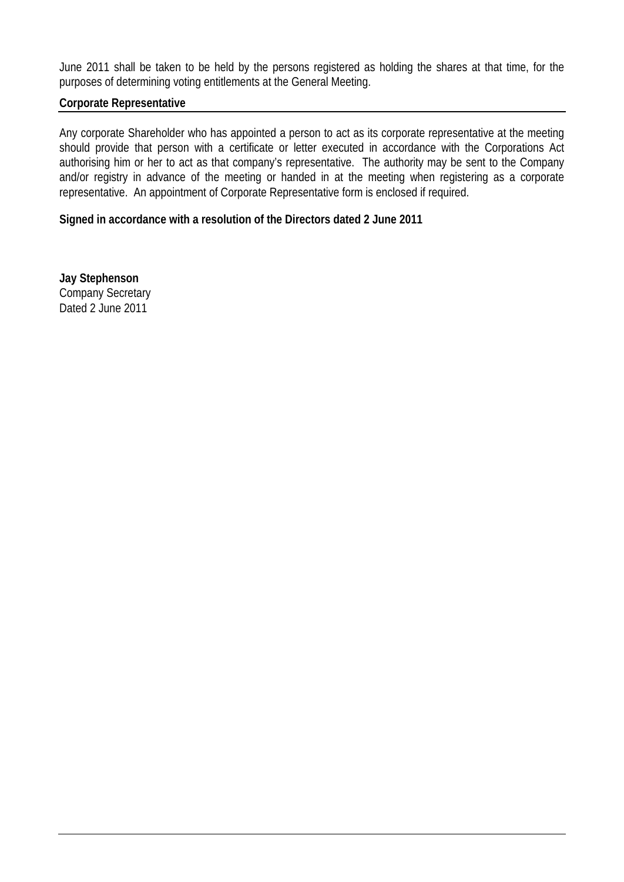June 2011 shall be taken to be held by the persons registered as holding the shares at that time, for the purposes of determining voting entitlements at the General Meeting.

**Corporate Representative**

Any corporate Shareholder who has appointed a person to act as its corporate representative at the meeting should provide that person with a certificate or letter executed in accordance with the Corporations Act authorising him or her to act as that company's representative. The authority may be sent to the Company and/or registry in advance of the meeting or handed in at the meeting when registering as a corporate representative. An appointment of Corporate Representative form is enclosed if required.

**Signed in accordance with a resolution of the Directors dated 2 June 2011**

**Jay Stephenson**
Company Secretary
Dated 2 June 2011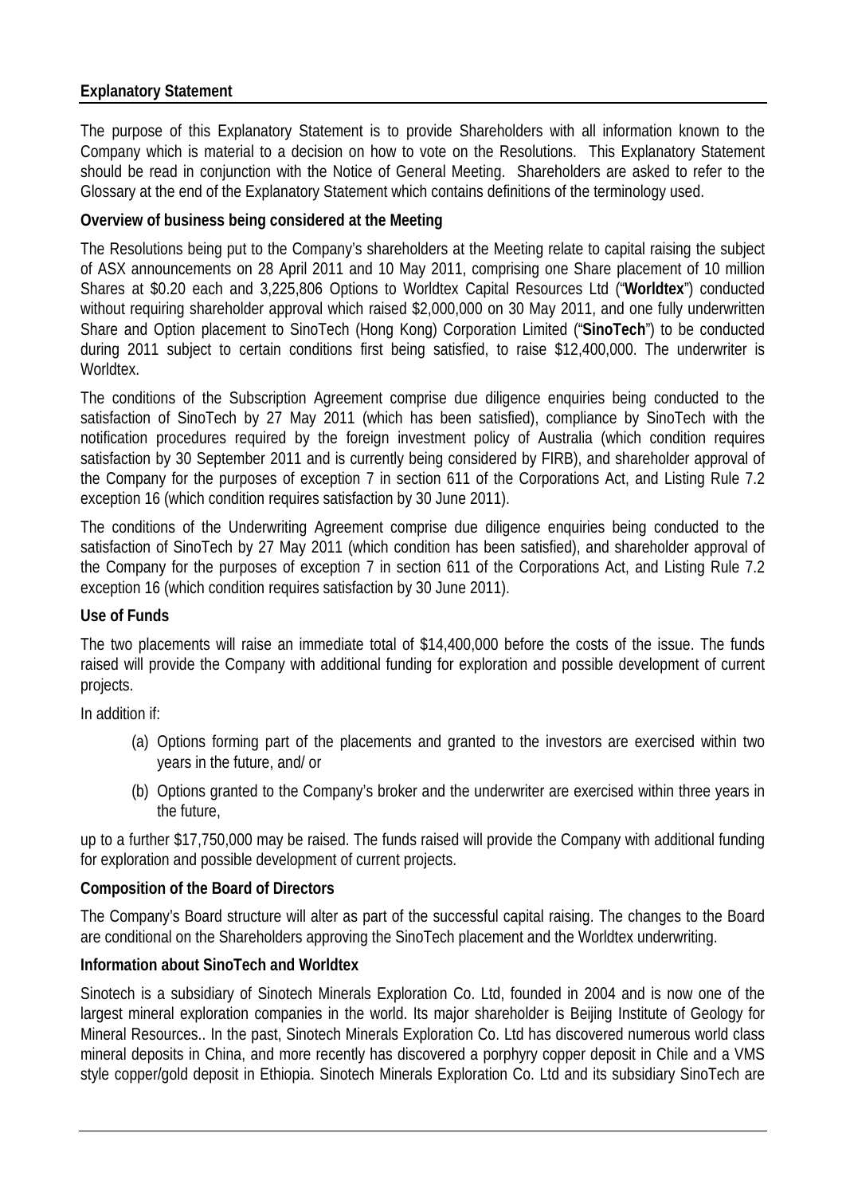## Explanatory Statement

The purpose of this Explanatory Statement is to provide Shareholders with all information known to the Company which is material to a decision on how to vote on the Resolutions. This Explanatory Statement should be read in conjunction with the Notice of General Meeting. Shareholders are asked to refer to the Glossary at the end of the Explanatory Statement which contains definitions of the terminology used.

### Overview of business being considered at the Meeting

The Resolutions being put to the Company's shareholders at the Meeting relate to capital raising the subject of ASX announcements on 28 April 2011 and 10 May 2011, comprising one Share placement of 10 million Shares at $0.20 each and 3,225,806 Options to Worldtex Capital Resources Ltd ("**Worldtex**") conducted without requiring shareholder approval which raised $2,000,000 on 30 May 2011, and one fully underwritten Share and Option placement to SinoTech (Hong Kong) Corporation Limited ("**SinoTech**") to be conducted during 2011 subject to certain conditions first being satisfied, to raise $12,400,000. The underwriter is Worldtex.

The conditions of the Subscription Agreement comprise due diligence enquiries being conducted to the satisfaction of SinoTech by 27 May 2011 (which has been satisfied), compliance by SinoTech with the notification procedures required by the foreign investment policy of Australia (which condition requires satisfaction by 30 September 2011 and is currently being considered by FIRB), and shareholder approval of the Company for the purposes of exception 7 in section 611 of the Corporations Act, and Listing Rule 7.2 exception 16 (which condition requires satisfaction by 30 June 2011).

The conditions of the Underwriting Agreement comprise due diligence enquiries being conducted to the satisfaction of SinoTech by 27 May 2011 (which condition has been satisfied), and shareholder approval of the Company for the purposes of exception 7 in section 611 of the Corporations Act, and Listing Rule 7.2 exception 16 (which condition requires satisfaction by 30 June 2011).

### Use of Funds

The two placements will raise an immediate total of $14,400,000 before the costs of the issue. The funds raised will provide the Company with additional funding for exploration and possible development of current projects.

In addition if:

(a) Options forming part of the placements and granted to the investors are exercised within two years in the future, and/ or

(b) Options granted to the Company's broker and the underwriter are exercised within three years in the future,

up to a further $17,750,000 may be raised. The funds raised will provide the Company with additional funding for exploration and possible development of current projects.

### Composition of the Board of Directors

The Company's Board structure will alter as part of the successful capital raising. The changes to the Board are conditional on the Shareholders approving the SinoTech placement and the Worldtex underwriting.

### Information about SinoTech and Worldtex

Sinotech is a subsidiary of Sinotech Minerals Exploration Co. Ltd, founded in 2004 and is now one of the largest mineral exploration companies in the world. Its major shareholder is Beijing Institute of Geology for Mineral Resources.. In the past, Sinotech Minerals Exploration Co. Ltd has discovered numerous world class mineral deposits in China, and more recently has discovered a porphyry copper deposit in Chile and a VMS style copper/gold deposit in Ethiopia. Sinotech Minerals Exploration Co. Ltd and its subsidiary SinoTech are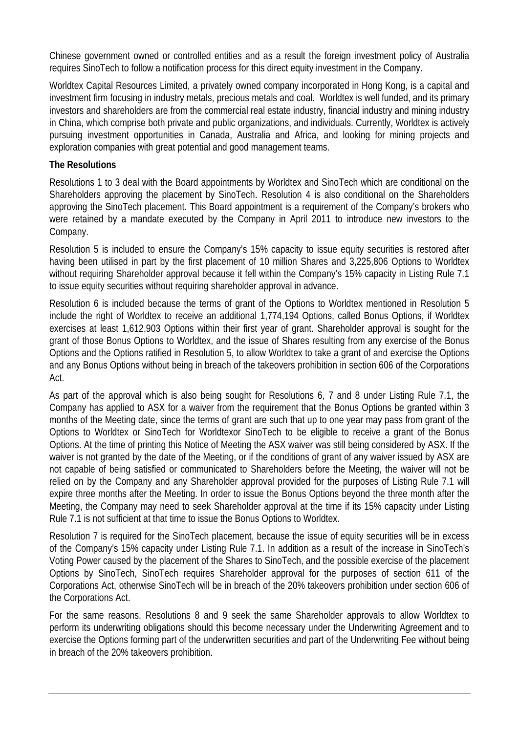Chinese government owned or controlled entities and as a result the foreign investment policy of Australia requires SinoTech to follow a notification process for this direct equity investment in the Company.

Worldtex Capital Resources Limited, a privately owned company incorporated in Hong Kong, is a capital and investment firm focusing in industry metals, precious metals and coal. Worldtex is well funded, and its primary investors and shareholders are from the commercial real estate industry, financial industry and mining industry in China, which comprise both private and public organizations, and individuals. Currently, Worldtex is actively pursuing investment opportunities in Canada, Australia and Africa, and looking for mining projects and exploration companies with great potential and good management teams.

**The Resolutions**

Resolutions 1 to 3 deal with the Board appointments by Worldtex and SinoTech which are conditional on the Shareholders approving the placement by SinoTech. Resolution 4 is also conditional on the Shareholders approving the SinoTech placement. This Board appointment is a requirement of the Company's brokers who were retained by a mandate executed by the Company in April 2011 to introduce new investors to the Company.

Resolution 5 is included to ensure the Company's 15% capacity to issue equity securities is restored after having been utilised in part by the first placement of 10 million Shares and 3,225,806 Options to Worldtex without requiring Shareholder approval because it fell within the Company's 15% capacity in Listing Rule 7.1 to issue equity securities without requiring shareholder approval in advance.

Resolution 6 is included because the terms of grant of the Options to Worldtex mentioned in Resolution 5 include the right of Worldtex to receive an additional 1,774,194 Options, called Bonus Options, if Worldtex exercises at least 1,612,903 Options within their first year of grant. Shareholder approval is sought for the grant of those Bonus Options to Worldtex, and the issue of Shares resulting from any exercise of the Bonus Options and the Options ratified in Resolution 5, to allow Worldtex to take a grant of and exercise the Options and any Bonus Options without being in breach of the takeovers prohibition in section 606 of the Corporations Act.

As part of the approval which is also being sought for Resolutions 6, 7 and 8 under Listing Rule 7.1, the Company has applied to ASX for a waiver from the requirement that the Bonus Options be granted within 3 months of the Meeting date, since the terms of grant are such that up to one year may pass from grant of the Options to Worldtex or SinoTech for Worldtexor SinoTech to be eligible to receive a grant of the Bonus Options. At the time of printing this Notice of Meeting the ASX waiver was still being considered by ASX. If the waiver is not granted by the date of the Meeting, or if the conditions of grant of any waiver issued by ASX are not capable of being satisfied or communicated to Shareholders before the Meeting, the waiver will not be relied on by the Company and any Shareholder approval provided for the purposes of Listing Rule 7.1 will expire three months after the Meeting. In order to issue the Bonus Options beyond the three month after the Meeting, the Company may need to seek Shareholder approval at the time if its 15% capacity under Listing Rule 7.1 is not sufficient at that time to issue the Bonus Options to Worldtex.

Resolution 7 is required for the SinoTech placement, because the issue of equity securities will be in excess of the Company's 15% capacity under Listing Rule 7.1. In addition as a result of the increase in SinoTech's Voting Power caused by the placement of the Shares to SinoTech, and the possible exercise of the placement Options by SinoTech, SinoTech requires Shareholder approval for the purposes of section 611 of the Corporations Act, otherwise SinoTech will be in breach of the 20% takeovers prohibition under section 606 of the Corporations Act.

For the same reasons, Resolutions 8 and 9 seek the same Shareholder approvals to allow Worldtex to perform its underwriting obligations should this become necessary under the Underwriting Agreement and to exercise the Options forming part of the underwritten securities and part of the Underwriting Fee without being in breach of the 20% takeovers prohibition.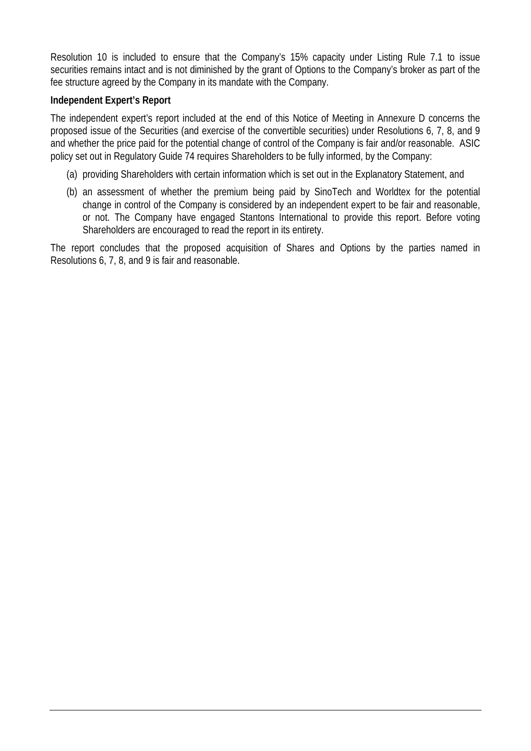Resolution 10 is included to ensure that the Company's 15% capacity under Listing Rule 7.1 to issue securities remains intact and is not diminished by the grant of Options to the Company's broker as part of the fee structure agreed by the Company in its mandate with the Company.

**Independent Expert's Report**

The independent expert's report included at the end of this Notice of Meeting in Annexure D concerns the proposed issue of the Securities (and exercise of the convertible securities) under Resolutions 6, 7, 8, and 9 and whether the price paid for the potential change of control of the Company is fair and/or reasonable. ASIC policy set out in Regulatory Guide 74 requires Shareholders to be fully informed, by the Company:

(a) providing Shareholders with certain information which is set out in the Explanatory Statement, and

(b) an assessment of whether the premium being paid by SinoTech and Worldtex for the potential change in control of the Company is considered by an independent expert to be fair and reasonable, or not. The Company have engaged Stantons International to provide this report. Before voting Shareholders are encouraged to read the report in its entirety.

The report concludes that the proposed acquisition of Shares and Options by the parties named in Resolutions 6, 7, 8, and 9 is fair and reasonable.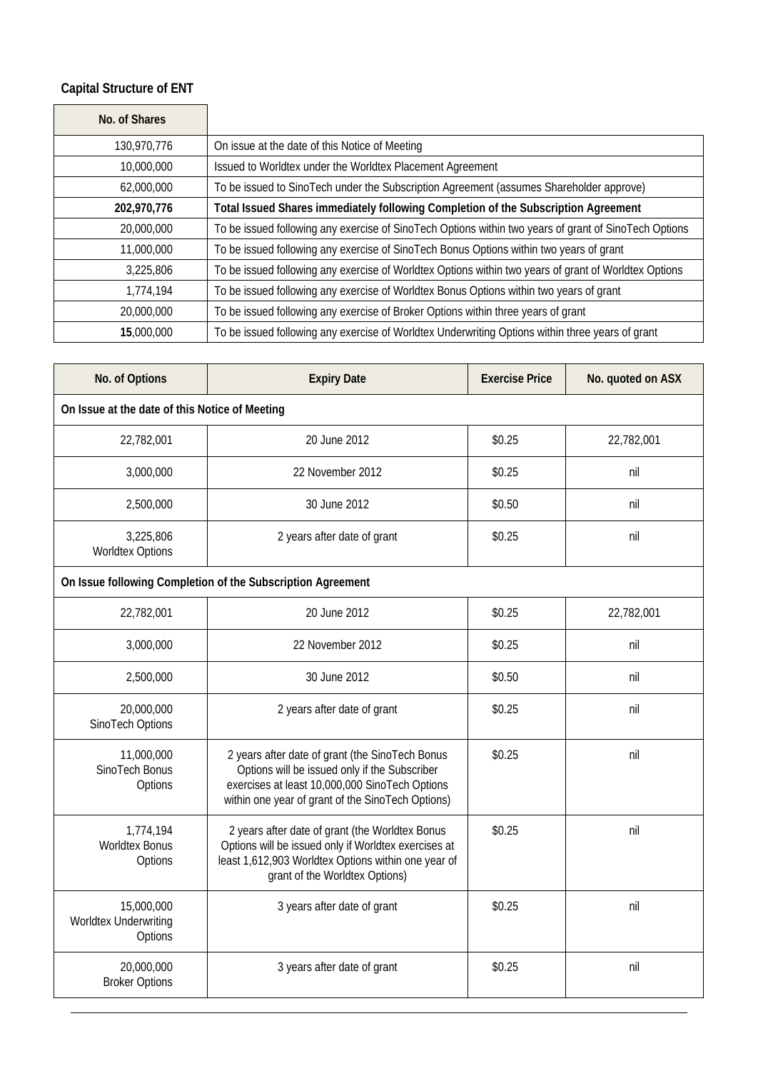## Capital Structure of ENT

| No. of Shares | |
|---|---|
| 130,970,776 | On issue at the date of this Notice of Meeting |
| 10,000,000 | Issued to Worldtex under the Worldtex Placement Agreement |
| 62,000,000 | To be issued to SinoTech under the Subscription Agreement (assumes Shareholder approve) |
| **202,970,776** | **Total Issued Shares immediately following Completion of the Subscription Agreement** |
| 20,000,000 | To be issued following any exercise of SinoTech Options within two years of grant of SinoTech Options |
| 11,000,000 | To be issued following any exercise of SinoTech Bonus Options within two years of grant |
| 3,225,806 | To be issued following any exercise of Worldtex Options within two years of grant of Worldtex Options |
| 1,774,194 | To be issued following any exercise of Worldtex Bonus Options within two years of grant |
| 20,000,000 | To be issued following any exercise of Broker Options within three years of grant |
| **15**,000,000 | To be issued following any exercise of Worldtex Underwriting Options within three years of grant |

| No. of Options | Expiry Date | Exercise Price | No. quoted on ASX |
|---|---|---|---|
| **On Issue at the date of this Notice of Meeting** | | | |
| 22,782,001 | 20 June 2012 | $0.25 | 22,782,001 |
| 3,000,000 | 22 November 2012 | $0.25 | nil |
| 2,500,000 | 30 June 2012 | $0.50 | nil |
| 3,225,806 Worldtex Options | 2 years after date of grant | $0.25 | nil |
| **On Issue following Completion of the Subscription Agreement** | | | |
| 22,782,001 | 20 June 2012 | $0.25 | 22,782,001 |
| 3,000,000 | 22 November 2012 | $0.25 | nil |
| 2,500,000 | 30 June 2012 | $0.50 | nil |
| 20,000,000 SinoTech Options | 2 years after date of grant | $0.25 | nil |
| 11,000,000 SinoTech Bonus Options | 2 years after date of grant (the SinoTech Bonus Options will be issued only if the Subscriber exercises at least 10,000,000 SinoTech Options within one year of grant of the SinoTech Options) | $0.25 | nil |
| 1,774,194 Worldtex Bonus Options | 2 years after date of grant (the Worldtex Bonus Options will be issued only if Worldtex exercises at least 1,612,903 Worldtex Options within one year of grant of the Worldtex Options) | $0.25 | nil |
| 15,000,000 Worldtex Underwriting Options | 3 years after date of grant | $0.25 | nil |
| 20,000,000 Broker Options | 3 years after date of grant | $0.25 | nil |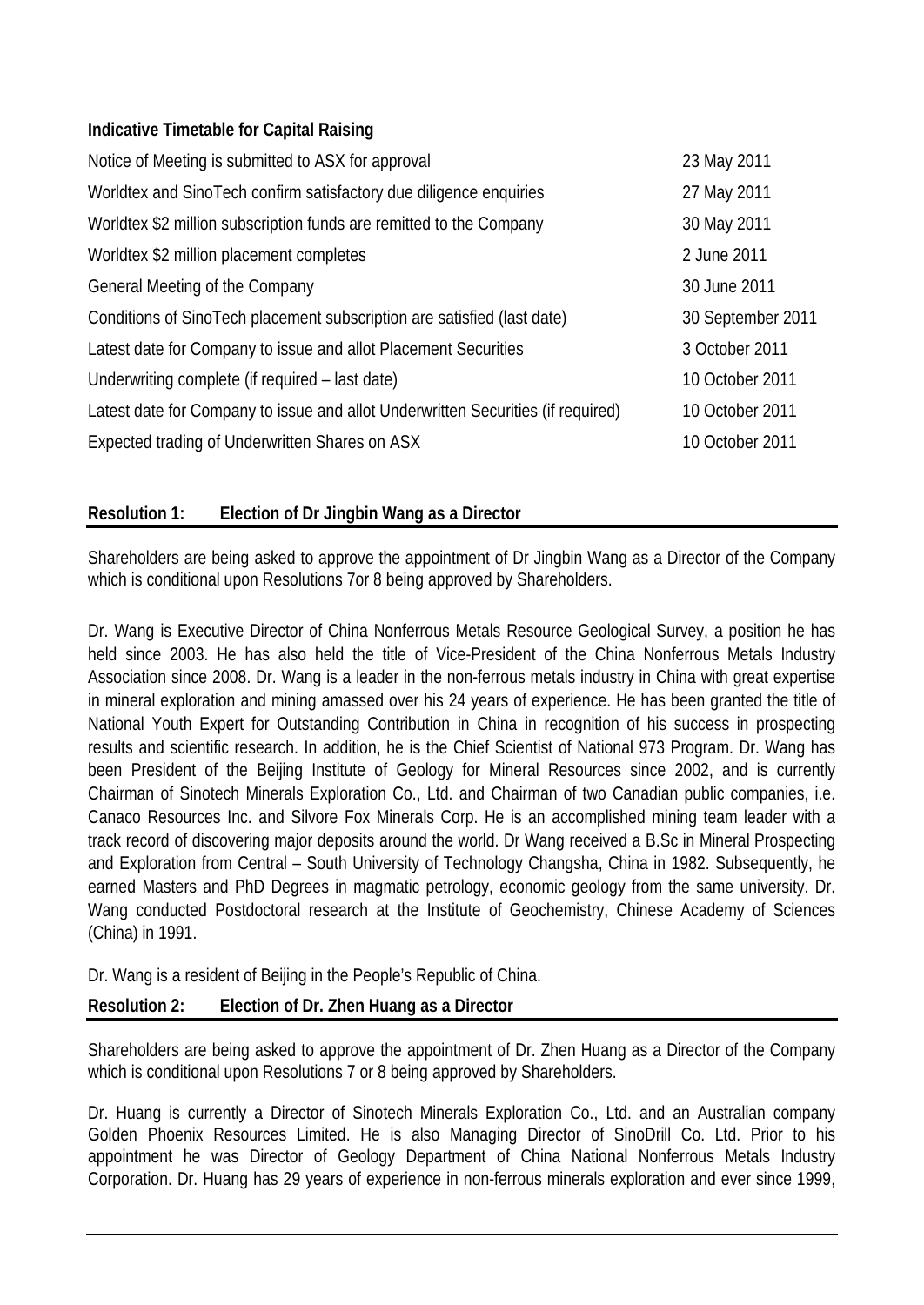**Indicative Timetable for Capital Raising**

| | |
|---|---|
| Notice of Meeting is submitted to ASX for approval | 23 May 2011 |
| Worldtex and SinoTech confirm satisfactory due diligence enquiries | 27 May 2011 |
| Worldtex $2 million subscription funds are remitted to the Company | 30 May 2011 |
| Worldtex $2 million placement completes | 2 June 2011 |
| General Meeting of the Company | 30 June 2011 |
| Conditions of SinoTech placement subscription are satisfied (last date) | 30 September 2011 |
| Latest date for Company to issue and allot Placement Securities | 3 October 2011 |
| Underwriting complete (if required – last date) | 10 October 2011 |
| Latest date for Company to issue and allot Underwritten Securities (if required) | 10 October 2011 |
| Expected trading of Underwritten Shares on ASX | 10 October 2011 |

**Resolution 1: Election of Dr Jingbin Wang as a Director**

Shareholders are being asked to approve the appointment of Dr Jingbin Wang as a Director of the Company which is conditional upon Resolutions 7or 8 being approved by Shareholders.

Dr. Wang is Executive Director of China Nonferrous Metals Resource Geological Survey, a position he has held since 2003. He has also held the title of Vice-President of the China Nonferrous Metals Industry Association since 2008. Dr. Wang is a leader in the non-ferrous metals industry in China with great expertise in mineral exploration and mining amassed over his 24 years of experience. He has been granted the title of National Youth Expert for Outstanding Contribution in China in recognition of his success in prospecting results and scientific research. In addition, he is the Chief Scientist of National 973 Program. Dr. Wang has been President of the Beijing Institute of Geology for Mineral Resources since 2002, and is currently Chairman of Sinotech Minerals Exploration Co., Ltd. and Chairman of two Canadian public companies, i.e. Canaco Resources Inc. and Silvore Fox Minerals Corp. He is an accomplished mining team leader with a track record of discovering major deposits around the world. Dr Wang received a B.Sc in Mineral Prospecting and Exploration from Central – South University of Technology Changsha, China in 1982. Subsequently, he earned Masters and PhD Degrees in magmatic petrology, economic geology from the same university. Dr. Wang conducted Postdoctoral research at the Institute of Geochemistry, Chinese Academy of Sciences (China) in 1991.

Dr. Wang is a resident of Beijing in the People's Republic of China.

**Resolution 2: Election of Dr. Zhen Huang as a Director**

Shareholders are being asked to approve the appointment of Dr. Zhen Huang as a Director of the Company which is conditional upon Resolutions 7 or 8 being approved by Shareholders.

Dr. Huang is currently a Director of Sinotech Minerals Exploration Co., Ltd. and an Australian company Golden Phoenix Resources Limited. He is also Managing Director of SinoDrill Co. Ltd. Prior to his appointment he was Director of Geology Department of China National Nonferrous Metals Industry Corporation. Dr. Huang has 29 years of experience in non-ferrous minerals exploration and ever since 1999,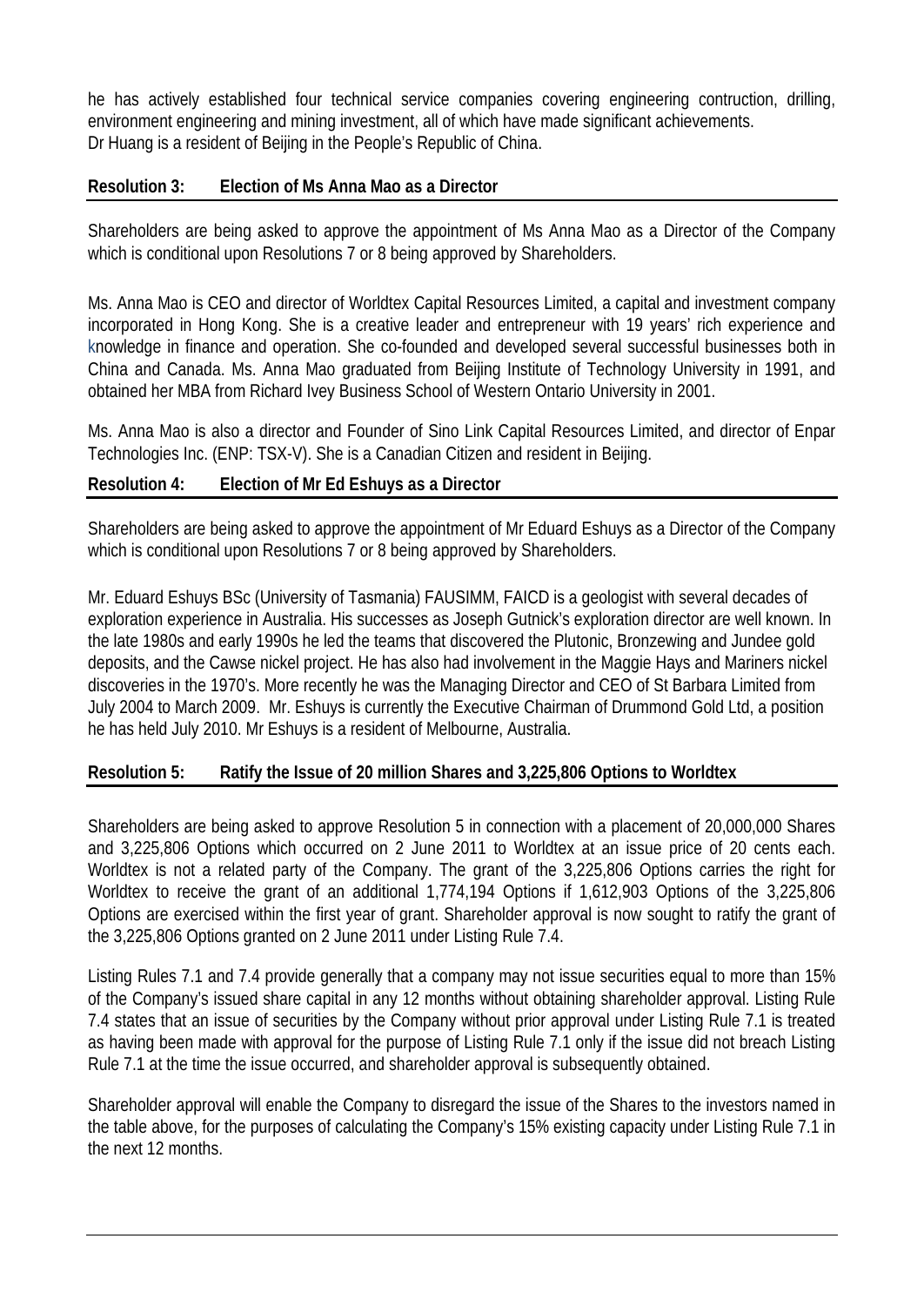he has actively established four technical service companies covering engineering contruction, drilling, environment engineering and mining investment, all of which have made significant achievements.
Dr Huang is a resident of Beijing in the People's Republic of China.

**Resolution 3: Election of Ms Anna Mao as a Director**

Shareholders are being asked to approve the appointment of Ms Anna Mao as a Director of the Company which is conditional upon Resolutions 7 or 8 being approved by Shareholders.

Ms. Anna Mao is CEO and director of Worldtex Capital Resources Limited, a capital and investment company incorporated in Hong Kong. She is a creative leader and entrepreneur with 19 years' rich experience and knowledge in finance and operation. She co-founded and developed several successful businesses both in China and Canada. Ms. Anna Mao graduated from Beijing Institute of Technology University in 1991, and obtained her MBA from Richard Ivey Business School of Western Ontario University in 2001.

Ms. Anna Mao is also a director and Founder of Sino Link Capital Resources Limited, and director of Enpar Technologies Inc. (ENP: TSX-V). She is a Canadian Citizen and resident in Beijing.

**Resolution 4: Election of Mr Ed Eshuys as a Director**

Shareholders are being asked to approve the appointment of Mr Eduard Eshuys as a Director of the Company which is conditional upon Resolutions 7 or 8 being approved by Shareholders.

Mr. Eduard Eshuys BSc (University of Tasmania) FAUSIMM, FAICD is a geologist with several decades of exploration experience in Australia. His successes as Joseph Gutnick's exploration director are well known. In the late 1980s and early 1990s he led the teams that discovered the Plutonic, Bronzewing and Jundee gold deposits, and the Cawse nickel project. He has also had involvement in the Maggie Hays and Mariners nickel discoveries in the 1970's. More recently he was the Managing Director and CEO of St Barbara Limited from July 2004 to March 2009. Mr. Eshuys is currently the Executive Chairman of Drummond Gold Ltd, a position he has held July 2010. Mr Eshuys is a resident of Melbourne, Australia.

**Resolution 5: Ratify the Issue of 20 million Shares and 3,225,806 Options to Worldtex**

Shareholders are being asked to approve Resolution 5 in connection with a placement of 20,000,000 Shares and 3,225,806 Options which occurred on 2 June 2011 to Worldtex at an issue price of 20 cents each. Worldtex is not a related party of the Company. The grant of the 3,225,806 Options carries the right for Worldtex to receive the grant of an additional 1,774,194 Options if 1,612,903 Options of the 3,225,806 Options are exercised within the first year of grant. Shareholder approval is now sought to ratify the grant of the 3,225,806 Options granted on 2 June 2011 under Listing Rule 7.4.

Listing Rules 7.1 and 7.4 provide generally that a company may not issue securities equal to more than 15% of the Company's issued share capital in any 12 months without obtaining shareholder approval. Listing Rule 7.4 states that an issue of securities by the Company without prior approval under Listing Rule 7.1 is treated as having been made with approval for the purpose of Listing Rule 7.1 only if the issue did not breach Listing Rule 7.1 at the time the issue occurred, and shareholder approval is subsequently obtained.

Shareholder approval will enable the Company to disregard the issue of the Shares to the investors named in the table above, for the purposes of calculating the Company's 15% existing capacity under Listing Rule 7.1 in the next 12 months.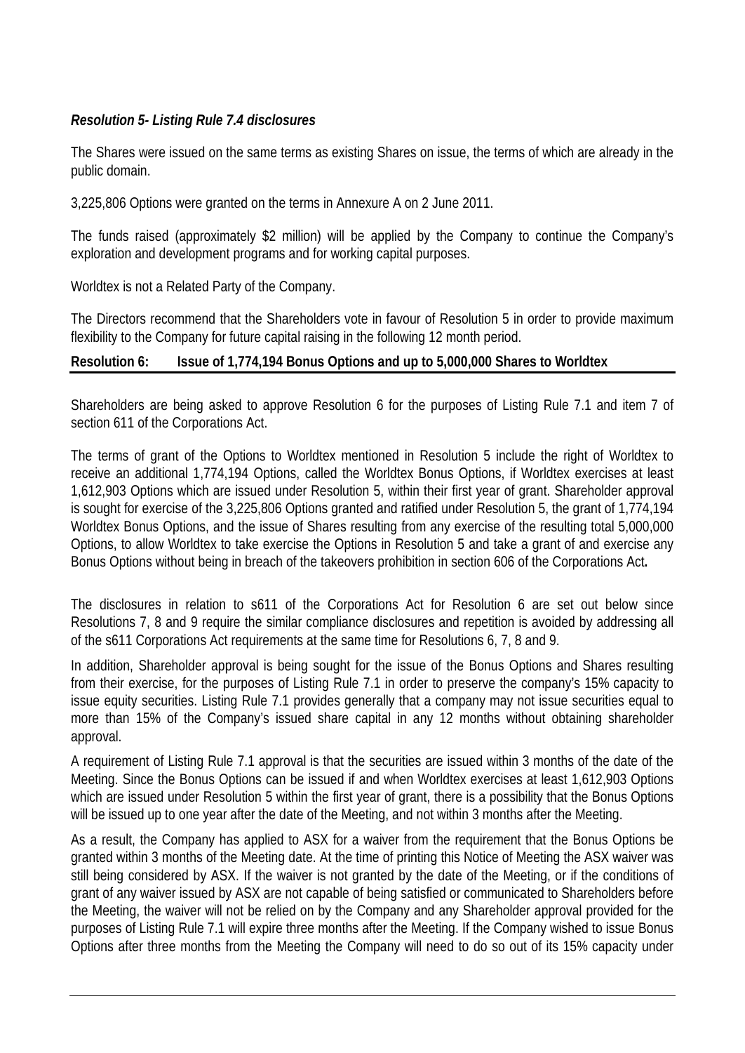***Resolution 5- Listing Rule 7.4 disclosures***

The Shares were issued on the same terms as existing Shares on issue, the terms of which are already in the public domain.

3,225,806 Options were granted on the terms in Annexure A on 2 June 2011.

The funds raised (approximately $2 million) will be applied by the Company to continue the Company's exploration and development programs and for working capital purposes.

Worldtex is not a Related Party of the Company.

The Directors recommend that the Shareholders vote in favour of Resolution 5 in order to provide maximum flexibility to the Company for future capital raising in the following 12 month period.

## Resolution 6: Issue of 1,774,194 Bonus Options and up to 5,000,000 Shares to Worldtex

Shareholders are being asked to approve Resolution 6 for the purposes of Listing Rule 7.1 and item 7 of section 611 of the Corporations Act.

The terms of grant of the Options to Worldtex mentioned in Resolution 5 include the right of Worldtex to receive an additional 1,774,194 Options, called the Worldtex Bonus Options, if Worldtex exercises at least 1,612,903 Options which are issued under Resolution 5, within their first year of grant. Shareholder approval is sought for exercise of the 3,225,806 Options granted and ratified under Resolution 5, the grant of 1,774,194 Worldtex Bonus Options, and the issue of Shares resulting from any exercise of the resulting total 5,000,000 Options, to allow Worldtex to take exercise the Options in Resolution 5 and take a grant of and exercise any Bonus Options without being in breach of the takeovers prohibition in section 606 of the Corporations Act**.**

The disclosures in relation to s611 of the Corporations Act for Resolution 6 are set out below since Resolutions 7, 8 and 9 require the similar compliance disclosures and repetition is avoided by addressing all of the s611 Corporations Act requirements at the same time for Resolutions 6, 7, 8 and 9.

In addition, Shareholder approval is being sought for the issue of the Bonus Options and Shares resulting from their exercise, for the purposes of Listing Rule 7.1 in order to preserve the company's 15% capacity to issue equity securities. Listing Rule 7.1 provides generally that a company may not issue securities equal to more than 15% of the Company's issued share capital in any 12 months without obtaining shareholder approval.

A requirement of Listing Rule 7.1 approval is that the securities are issued within 3 months of the date of the Meeting. Since the Bonus Options can be issued if and when Worldtex exercises at least 1,612,903 Options which are issued under Resolution 5 within the first year of grant, there is a possibility that the Bonus Options will be issued up to one year after the date of the Meeting, and not within 3 months after the Meeting.

As a result, the Company has applied to ASX for a waiver from the requirement that the Bonus Options be granted within 3 months of the Meeting date. At the time of printing this Notice of Meeting the ASX waiver was still being considered by ASX. If the waiver is not granted by the date of the Meeting, or if the conditions of grant of any waiver issued by ASX are not capable of being satisfied or communicated to Shareholders before the Meeting, the waiver will not be relied on by the Company and any Shareholder approval provided for the purposes of Listing Rule 7.1 will expire three months after the Meeting. If the Company wished to issue Bonus Options after three months from the Meeting the Company will need to do so out of its 15% capacity under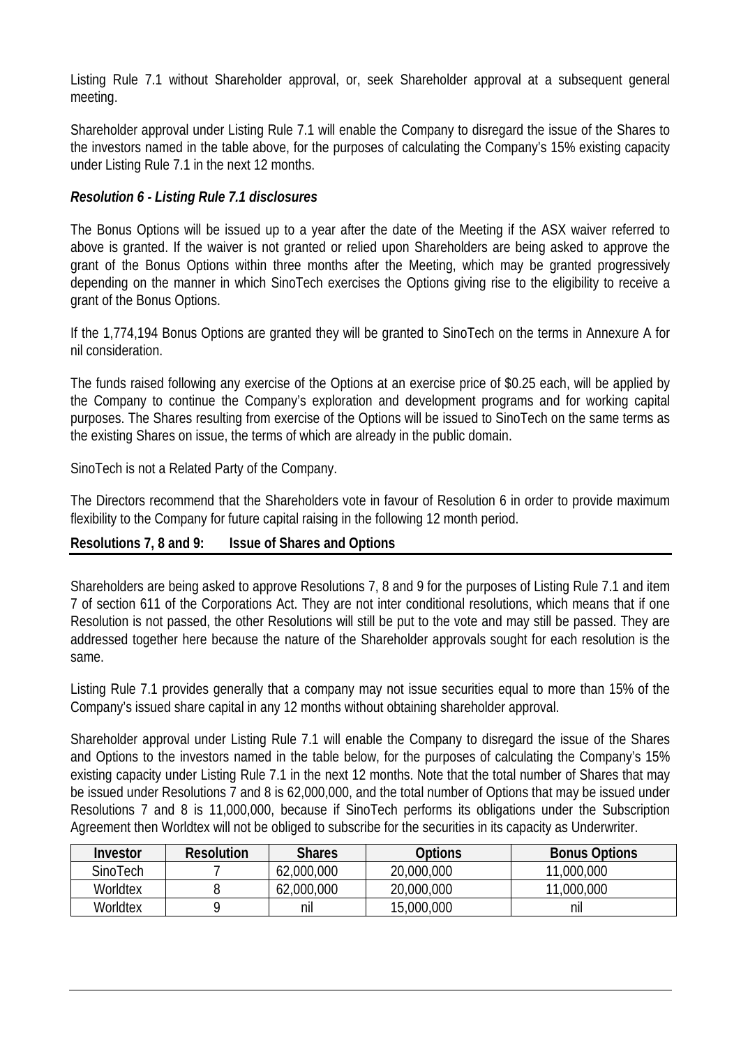Listing Rule 7.1 without Shareholder approval, or, seek Shareholder approval at a subsequent general meeting.

Shareholder approval under Listing Rule 7.1 will enable the Company to disregard the issue of the Shares to the investors named in the table above, for the purposes of calculating the Company's 15% existing capacity under Listing Rule 7.1 in the next 12 months.

***Resolution 6 - Listing Rule 7.1 disclosures***

The Bonus Options will be issued up to a year after the date of the Meeting if the ASX waiver referred to above is granted. If the waiver is not granted or relied upon Shareholders are being asked to approve the grant of the Bonus Options within three months after the Meeting, which may be granted progressively depending on the manner in which SinoTech exercises the Options giving rise to the eligibility to receive a grant of the Bonus Options.

If the 1,774,194 Bonus Options are granted they will be granted to SinoTech on the terms in Annexure A for nil consideration.

The funds raised following any exercise of the Options at an exercise price of $0.25 each, will be applied by the Company to continue the Company's exploration and development programs and for working capital purposes. The Shares resulting from exercise of the Options will be issued to SinoTech on the same terms as the existing Shares on issue, the terms of which are already in the public domain.

SinoTech is not a Related Party of the Company.

The Directors recommend that the Shareholders vote in favour of Resolution 6 in order to provide maximum flexibility to the Company for future capital raising in the following 12 month period.

## Resolutions 7, 8 and 9: Issue of Shares and Options

Shareholders are being asked to approve Resolutions 7, 8 and 9 for the purposes of Listing Rule 7.1 and item 7 of section 611 of the Corporations Act. They are not inter conditional resolutions, which means that if one Resolution is not passed, the other Resolutions will still be put to the vote and may still be passed. They are addressed together here because the nature of the Shareholder approvals sought for each resolution is the same.

Listing Rule 7.1 provides generally that a company may not issue securities equal to more than 15% of the Company's issued share capital in any 12 months without obtaining shareholder approval.

Shareholder approval under Listing Rule 7.1 will enable the Company to disregard the issue of the Shares and Options to the investors named in the table below, for the purposes of calculating the Company's 15% existing capacity under Listing Rule 7.1 in the next 12 months. Note that the total number of Shares that may be issued under Resolutions 7 and 8 is 62,000,000, and the total number of Options that may be issued under Resolutions 7 and 8 is 11,000,000, because if SinoTech performs its obligations under the Subscription Agreement then Worldtex will not be obliged to subscribe for the securities in its capacity as Underwriter.

| Investor | Resolution | Shares | Options | Bonus Options |
|---|---|---|---|---|
| SinoTech | 7 | 62,000,000 | 20,000,000 | 11,000,000 |
| Worldtex | 8 | 62,000,000 | 20,000,000 | 11,000,000 |
| Worldtex | 9 | nil | 15,000,000 | nil |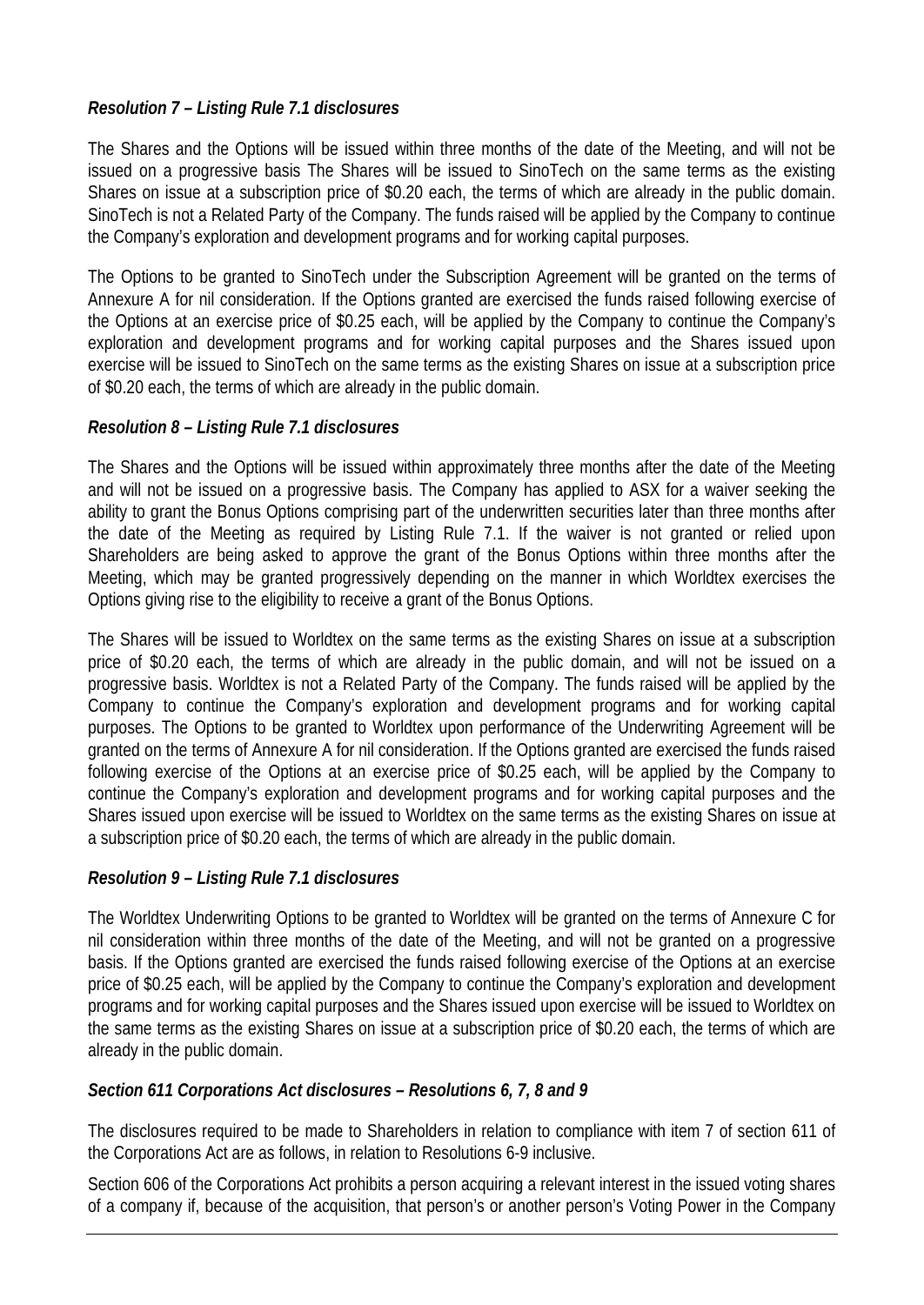### *Resolution 7 – Listing Rule 7.1 disclosures*

The Shares and the Options will be issued within three months of the date of the Meeting, and will not be issued on a progressive basis The Shares will be issued to SinoTech on the same terms as the existing Shares on issue at a subscription price of $0.20 each, the terms of which are already in the public domain. SinoTech is not a Related Party of the Company. The funds raised will be applied by the Company to continue the Company's exploration and development programs and for working capital purposes.

The Options to be granted to SinoTech under the Subscription Agreement will be granted on the terms of Annexure A for nil consideration. If the Options granted are exercised the funds raised following exercise of the Options at an exercise price of $0.25 each, will be applied by the Company to continue the Company's exploration and development programs and for working capital purposes and the Shares issued upon exercise will be issued to SinoTech on the same terms as the existing Shares on issue at a subscription price of $0.20 each, the terms of which are already in the public domain.

### *Resolution 8 – Listing Rule 7.1 disclosures*

The Shares and the Options will be issued within approximately three months after the date of the Meeting and will not be issued on a progressive basis. The Company has applied to ASX for a waiver seeking the ability to grant the Bonus Options comprising part of the underwritten securities later than three months after the date of the Meeting as required by Listing Rule 7.1. If the waiver is not granted or relied upon Shareholders are being asked to approve the grant of the Bonus Options within three months after the Meeting, which may be granted progressively depending on the manner in which Worldtex exercises the Options giving rise to the eligibility to receive a grant of the Bonus Options.

The Shares will be issued to Worldtex on the same terms as the existing Shares on issue at a subscription price of $0.20 each, the terms of which are already in the public domain, and will not be issued on a progressive basis. Worldtex is not a Related Party of the Company. The funds raised will be applied by the Company to continue the Company's exploration and development programs and for working capital purposes. The Options to be granted to Worldtex upon performance of the Underwriting Agreement will be granted on the terms of Annexure A for nil consideration. If the Options granted are exercised the funds raised following exercise of the Options at an exercise price of $0.25 each, will be applied by the Company to continue the Company's exploration and development programs and for working capital purposes and the Shares issued upon exercise will be issued to Worldtex on the same terms as the existing Shares on issue at a subscription price of $0.20 each, the terms of which are already in the public domain.

### *Resolution 9 – Listing Rule 7.1 disclosures*

The Worldtex Underwriting Options to be granted to Worldtex will be granted on the terms of Annexure C for nil consideration within three months of the date of the Meeting, and will not be granted on a progressive basis. If the Options granted are exercised the funds raised following exercise of the Options at an exercise price of $0.25 each, will be applied by the Company to continue the Company's exploration and development programs and for working capital purposes and the Shares issued upon exercise will be issued to Worldtex on the same terms as the existing Shares on issue at a subscription price of $0.20 each, the terms of which are already in the public domain.

### *Section 611 Corporations Act disclosures – Resolutions 6, 7, 8 and 9*

The disclosures required to be made to Shareholders in relation to compliance with item 7 of section 611 of the Corporations Act are as follows, in relation to Resolutions 6-9 inclusive.

Section 606 of the Corporations Act prohibits a person acquiring a relevant interest in the issued voting shares of a company if, because of the acquisition, that person's or another person's Voting Power in the Company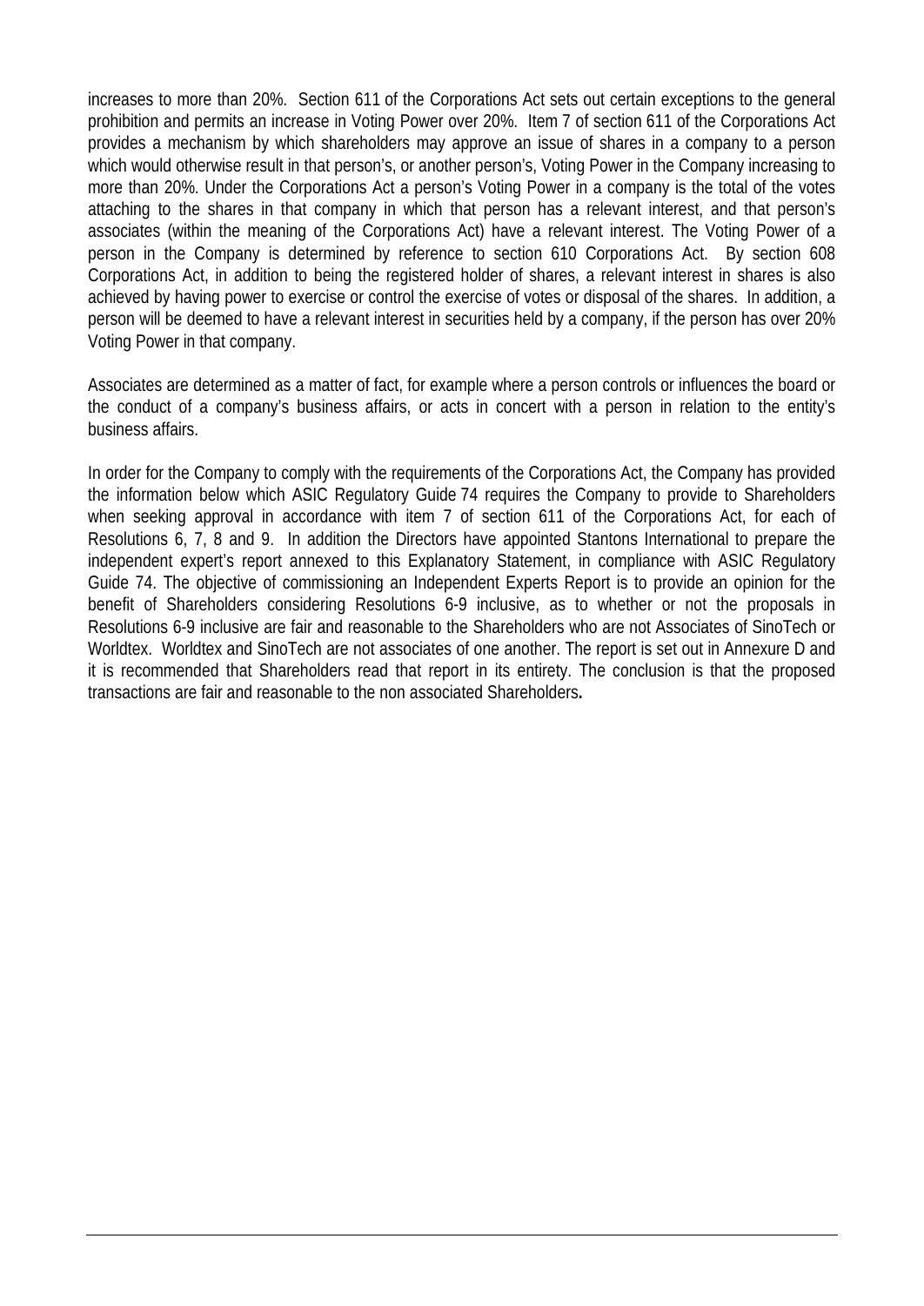increases to more than 20%. Section 611 of the Corporations Act sets out certain exceptions to the general prohibition and permits an increase in Voting Power over 20%. Item 7 of section 611 of the Corporations Act provides a mechanism by which shareholders may approve an issue of shares in a company to a person which would otherwise result in that person's, or another person's, Voting Power in the Company increasing to more than 20%. Under the Corporations Act a person's Voting Power in a company is the total of the votes attaching to the shares in that company in which that person has a relevant interest, and that person's associates (within the meaning of the Corporations Act) have a relevant interest. The Voting Power of a person in the Company is determined by reference to section 610 Corporations Act. By section 608 Corporations Act, in addition to being the registered holder of shares, a relevant interest in shares is also achieved by having power to exercise or control the exercise of votes or disposal of the shares. In addition, a person will be deemed to have a relevant interest in securities held by a company, if the person has over 20% Voting Power in that company.

Associates are determined as a matter of fact, for example where a person controls or influences the board or the conduct of a company's business affairs, or acts in concert with a person in relation to the entity's business affairs.

In order for the Company to comply with the requirements of the Corporations Act, the Company has provided the information below which ASIC Regulatory Guide 74 requires the Company to provide to Shareholders when seeking approval in accordance with item 7 of section 611 of the Corporations Act, for each of Resolutions 6, 7, 8 and 9. In addition the Directors have appointed Stantons International to prepare the independent expert's report annexed to this Explanatory Statement, in compliance with ASIC Regulatory Guide 74. The objective of commissioning an Independent Experts Report is to provide an opinion for the benefit of Shareholders considering Resolutions 6-9 inclusive, as to whether or not the proposals in Resolutions 6-9 inclusive are fair and reasonable to the Shareholders who are not Associates of SinoTech or Worldtex. Worldtex and SinoTech are not associates of one another. The report is set out in Annexure D and it is recommended that Shareholders read that report in its entirety. The conclusion is that the proposed transactions are fair and reasonable to the non associated Shareholders.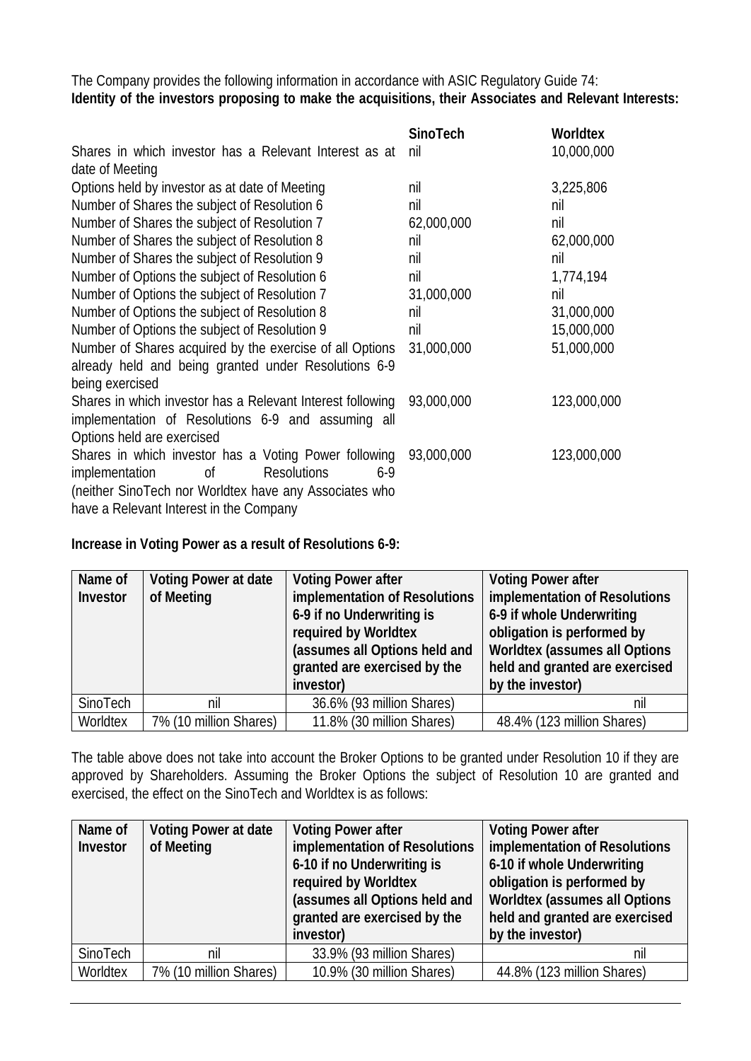The Company provides the following information in accordance with ASIC Regulatory Guide 74:

**Identity of the investors proposing to make the acquisitions, their Associates and Relevant Interests:**

| | **SinoTech** | **Worldtex** |
|---|---|---|
| Shares in which investor has a Relevant Interest as at date of Meeting | nil | 10,000,000 |
| Options held by investor as at date of Meeting | nil | 3,225,806 |
| Number of Shares the subject of Resolution 6 | nil | nil |
| Number of Shares the subject of Resolution 7 | 62,000,000 | nil |
| Number of Shares the subject of Resolution 8 | nil | 62,000,000 |
| Number of Shares the subject of Resolution 9 | nil | nil |
| Number of Options the subject of Resolution 6 | nil | 1,774,194 |
| Number of Options the subject of Resolution 7 | 31,000,000 | nil |
| Number of Options the subject of Resolution 8 | nil | 31,000,000 |
| Number of Options the subject of Resolution 9 | nil | 15,000,000 |
| Number of Shares acquired by the exercise of all Options already held and being granted under Resolutions 6-9 being exercised | 31,000,000 | 51,000,000 |
| Shares in which investor has a Relevant Interest following implementation of Resolutions 6-9 and assuming all Options held are exercised | 93,000,000 | 123,000,000 |
| Shares in which investor has a Voting Power following implementation of Resolutions 6-9 (neither SinoTech nor Worldtex have any Associates who have a Relevant Interest in the Company | 93,000,000 | 123,000,000 |

**Increase in Voting Power as a result of Resolutions 6-9:**

| Name of Investor | Voting Power at date of Meeting | Voting Power after implementation of Resolutions 6-9 if no Underwriting is required by Worldtex (assumes all Options held and granted are exercised by the investor) | Voting Power after implementation of Resolutions 6-9 if whole Underwriting obligation is performed by Worldtex (assumes all Options held and granted are exercised by the investor) |
|---|---|---|---|
| SinoTech | nil | 36.6% (93 million Shares) | nil |
| Worldtex | 7% (10 million Shares) | 11.8% (30 million Shares) | 48.4% (123 million Shares) |

The table above does not take into account the Broker Options to be granted under Resolution 10 if they are approved by Shareholders. Assuming the Broker Options the subject of Resolution 10 are granted and exercised, the effect on the SinoTech and Worldtex is as follows:

| Name of Investor | Voting Power at date of Meeting | Voting Power after implementation of Resolutions 6-10 if no Underwriting is required by Worldtex (assumes all Options held and granted are exercised by the investor) | Voting Power after implementation of Resolutions 6-10 if whole Underwriting obligation is performed by Worldtex (assumes all Options held and granted are exercised by the investor) |
|---|---|---|---|
| SinoTech | nil | 33.9% (93 million Shares) | nil |
| Worldtex | 7% (10 million Shares) | 10.9% (30 million Shares) | 44.8% (123 million Shares) |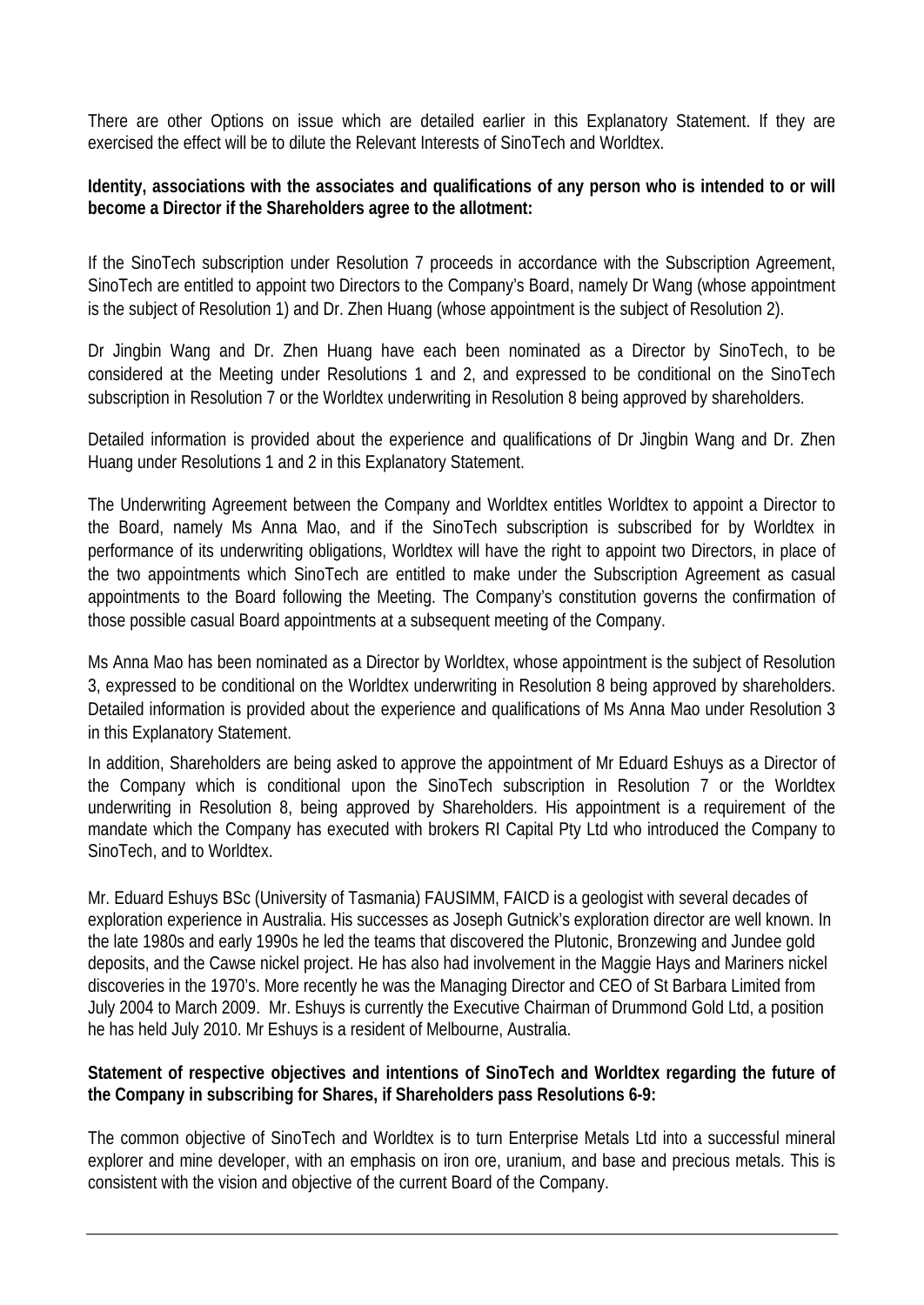There are other Options on issue which are detailed earlier in this Explanatory Statement. If they are exercised the effect will be to dilute the Relevant Interests of SinoTech and Worldtex.

**Identity, associations with the associates and qualifications of any person who is intended to or will become a Director if the Shareholders agree to the allotment:**

If the SinoTech subscription under Resolution 7 proceeds in accordance with the Subscription Agreement, SinoTech are entitled to appoint two Directors to the Company's Board, namely Dr Wang (whose appointment is the subject of Resolution 1) and Dr. Zhen Huang (whose appointment is the subject of Resolution 2).

Dr Jingbin Wang and Dr. Zhen Huang have each been nominated as a Director by SinoTech, to be considered at the Meeting under Resolutions 1 and 2, and expressed to be conditional on the SinoTech subscription in Resolution 7 or the Worldtex underwriting in Resolution 8 being approved by shareholders.

Detailed information is provided about the experience and qualifications of Dr Jingbin Wang and Dr. Zhen Huang under Resolutions 1 and 2 in this Explanatory Statement.

The Underwriting Agreement between the Company and Worldtex entitles Worldtex to appoint a Director to the Board, namely Ms Anna Mao, and if the SinoTech subscription is subscribed for by Worldtex in performance of its underwriting obligations, Worldtex will have the right to appoint two Directors, in place of the two appointments which SinoTech are entitled to make under the Subscription Agreement as casual appointments to the Board following the Meeting. The Company's constitution governs the confirmation of those possible casual Board appointments at a subsequent meeting of the Company.

Ms Anna Mao has been nominated as a Director by Worldtex, whose appointment is the subject of Resolution 3, expressed to be conditional on the Worldtex underwriting in Resolution 8 being approved by shareholders. Detailed information is provided about the experience and qualifications of Ms Anna Mao under Resolution 3 in this Explanatory Statement.

In addition, Shareholders are being asked to approve the appointment of Mr Eduard Eshuys as a Director of the Company which is conditional upon the SinoTech subscription in Resolution 7 or the Worldtex underwriting in Resolution 8, being approved by Shareholders. His appointment is a requirement of the mandate which the Company has executed with brokers RI Capital Pty Ltd who introduced the Company to SinoTech, and to Worldtex.

Mr. Eduard Eshuys BSc (University of Tasmania) FAUSIMM, FAICD is a geologist with several decades of exploration experience in Australia. His successes as Joseph Gutnick's exploration director are well known. In the late 1980s and early 1990s he led the teams that discovered the Plutonic, Bronzewing and Jundee gold deposits, and the Cawse nickel project. He has also had involvement in the Maggie Hays and Mariners nickel discoveries in the 1970's. More recently he was the Managing Director and CEO of St Barbara Limited from July 2004 to March 2009. Mr. Eshuys is currently the Executive Chairman of Drummond Gold Ltd, a position he has held July 2010. Mr Eshuys is a resident of Melbourne, Australia.

**Statement of respective objectives and intentions of SinoTech and Worldtex regarding the future of the Company in subscribing for Shares, if Shareholders pass Resolutions 6-9:**

The common objective of SinoTech and Worldtex is to turn Enterprise Metals Ltd into a successful mineral explorer and mine developer, with an emphasis on iron ore, uranium, and base and precious metals. This is consistent with the vision and objective of the current Board of the Company.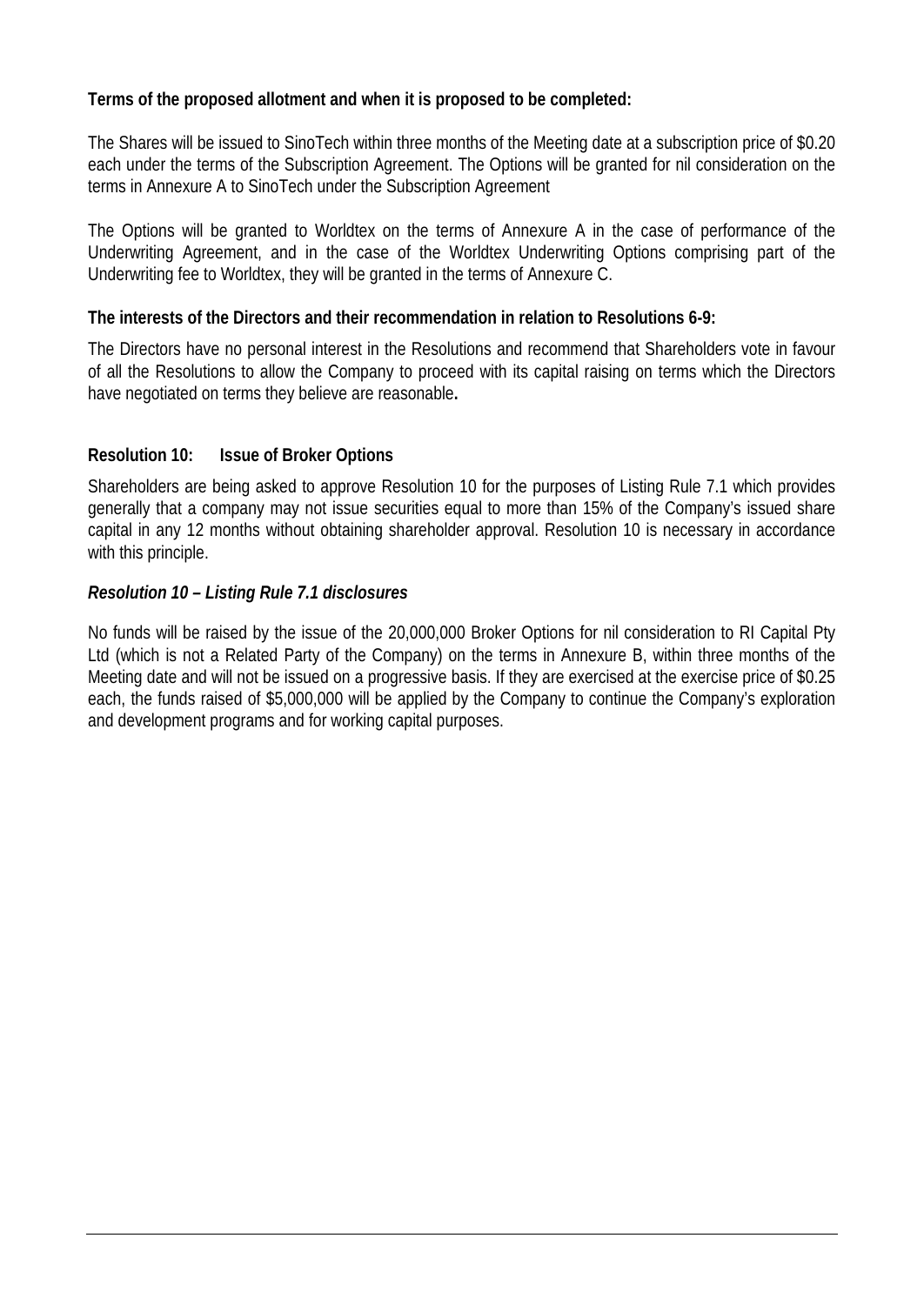**Terms of the proposed allotment and when it is proposed to be completed:**

The Shares will be issued to SinoTech within three months of the Meeting date at a subscription price of $0.20 each under the terms of the Subscription Agreement. The Options will be granted for nil consideration on the terms in Annexure A to SinoTech under the Subscription Agreement

The Options will be granted to Worldtex on the terms of Annexure A in the case of performance of the Underwriting Agreement, and in the case of the Worldtex Underwriting Options comprising part of the Underwriting fee to Worldtex, they will be granted in the terms of Annexure C.

**The interests of the Directors and their recommendation in relation to Resolutions 6-9:**

The Directors have no personal interest in the Resolutions and recommend that Shareholders vote in favour of all the Resolutions to allow the Company to proceed with its capital raising on terms which the Directors have negotiated on terms they believe are reasonable**.**

**Resolution 10: Issue of Broker Options**

Shareholders are being asked to approve Resolution 10 for the purposes of Listing Rule 7.1 which provides generally that a company may not issue securities equal to more than 15% of the Company's issued share capital in any 12 months without obtaining shareholder approval. Resolution 10 is necessary in accordance with this principle.

***Resolution 10 – Listing Rule 7.1 disclosures***

No funds will be raised by the issue of the 20,000,000 Broker Options for nil consideration to RI Capital Pty Ltd (which is not a Related Party of the Company) on the terms in Annexure B, within three months of the Meeting date and will not be issued on a progressive basis. If they are exercised at the exercise price of $0.25 each, the funds raised of $5,000,000 will be applied by the Company to continue the Company's exploration and development programs and for working capital purposes.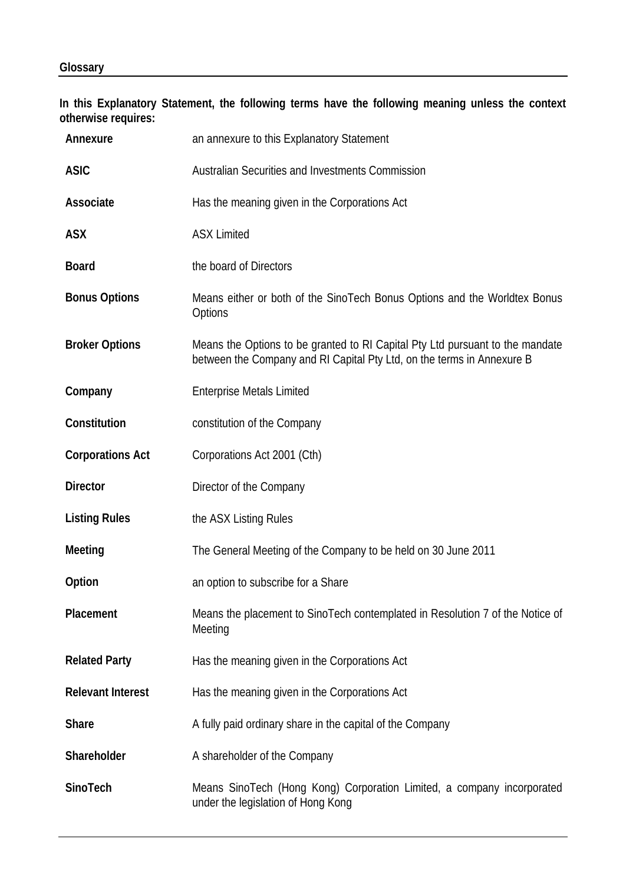## Glossary

**In this Explanatory Statement, the following terms have the following meaning unless the context otherwise requires:**

| Term | Meaning |
|---|---|
| **Annexure** | an annexure to this Explanatory Statement |
| **ASIC** | Australian Securities and Investments Commission |
| **Associate** | Has the meaning given in the Corporations Act |
| **ASX** | ASX Limited |
| **Board** | the board of Directors |
| **Bonus Options** | Means either or both of the SinoTech Bonus Options and the Worldtex Bonus Options |
| **Broker Options** | Means the Options to be granted to RI Capital Pty Ltd pursuant to the mandate between the Company and RI Capital Pty Ltd, on the terms in Annexure B |
| **Company** | Enterprise Metals Limited |
| **Constitution** | constitution of the Company |
| **Corporations Act** | Corporations Act 2001 (Cth) |
| **Director** | Director of the Company |
| **Listing Rules** | the ASX Listing Rules |
| **Meeting** | The General Meeting of the Company to be held on 30 June 2011 |
| **Option** | an option to subscribe for a Share |
| **Placement** | Means the placement to SinoTech contemplated in Resolution 7 of the Notice of Meeting |
| **Related Party** | Has the meaning given in the Corporations Act |
| **Relevant Interest** | Has the meaning given in the Corporations Act |
| **Share** | A fully paid ordinary share in the capital of the Company |
| **Shareholder** | A shareholder of the Company |
| **SinoTech** | Means SinoTech (Hong Kong) Corporation Limited, a company incorporated under the legislation of Hong Kong |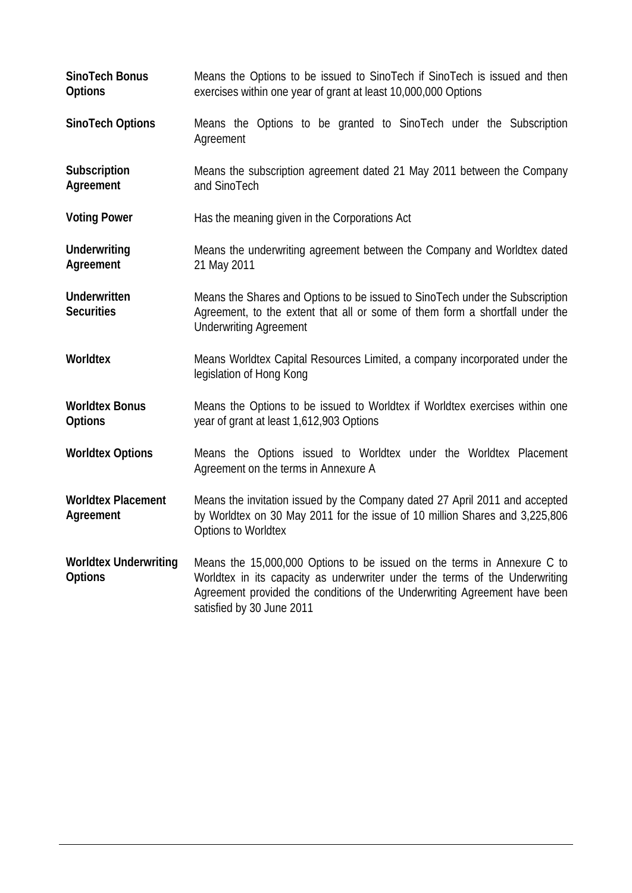| | |
|---|---|
| **SinoTech Bonus Options** | Means the Options to be issued to SinoTech if SinoTech is issued and then exercises within one year of grant at least 10,000,000 Options |
| **SinoTech Options** | Means the Options to be granted to SinoTech under the Subscription Agreement |
| **Subscription Agreement** | Means the subscription agreement dated 21 May 2011 between the Company and SinoTech |
| **Voting Power** | Has the meaning given in the Corporations Act |
| **Underwriting Agreement** | Means the underwriting agreement between the Company and Worldtex dated 21 May 2011 |
| **Underwritten Securities** | Means the Shares and Options to be issued to SinoTech under the Subscription Agreement, to the extent that all or some of them form a shortfall under the Underwriting Agreement |
| **Worldtex** | Means Worldtex Capital Resources Limited, a company incorporated under the legislation of Hong Kong |
| **Worldtex Bonus Options** | Means the Options to be issued to Worldtex if Worldtex exercises within one year of grant at least 1,612,903 Options |
| **Worldtex Options** | Means the Options issued to Worldtex under the Worldtex Placement Agreement on the terms in Annexure A |
| **Worldtex Placement Agreement** | Means the invitation issued by the Company dated 27 April 2011 and accepted by Worldtex on 30 May 2011 for the issue of 10 million Shares and 3,225,806 Options to Worldtex |
| **Worldtex Underwriting Options** | Means the 15,000,000 Options to be issued on the terms in Annexure C to Worldtex in its capacity as underwriter under the terms of the Underwriting Agreement provided the conditions of the Underwriting Agreement have been satisfied by 30 June 2011 |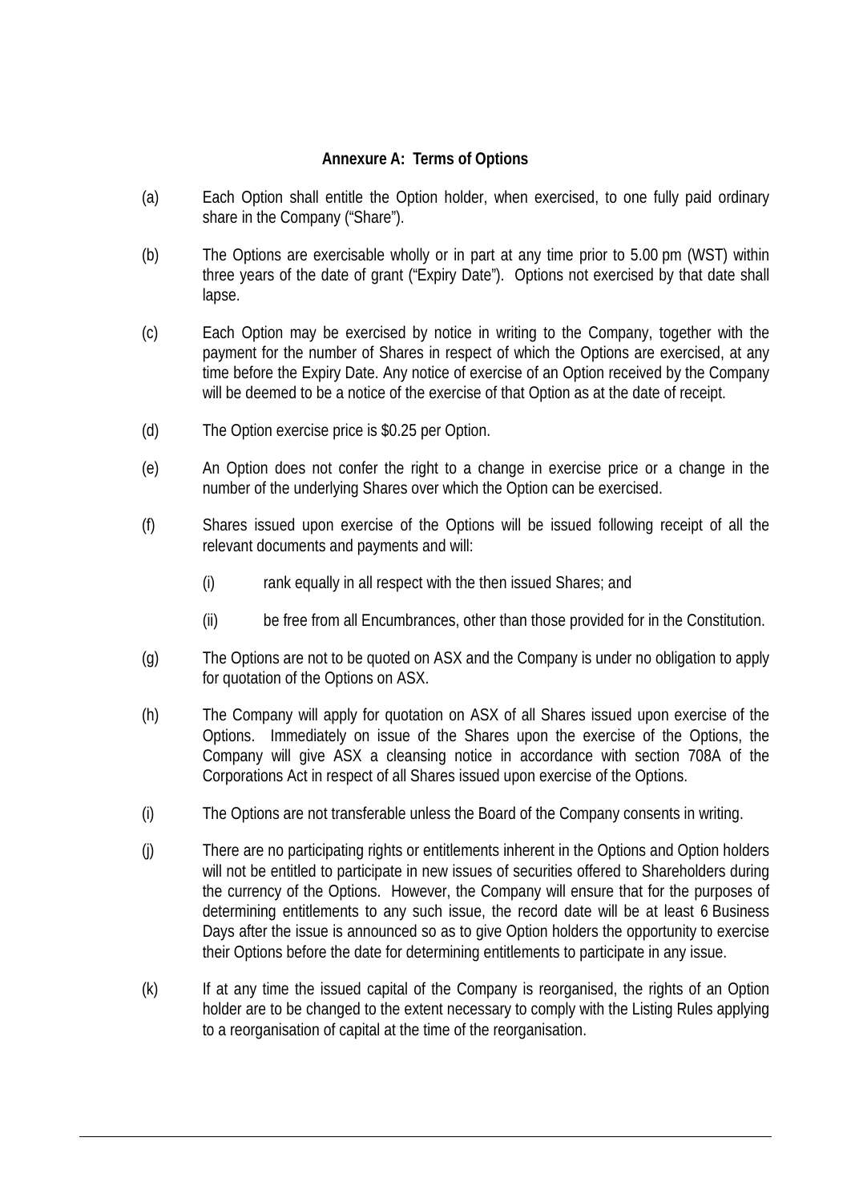## Annexure A: Terms of Options

(a) Each Option shall entitle the Option holder, when exercised, to one fully paid ordinary share in the Company ("Share").

(b) The Options are exercisable wholly or in part at any time prior to 5.00 pm (WST) within three years of the date of grant ("Expiry Date"). Options not exercised by that date shall lapse.

(c) Each Option may be exercised by notice in writing to the Company, together with the payment for the number of Shares in respect of which the Options are exercised, at any time before the Expiry Date. Any notice of exercise of an Option received by the Company will be deemed to be a notice of the exercise of that Option as at the date of receipt.

(d) The Option exercise price is $0.25 per Option.

(e) An Option does not confer the right to a change in exercise price or a change in the number of the underlying Shares over which the Option can be exercised.

(f) Shares issued upon exercise of the Options will be issued following receipt of all the relevant documents and payments and will:

  (i) rank equally in all respect with the then issued Shares; and

  (ii) be free from all Encumbrances, other than those provided for in the Constitution.

(g) The Options are not to be quoted on ASX and the Company is under no obligation to apply for quotation of the Options on ASX.

(h) The Company will apply for quotation on ASX of all Shares issued upon exercise of the Options. Immediately on issue of the Shares upon the exercise of the Options, the Company will give ASX a cleansing notice in accordance with section 708A of the Corporations Act in respect of all Shares issued upon exercise of the Options.

(i) The Options are not transferable unless the Board of the Company consents in writing.

(j) There are no participating rights or entitlements inherent in the Options and Option holders will not be entitled to participate in new issues of securities offered to Shareholders during the currency of the Options. However, the Company will ensure that for the purposes of determining entitlements to any such issue, the record date will be at least 6 Business Days after the issue is announced so as to give Option holders the opportunity to exercise their Options before the date for determining entitlements to participate in any issue.

(k) If at any time the issued capital of the Company is reorganised, the rights of an Option holder are to be changed to the extent necessary to comply with the Listing Rules applying to a reorganisation of capital at the time of the reorganisation.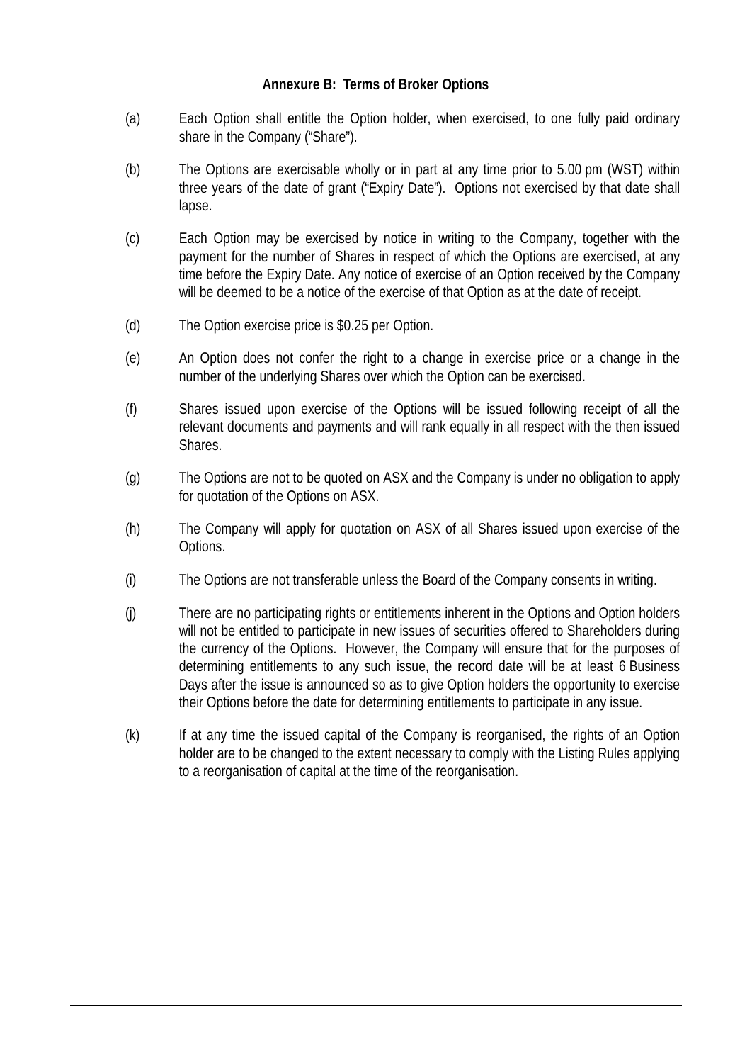**Annexure B: Terms of Broker Options**

(a) Each Option shall entitle the Option holder, when exercised, to one fully paid ordinary share in the Company ("Share").

(b) The Options are exercisable wholly or in part at any time prior to 5.00 pm (WST) within three years of the date of grant ("Expiry Date"). Options not exercised by that date shall lapse.

(c) Each Option may be exercised by notice in writing to the Company, together with the payment for the number of Shares in respect of which the Options are exercised, at any time before the Expiry Date. Any notice of exercise of an Option received by the Company will be deemed to be a notice of the exercise of that Option as at the date of receipt.

(d) The Option exercise price is $0.25 per Option.

(e) An Option does not confer the right to a change in exercise price or a change in the number of the underlying Shares over which the Option can be exercised.

(f) Shares issued upon exercise of the Options will be issued following receipt of all the relevant documents and payments and will rank equally in all respect with the then issued Shares.

(g) The Options are not to be quoted on ASX and the Company is under no obligation to apply for quotation of the Options on ASX.

(h) The Company will apply for quotation on ASX of all Shares issued upon exercise of the Options.

(i) The Options are not transferable unless the Board of the Company consents in writing.

(j) There are no participating rights or entitlements inherent in the Options and Option holders will not be entitled to participate in new issues of securities offered to Shareholders during the currency of the Options. However, the Company will ensure that for the purposes of determining entitlements to any such issue, the record date will be at least 6 Business Days after the issue is announced so as to give Option holders the opportunity to exercise their Options before the date for determining entitlements to participate in any issue.

(k) If at any time the issued capital of the Company is reorganised, the rights of an Option holder are to be changed to the extent necessary to comply with the Listing Rules applying to a reorganisation of capital at the time of the reorganisation.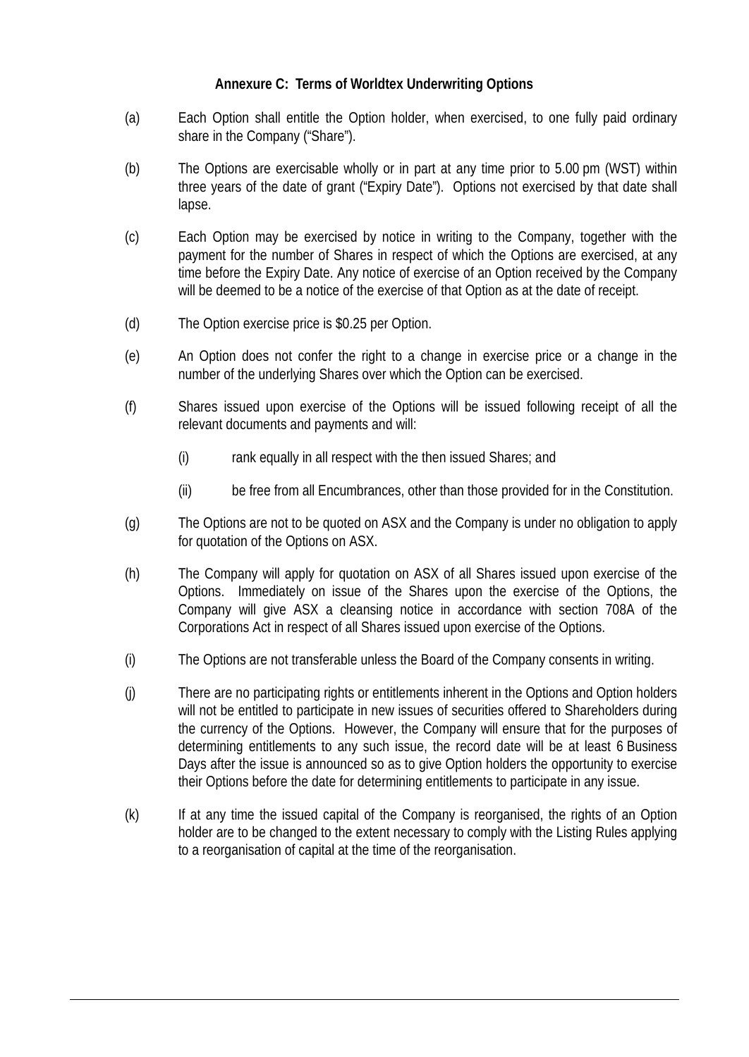**Annexure C: Terms of Worldtex Underwriting Options**

(a) Each Option shall entitle the Option holder, when exercised, to one fully paid ordinary share in the Company ("Share").

(b) The Options are exercisable wholly or in part at any time prior to 5.00 pm (WST) within three years of the date of grant ("Expiry Date"). Options not exercised by that date shall lapse.

(c) Each Option may be exercised by notice in writing to the Company, together with the payment for the number of Shares in respect of which the Options are exercised, at any time before the Expiry Date. Any notice of exercise of an Option received by the Company will be deemed to be a notice of the exercise of that Option as at the date of receipt.

(d) The Option exercise price is $0.25 per Option.

(e) An Option does not confer the right to a change in exercise price or a change in the number of the underlying Shares over which the Option can be exercised.

(f) Shares issued upon exercise of the Options will be issued following receipt of all the relevant documents and payments and will:

   (i) rank equally in all respect with the then issued Shares; and

   (ii) be free from all Encumbrances, other than those provided for in the Constitution.

(g) The Options are not to be quoted on ASX and the Company is under no obligation to apply for quotation of the Options on ASX.

(h) The Company will apply for quotation on ASX of all Shares issued upon exercise of the Options. Immediately on issue of the Shares upon the exercise of the Options, the Company will give ASX a cleansing notice in accordance with section 708A of the Corporations Act in respect of all Shares issued upon exercise of the Options.

(i) The Options are not transferable unless the Board of the Company consents in writing.

(j) There are no participating rights or entitlements inherent in the Options and Option holders will not be entitled to participate in new issues of securities offered to Shareholders during the currency of the Options. However, the Company will ensure that for the purposes of determining entitlements to any such issue, the record date will be at least 6 Business Days after the issue is announced so as to give Option holders the opportunity to exercise their Options before the date for determining entitlements to participate in any issue.

(k) If at any time the issued capital of the Company is reorganised, the rights of an Option holder are to be changed to the extent necessary to comply with the Listing Rules applying to a reorganisation of capital at the time of the reorganisation.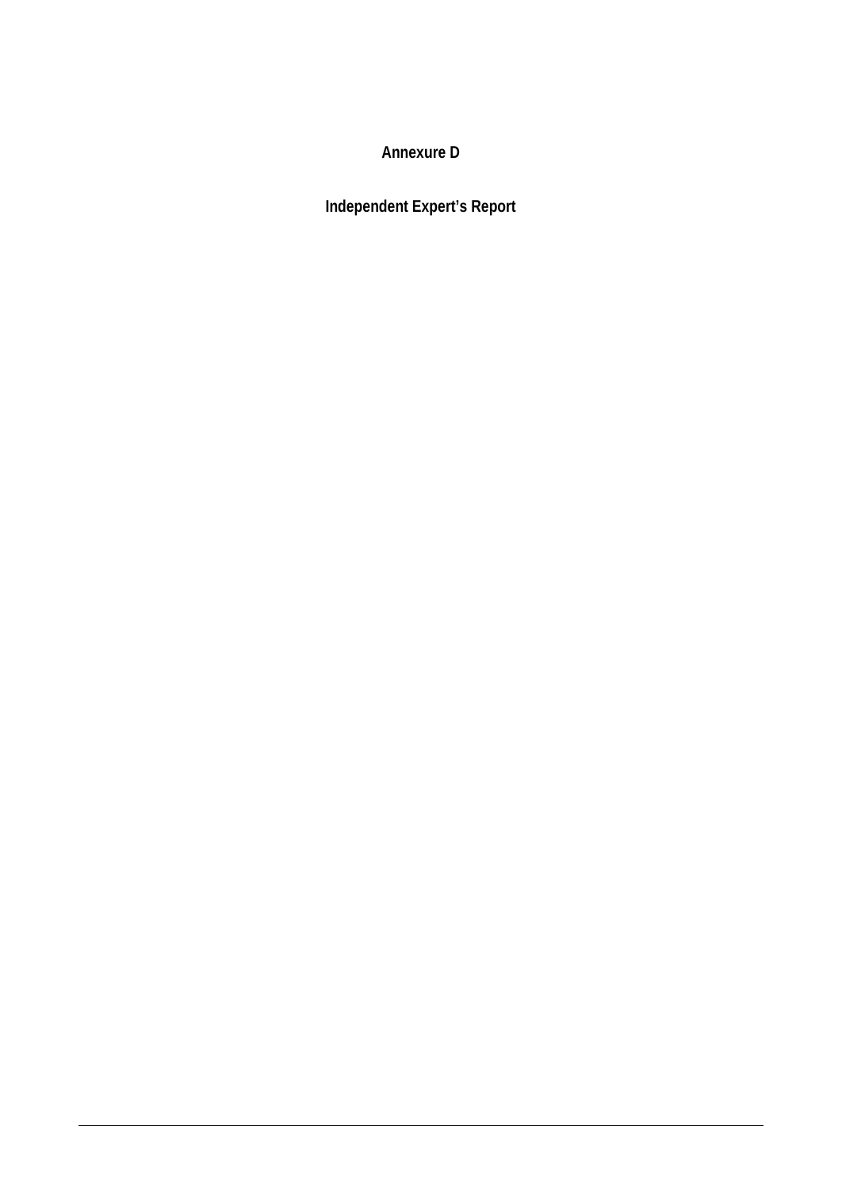# Annexure D

## Independent Expert's Report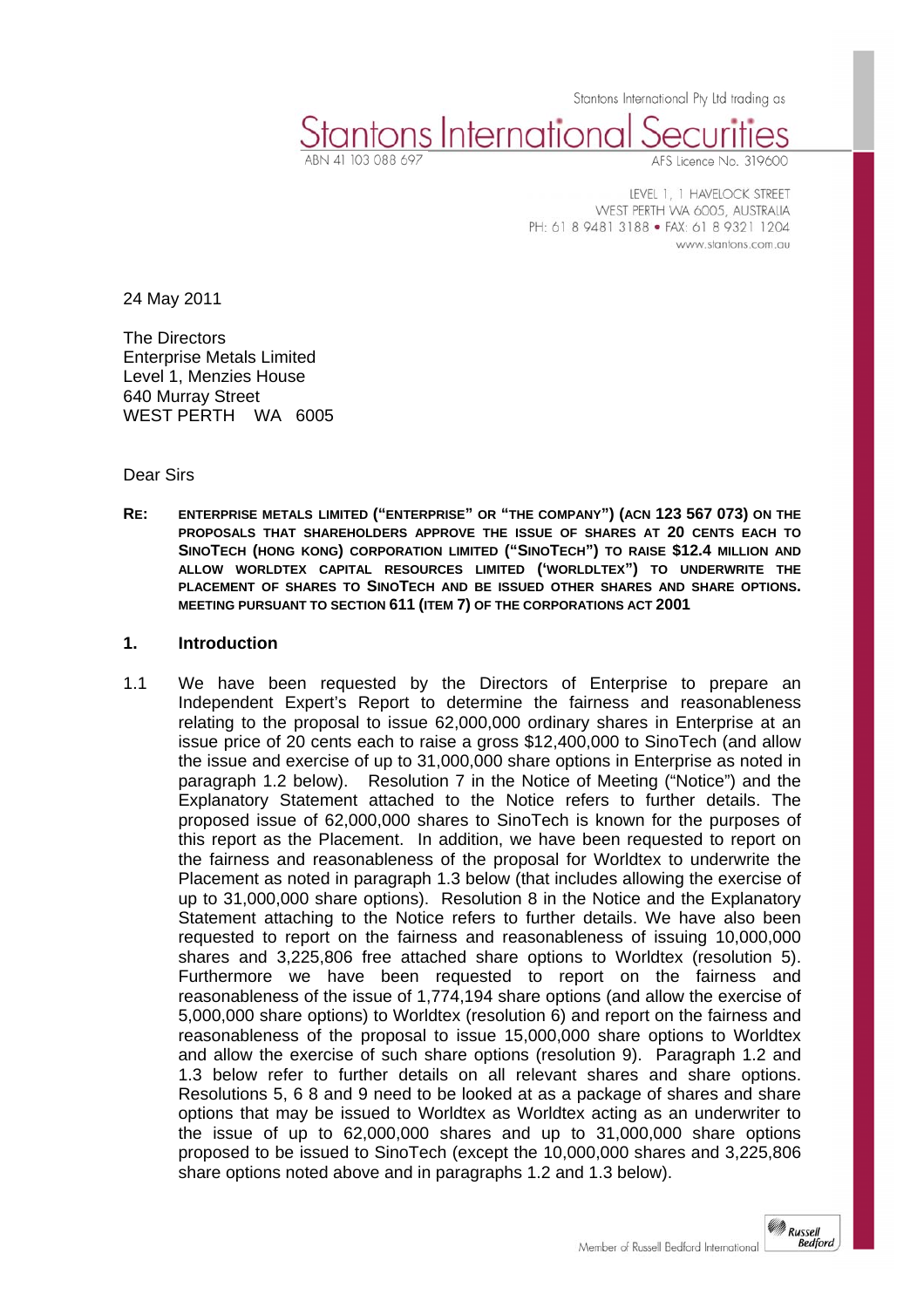Stantons International Pty Ltd trading as

**Stantons International Securities**

ABN 41 103 088 697 AFS Licence No. 319600

LEVEL 1, 1 HAVELOCK STREET
WEST PERTH WA 6005, AUSTRALIA
PH: 61 8 9481 3188 • FAX: 61 8 9321 1204
www.stantons.com.au

24 May 2011

The Directors
Enterprise Metals Limited
Level 1, Menzies House
640 Murray Street
WEST PERTH WA 6005

Dear Sirs

**RE: ENTERPRISE METALS LIMITED ("ENTERPRISE" OR "THE COMPANY") (ACN 123 567 073) ON THE PROPOSALS THAT SHAREHOLDERS APPROVE THE ISSUE OF SHARES AT 20 CENTS EACH TO SINOTECH (HONG KONG) CORPORATION LIMITED ("SINOTECH") TO RAISE $12.4 MILLION AND ALLOW WORLDTEX CAPITAL RESOURCES LIMITED ('WORLDLTEX") TO UNDERWRITE THE PLACEMENT OF SHARES TO SINOTECH AND BE ISSUED OTHER SHARES AND SHARE OPTIONS. MEETING PURSUANT TO SECTION 611 (ITEM 7) OF THE CORPORATIONS ACT 2001**

## 1. Introduction

1.1 We have been requested by the Directors of Enterprise to prepare an Independent Expert's Report to determine the fairness and reasonableness relating to the proposal to issue 62,000,000 ordinary shares in Enterprise at an issue price of 20 cents each to raise a gross $12,400,000 to SinoTech (and allow the issue and exercise of up to 31,000,000 share options in Enterprise as noted in paragraph 1.2 below). Resolution 7 in the Notice of Meeting ("Notice") and the Explanatory Statement attached to the Notice refers to further details. The proposed issue of 62,000,000 shares to SinoTech is known for the purposes of this report as the Placement. In addition, we have been requested to report on the fairness and reasonableness of the proposal for Worldtex to underwrite the Placement as noted in paragraph 1.3 below (that includes allowing the exercise of up to 31,000,000 share options). Resolution 8 in the Notice and the Explanatory Statement attaching to the Notice refers to further details. We have also been requested to report on the fairness and reasonableness of issuing 10,000,000 shares and 3,225,806 free attached share options to Worldtex (resolution 5). Furthermore we have been requested to report on the fairness and reasonableness of the issue of 1,774,194 share options (and allow the exercise of 5,000,000 share options) to Worldtex (resolution 6) and report on the fairness and reasonableness of the proposal to issue 15,000,000 share options to Worldtex and allow the exercise of such share options (resolution 9). Paragraph 1.2 and 1.3 below refer to further details on all relevant shares and share options. Resolutions 5, 6 8 and 9 need to be looked at as a package of shares and share options that may be issued to Worldtex as Worldtex acting as an underwriter to the issue of up to 62,000,000 shares and up to 31,000,000 share options proposed to be issued to SinoTech (except the 10,000,000 shares and 3,225,806 share options noted above and in paragraphs 1.2 and 1.3 below).

Member of Russell Bedford International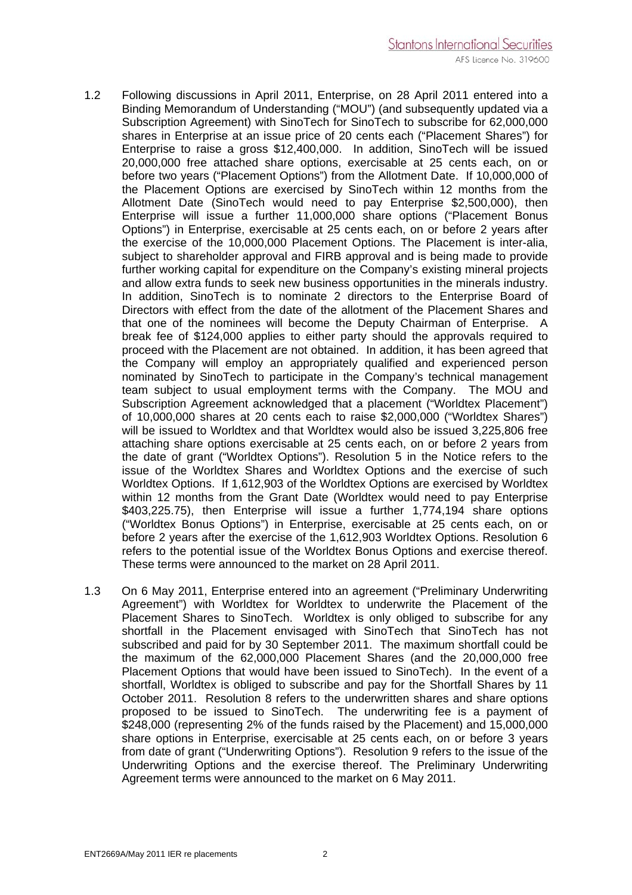1.2 Following discussions in April 2011, Enterprise, on 28 April 2011 entered into a Binding Memorandum of Understanding ("MOU") (and subsequently updated via a Subscription Agreement) with SinoTech for SinoTech to subscribe for 62,000,000 shares in Enterprise at an issue price of 20 cents each ("Placement Shares") for Enterprise to raise a gross $12,400,000. In addition, SinoTech will be issued 20,000,000 free attached share options, exercisable at 25 cents each, on or before two years ("Placement Options") from the Allotment Date. If 10,000,000 of the Placement Options are exercised by SinoTech within 12 months from the Allotment Date (SinoTech would need to pay Enterprise $2,500,000), then Enterprise will issue a further 11,000,000 share options ("Placement Bonus Options") in Enterprise, exercisable at 25 cents each, on or before 2 years after the exercise of the 10,000,000 Placement Options. The Placement is inter-alia, subject to shareholder approval and FIRB approval and is being made to provide further working capital for expenditure on the Company's existing mineral projects and allow extra funds to seek new business opportunities in the minerals industry. In addition, SinoTech is to nominate 2 directors to the Enterprise Board of Directors with effect from the date of the allotment of the Placement Shares and that one of the nominees will become the Deputy Chairman of Enterprise. A break fee of $124,000 applies to either party should the approvals required to proceed with the Placement are not obtained. In addition, it has been agreed that the Company will employ an appropriately qualified and experienced person nominated by SinoTech to participate in the Company's technical management team subject to usual employment terms with the Company. The MOU and Subscription Agreement acknowledged that a placement ("Worldtex Placement") of 10,000,000 shares at 20 cents each to raise $2,000,000 ("Worldtex Shares") will be issued to Worldtex and that Worldtex would also be issued 3,225,806 free attaching share options exercisable at 25 cents each, on or before 2 years from the date of grant ("Worldtex Options"). Resolution 5 in the Notice refers to the issue of the Worldtex Shares and Worldtex Options and the exercise of such Worldtex Options. If 1,612,903 of the Worldtex Options are exercised by Worldtex within 12 months from the Grant Date (Worldtex would need to pay Enterprise $403,225.75), then Enterprise will issue a further 1,774,194 share options ("Worldtex Bonus Options") in Enterprise, exercisable at 25 cents each, on or before 2 years after the exercise of the 1,612,903 Worldtex Options. Resolution 6 refers to the potential issue of the Worldtex Bonus Options and exercise thereof. These terms were announced to the market on 28 April 2011.

1.3 On 6 May 2011, Enterprise entered into an agreement ("Preliminary Underwriting Agreement") with Worldtex for Worldtex to underwrite the Placement of the Placement Shares to SinoTech. Worldtex is only obliged to subscribe for any shortfall in the Placement envisaged with SinoTech that SinoTech has not subscribed and paid for by 30 September 2011. The maximum shortfall could be the maximum of the 62,000,000 Placement Shares (and the 20,000,000 free Placement Options that would have been issued to SinoTech). In the event of a shortfall, Worldtex is obliged to subscribe and pay for the Shortfall Shares by 11 October 2011. Resolution 8 refers to the underwritten shares and share options proposed to be issued to SinoTech. The underwriting fee is a payment of $248,000 (representing 2% of the funds raised by the Placement) and 15,000,000 share options in Enterprise, exercisable at 25 cents each, on or before 3 years from date of grant ("Underwriting Options"). Resolution 9 refers to the issue of the Underwriting Options and the exercise thereof. The Preliminary Underwriting Agreement terms were announced to the market on 6 May 2011.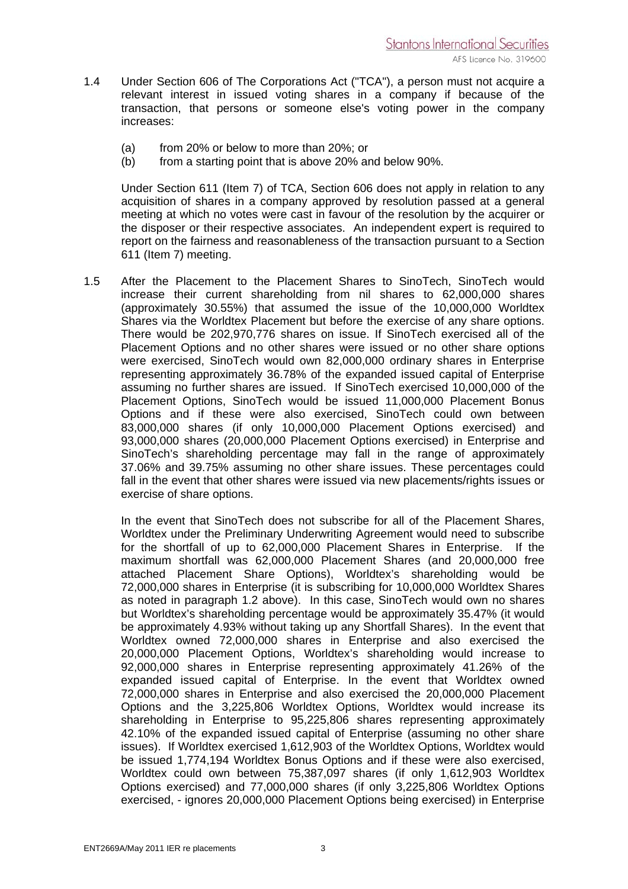1.4 Under Section 606 of The Corporations Act ("TCA"), a person must not acquire a relevant interest in issued voting shares in a company if because of the transaction, that persons or someone else's voting power in the company increases:

   (a) from 20% or below to more than 20%; or
   (b) from a starting point that is above 20% and below 90%.

   Under Section 611 (Item 7) of TCA, Section 606 does not apply in relation to any acquisition of shares in a company approved by resolution passed at a general meeting at which no votes were cast in favour of the resolution by the acquirer or the disposer or their respective associates. An independent expert is required to report on the fairness and reasonableness of the transaction pursuant to a Section 611 (Item 7) meeting.

1.5 After the Placement to the Placement Shares to SinoTech, SinoTech would increase their current shareholding from nil shares to 62,000,000 shares (approximately 30.55%) that assumed the issue of the 10,000,000 Worldtex Shares via the Worldtex Placement but before the exercise of any share options. There would be 202,970,776 shares on issue. If SinoTech exercised all of the Placement Options and no other shares were issued or no other share options were exercised, SinoTech would own 82,000,000 ordinary shares in Enterprise representing approximately 36.78% of the expanded issued capital of Enterprise assuming no further shares are issued. If SinoTech exercised 10,000,000 of the Placement Options, SinoTech would be issued 11,000,000 Placement Bonus Options and if these were also exercised, SinoTech could own between 83,000,000 shares (if only 10,000,000 Placement Options exercised) and 93,000,000 shares (20,000,000 Placement Options exercised) in Enterprise and SinoTech's shareholding percentage may fall in the range of approximately 37.06% and 39.75% assuming no other share issues. These percentages could fall in the event that other shares were issued via new placements/rights issues or exercise of share options.

   In the event that SinoTech does not subscribe for all of the Placement Shares, Worldtex under the Preliminary Underwriting Agreement would need to subscribe for the shortfall of up to 62,000,000 Placement Shares in Enterprise. If the maximum shortfall was 62,000,000 Placement Shares (and 20,000,000 free attached Placement Share Options), Worldtex's shareholding would be 72,000,000 shares in Enterprise (it is subscribing for 10,000,000 Worldtex Shares as noted in paragraph 1.2 above). In this case, SinoTech would own no shares but Worldtex's shareholding percentage would be approximately 35.47% (it would be approximately 4.93% without taking up any Shortfall Shares). In the event that Worldtex owned 72,000,000 shares in Enterprise and also exercised the 20,000,000 Placement Options, Worldtex's shareholding would increase to 92,000,000 shares in Enterprise representing approximately 41.26% of the expanded issued capital of Enterprise. In the event that Worldtex owned 72,000,000 shares in Enterprise and also exercised the 20,000,000 Placement Options and the 3,225,806 Worldtex Options, Worldtex would increase its shareholding in Enterprise to 95,225,806 shares representing approximately 42.10% of the expanded issued capital of Enterprise (assuming no other share issues). If Worldtex exercised 1,612,903 of the Worldtex Options, Worldtex would be issued 1,774,194 Worldtex Bonus Options and if these were also exercised, Worldtex could own between 75,387,097 shares (if only 1,612,903 Worldtex Options exercised) and 77,000,000 shares (if only 3,225,806 Worldtex Options exercised, - ignores 20,000,000 Placement Options being exercised) in Enterprise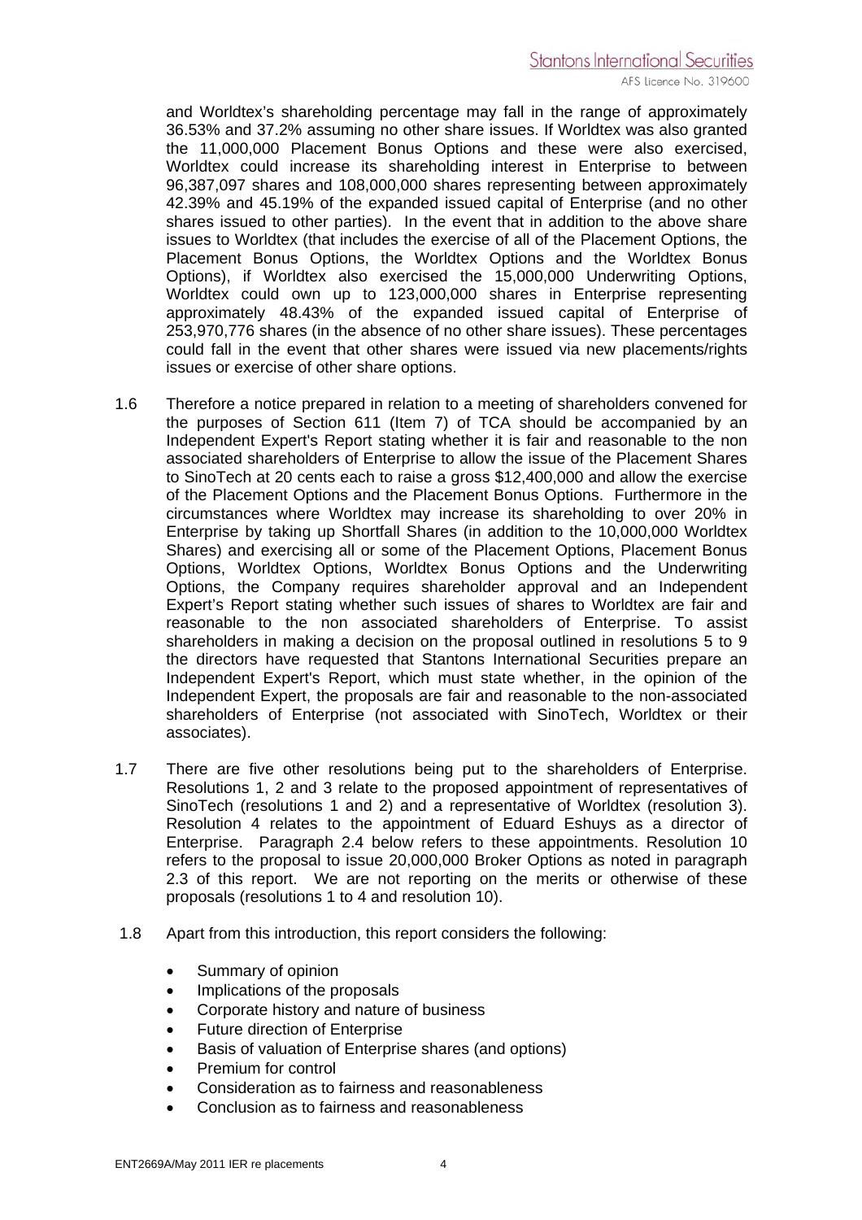and Worldtex's shareholding percentage may fall in the range of approximately 36.53% and 37.2% assuming no other share issues. If Worldtex was also granted the 11,000,000 Placement Bonus Options and these were also exercised, Worldtex could increase its shareholding interest in Enterprise to between 96,387,097 shares and 108,000,000 shares representing between approximately 42.39% and 45.19% of the expanded issued capital of Enterprise (and no other shares issued to other parties). In the event that in addition to the above share issues to Worldtex (that includes the exercise of all of the Placement Options, the Placement Bonus Options, the Worldtex Options and the Worldtex Bonus Options), if Worldtex also exercised the 15,000,000 Underwriting Options, Worldtex could own up to 123,000,000 shares in Enterprise representing approximately 48.43% of the expanded issued capital of Enterprise of 253,970,776 shares (in the absence of no other share issues). These percentages could fall in the event that other shares were issued via new placements/rights issues or exercise of other share options.

1.6 Therefore a notice prepared in relation to a meeting of shareholders convened for the purposes of Section 611 (Item 7) of TCA should be accompanied by an Independent Expert's Report stating whether it is fair and reasonable to the non associated shareholders of Enterprise to allow the issue of the Placement Shares to SinoTech at 20 cents each to raise a gross $12,400,000 and allow the exercise of the Placement Options and the Placement Bonus Options. Furthermore in the circumstances where Worldtex may increase its shareholding to over 20% in Enterprise by taking up Shortfall Shares (in addition to the 10,000,000 Worldtex Shares) and exercising all or some of the Placement Options, Placement Bonus Options, Worldtex Options, Worldtex Bonus Options and the Underwriting Options, the Company requires shareholder approval and an Independent Expert's Report stating whether such issues of shares to Worldtex are fair and reasonable to the non associated shareholders of Enterprise. To assist shareholders in making a decision on the proposal outlined in resolutions 5 to 9 the directors have requested that Stantons International Securities prepare an Independent Expert's Report, which must state whether, in the opinion of the Independent Expert, the proposals are fair and reasonable to the non-associated shareholders of Enterprise (not associated with SinoTech, Worldtex or their associates).

1.7 There are five other resolutions being put to the shareholders of Enterprise. Resolutions 1, 2 and 3 relate to the proposed appointment of representatives of SinoTech (resolutions 1 and 2) and a representative of Worldtex (resolution 3). Resolution 4 relates to the appointment of Eduard Eshuys as a director of Enterprise. Paragraph 2.4 below refers to these appointments. Resolution 10 refers to the proposal to issue 20,000,000 Broker Options as noted in paragraph 2.3 of this report. We are not reporting on the merits or otherwise of these proposals (resolutions 1 to 4 and resolution 10).

1.8 Apart from this introduction, this report considers the following:

- Summary of opinion
- Implications of the proposals
- Corporate history and nature of business
- Future direction of Enterprise
- Basis of valuation of Enterprise shares (and options)
- Premium for control
- Consideration as to fairness and reasonableness
- Conclusion as to fairness and reasonableness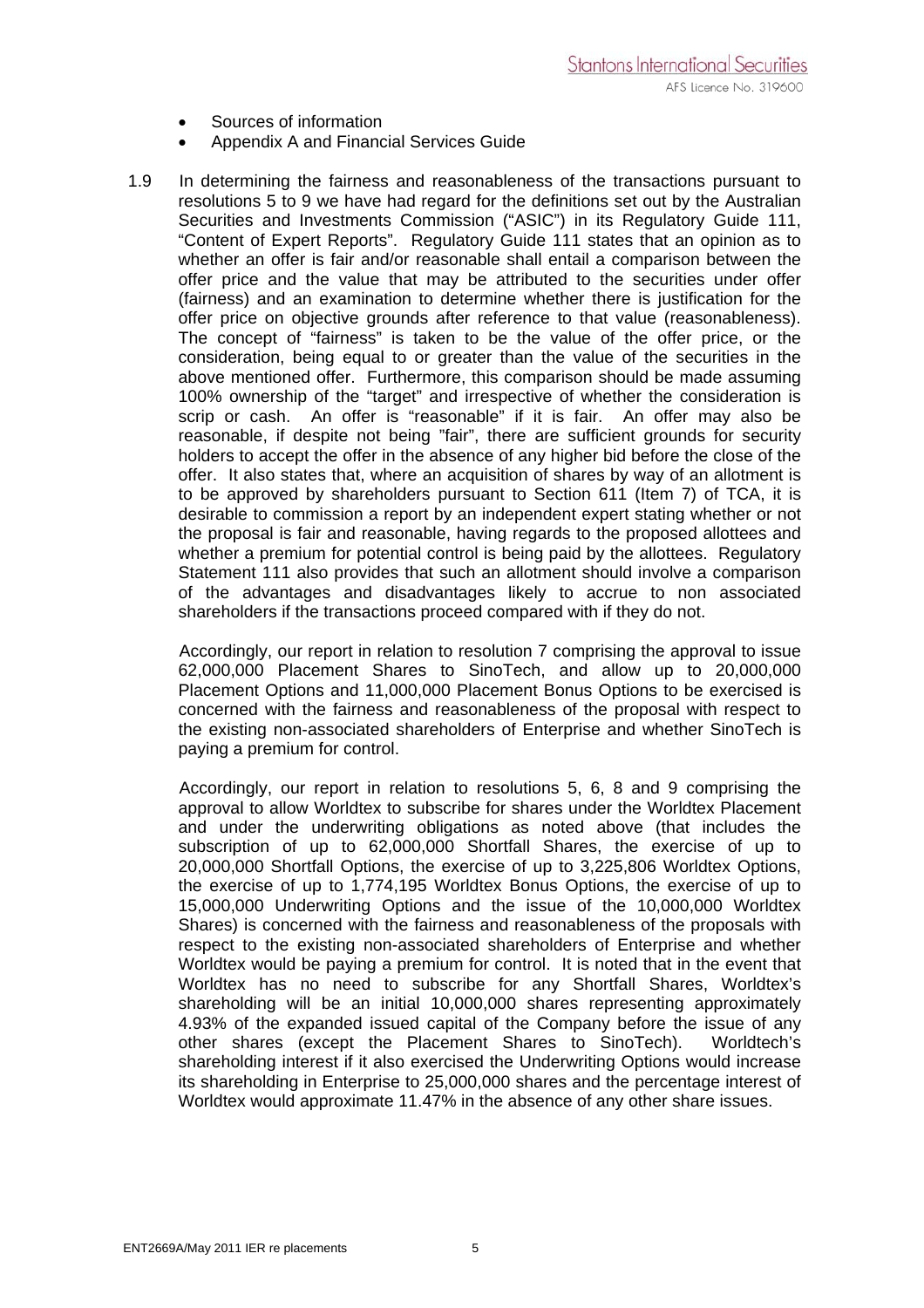- Sources of information
- Appendix A and Financial Services Guide

1.9 In determining the fairness and reasonableness of the transactions pursuant to resolutions 5 to 9 we have had regard for the definitions set out by the Australian Securities and Investments Commission ("ASIC") in its Regulatory Guide 111, "Content of Expert Reports". Regulatory Guide 111 states that an opinion as to whether an offer is fair and/or reasonable shall entail a comparison between the offer price and the value that may be attributed to the securities under offer (fairness) and an examination to determine whether there is justification for the offer price on objective grounds after reference to that value (reasonableness). The concept of "fairness" is taken to be the value of the offer price, or the consideration, being equal to or greater than the value of the securities in the above mentioned offer. Furthermore, this comparison should be made assuming 100% ownership of the "target" and irrespective of whether the consideration is scrip or cash. An offer is "reasonable" if it is fair. An offer may also be reasonable, if despite not being "fair", there are sufficient grounds for security holders to accept the offer in the absence of any higher bid before the close of the offer. It also states that, where an acquisition of shares by way of an allotment is to be approved by shareholders pursuant to Section 611 (Item 7) of TCA, it is desirable to commission a report by an independent expert stating whether or not the proposal is fair and reasonable, having regards to the proposed allottees and whether a premium for potential control is being paid by the allottees. Regulatory Statement 111 also provides that such an allotment should involve a comparison of the advantages and disadvantages likely to accrue to non associated shareholders if the transactions proceed compared with if they do not.

Accordingly, our report in relation to resolution 7 comprising the approval to issue 62,000,000 Placement Shares to SinoTech, and allow up to 20,000,000 Placement Options and 11,000,000 Placement Bonus Options to be exercised is concerned with the fairness and reasonableness of the proposal with respect to the existing non-associated shareholders of Enterprise and whether SinoTech is paying a premium for control.

Accordingly, our report in relation to resolutions 5, 6, 8 and 9 comprising the approval to allow Worldtex to subscribe for shares under the Worldtex Placement and under the underwriting obligations as noted above (that includes the subscription of up to 62,000,000 Shortfall Shares, the exercise of up to 20,000,000 Shortfall Options, the exercise of up to 3,225,806 Worldtex Options, the exercise of up to 1,774,195 Worldtex Bonus Options, the exercise of up to 15,000,000 Underwriting Options and the issue of the 10,000,000 Worldtex Shares) is concerned with the fairness and reasonableness of the proposals with respect to the existing non-associated shareholders of Enterprise and whether Worldtex would be paying a premium for control. It is noted that in the event that Worldtex has no need to subscribe for any Shortfall Shares, Worldtex's shareholding will be an initial 10,000,000 shares representing approximately 4.93% of the expanded issued capital of the Company before the issue of any other shares (except the Placement Shares to SinoTech). Worldtech's shareholding interest if it also exercised the Underwriting Options would increase its shareholding in Enterprise to 25,000,000 shares and the percentage interest of Worldtex would approximate 11.47% in the absence of any other share issues.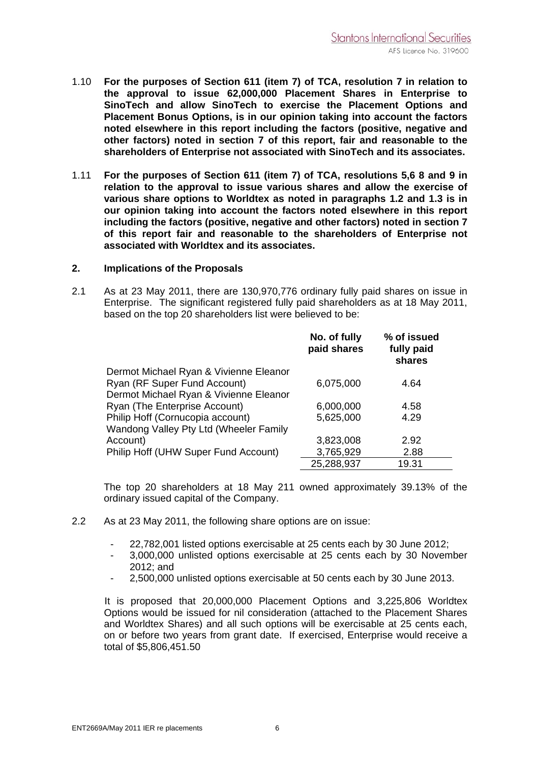1.10 **For the purposes of Section 611 (item 7) of TCA, resolution 7 in relation to the approval to issue 62,000,000 Placement Shares in Enterprise to SinoTech and allow SinoTech to exercise the Placement Options and Placement Bonus Options, is in our opinion taking into account the factors noted elsewhere in this report including the factors (positive, negative and other factors) noted in section 7 of this report, fair and reasonable to the shareholders of Enterprise not associated with SinoTech and its associates.**

1.11 **For the purposes of Section 611 (item 7) of TCA, resolutions 5,6 8 and 9 in relation to the approval to issue various shares and allow the exercise of various share options to Worldtex as noted in paragraphs 1.2 and 1.3 is in our opinion taking into account the factors noted elsewhere in this report including the factors (positive, negative and other factors) noted in section 7 of this report fair and reasonable to the shareholders of Enterprise not associated with Worldtex and its associates.**

## 2. Implications of the Proposals

2.1 As at 23 May 2011, there are 130,970,776 ordinary fully paid shares on issue in Enterprise. The significant registered fully paid shareholders as at 18 May 2011, based on the top 20 shareholders list were believed to be:

| | No. of fully paid shares | % of issued fully paid shares |
|---|---|---|
| Dermot Michael Ryan & Vivienne Eleanor Ryan (RF Super Fund Account) | 6,075,000 | 4.64 |
| Dermot Michael Ryan & Vivienne Eleanor Ryan (The Enterprise Account) | 6,000,000 | 4.58 |
| Philip Hoff (Cornucopia account) | 5,625,000 | 4.29 |
| Wandong Valley Pty Ltd (Wheeler Family Account) | 3,823,008 | 2.92 |
| Philip Hoff (UHW Super Fund Account) | 3,765,929 | 2.88 |
| | 25,288,937 | 19.31 |

The top 20 shareholders at 18 May 211 owned approximately 39.13% of the ordinary issued capital of the Company.

2.2 As at 23 May 2011, the following share options are on issue:

- 22,782,001 listed options exercisable at 25 cents each by 30 June 2012;
- 3,000,000 unlisted options exercisable at 25 cents each by 30 November 2012; and
- 2,500,000 unlisted options exercisable at 50 cents each by 30 June 2013.

It is proposed that 20,000,000 Placement Options and 3,225,806 Worldtex Options would be issued for nil consideration (attached to the Placement Shares and Worldtex Shares) and all such options will be exercisable at 25 cents each, on or before two years from grant date. If exercised, Enterprise would receive a total of $5,806,451.50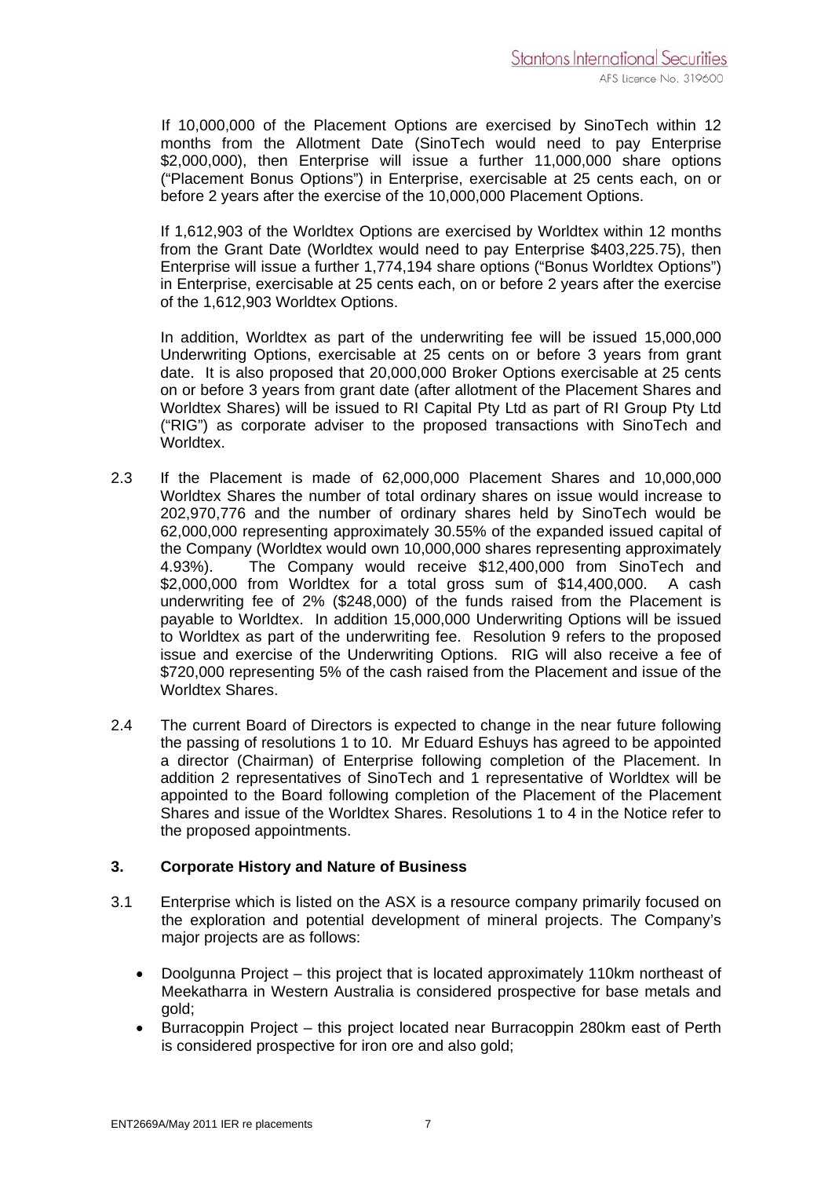If 10,000,000 of the Placement Options are exercised by SinoTech within 12 months from the Allotment Date (SinoTech would need to pay Enterprise \$2,000,000), then Enterprise will issue a further 11,000,000 share options ("Placement Bonus Options") in Enterprise, exercisable at 25 cents each, on or before 2 years after the exercise of the 10,000,000 Placement Options.

If 1,612,903 of the Worldtex Options are exercised by Worldtex within 12 months from the Grant Date (Worldtex would need to pay Enterprise \$403,225.75), then Enterprise will issue a further 1,774,194 share options ("Bonus Worldtex Options") in Enterprise, exercisable at 25 cents each, on or before 2 years after the exercise of the 1,612,903 Worldtex Options.

In addition, Worldtex as part of the underwriting fee will be issued 15,000,000 Underwriting Options, exercisable at 25 cents on or before 3 years from grant date. It is also proposed that 20,000,000 Broker Options exercisable at 25 cents on or before 3 years from grant date (after allotment of the Placement Shares and Worldtex Shares) will be issued to RI Capital Pty Ltd as part of RI Group Pty Ltd ("RIG") as corporate adviser to the proposed transactions with SinoTech and Worldtex.

2.3 If the Placement is made of 62,000,000 Placement Shares and 10,000,000 Worldtex Shares the number of total ordinary shares on issue would increase to 202,970,776 and the number of ordinary shares held by SinoTech would be 62,000,000 representing approximately 30.55% of the expanded issued capital of the Company (Worldtex would own 10,000,000 shares representing approximately 4.93%). The Company would receive \$12,400,000 from SinoTech and \$2,000,000 from Worldtex for a total gross sum of \$14,400,000. A cash underwriting fee of 2% (\$248,000) of the funds raised from the Placement is payable to Worldtex. In addition 15,000,000 Underwriting Options will be issued to Worldtex as part of the underwriting fee. Resolution 9 refers to the proposed issue and exercise of the Underwriting Options. RIG will also receive a fee of \$720,000 representing 5% of the cash raised from the Placement and issue of the Worldtex Shares.

2.4 The current Board of Directors is expected to change in the near future following the passing of resolutions 1 to 10. Mr Eduard Eshuys has agreed to be appointed a director (Chairman) of Enterprise following completion of the Placement. In addition 2 representatives of SinoTech and 1 representative of Worldtex will be appointed to the Board following completion of the Placement of the Placement Shares and issue of the Worldtex Shares. Resolutions 1 to 4 in the Notice refer to the proposed appointments.

## 3. Corporate History and Nature of Business

3.1 Enterprise which is listed on the ASX is a resource company primarily focused on the exploration and potential development of mineral projects. The Company's major projects are as follows:

- Doolgunna Project – this project that is located approximately 110km northeast of Meekatharra in Western Australia is considered prospective for base metals and gold;
- Burracoppin Project – this project located near Burracoppin 280km east of Perth is considered prospective for iron ore and also gold;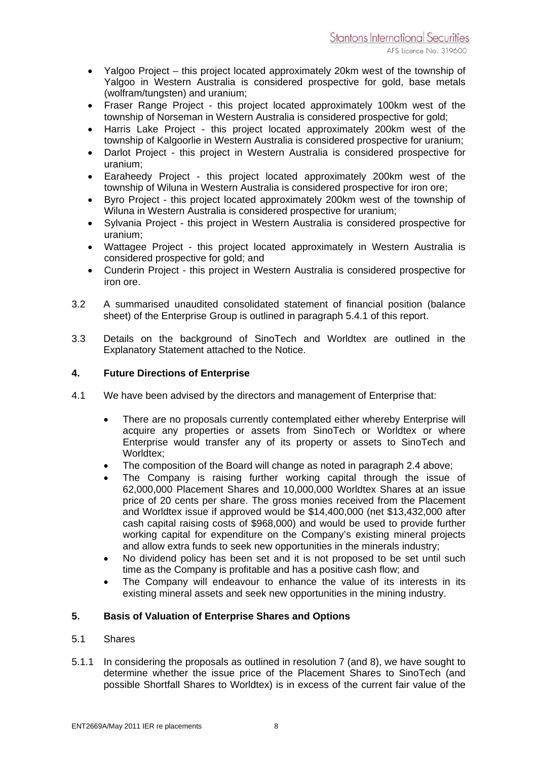- Yalgoo Project – this project located approximately 20km west of the township of Yalgoo in Western Australia is considered prospective for gold, base metals (wolfram/tungsten) and uranium;
- Fraser Range Project - this project located approximately 100km west of the township of Norseman in Western Australia is considered prospective for gold;
- Harris Lake Project - this project located approximately 200km west of the township of Kalgoorlie in Western Australia is considered prospective for uranium;
- Darlot Project - this project in Western Australia is considered prospective for uranium;
- Earaheedy Project - this project located approximately 200km west of the township of Wiluna in Western Australia is considered prospective for iron ore;
- Byro Project - this project located approximately 200km west of the township of Wiluna in Western Australia is considered prospective for uranium;
- Sylvania Project - this project in Western Australia is considered prospective for uranium;
- Wattagee Project - this project located approximately in Western Australia is considered prospective for gold; and
- Cunderin Project - this project in Western Australia is considered prospective for iron ore.

3.2 A summarised unaudited consolidated statement of financial position (balance sheet) of the Enterprise Group is outlined in paragraph 5.4.1 of this report.

3.3 Details on the background of SinoTech and Worldtex are outlined in the Explanatory Statement attached to the Notice.

## 4. Future Directions of Enterprise

4.1 We have been advised by the directors and management of Enterprise that:

- There are no proposals currently contemplated either whereby Enterprise will acquire any properties or assets from SinoTech or Worldtex or where Enterprise would transfer any of its property or assets to SinoTech and Worldtex;
- The composition of the Board will change as noted in paragraph 2.4 above;
- The Company is raising further working capital through the issue of 62,000,000 Placement Shares and 10,000,000 Worldtex Shares at an issue price of 20 cents per share. The gross monies received from the Placement and Worldtex issue if approved would be $14,400,000 (net $13,432,000 after cash capital raising costs of $968,000) and would be used to provide further working capital for expenditure on the Company's existing mineral projects and allow extra funds to seek new opportunities in the minerals industry;
- No dividend policy has been set and it is not proposed to be set until such time as the Company is profitable and has a positive cash flow; and
- The Company will endeavour to enhance the value of its interests in its existing mineral assets and seek new opportunities in the mining industry.

## 5. Basis of Valuation of Enterprise Shares and Options

5.1 Shares

5.1.1 In considering the proposals as outlined in resolution 7 (and 8), we have sought to determine whether the issue price of the Placement Shares to SinoTech (and possible Shortfall Shares to Worldtex) is in excess of the current fair value of the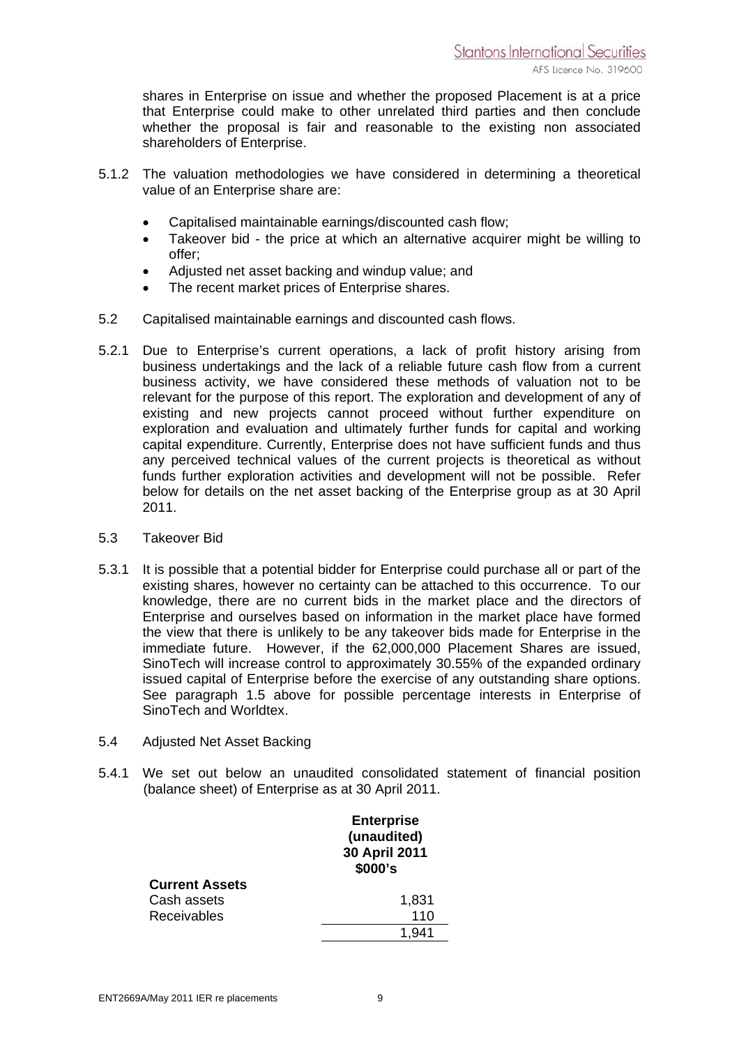shares in Enterprise on issue and whether the proposed Placement is at a price that Enterprise could make to other unrelated third parties and then conclude whether the proposal is fair and reasonable to the existing non associated shareholders of Enterprise.

5.1.2 The valuation methodologies we have considered in determining a theoretical value of an Enterprise share are:

- Capitalised maintainable earnings/discounted cash flow;
- Takeover bid - the price at which an alternative acquirer might be willing to offer;
- Adjusted net asset backing and windup value; and
- The recent market prices of Enterprise shares.

5.2 Capitalised maintainable earnings and discounted cash flows.

5.2.1 Due to Enterprise's current operations, a lack of profit history arising from business undertakings and the lack of a reliable future cash flow from a current business activity, we have considered these methods of valuation not to be relevant for the purpose of this report. The exploration and development of any of existing and new projects cannot proceed without further expenditure on exploration and evaluation and ultimately further funds for capital and working capital expenditure. Currently, Enterprise does not have sufficient funds and thus any perceived technical values of the current projects is theoretical as without funds further exploration activities and development will not be possible. Refer below for details on the net asset backing of the Enterprise group as at 30 April 2011.

5.3 Takeover Bid

5.3.1 It is possible that a potential bidder for Enterprise could purchase all or part of the existing shares, however no certainty can be attached to this occurrence. To our knowledge, there are no current bids in the market place and the directors of Enterprise and ourselves based on information in the market place have formed the view that there is unlikely to be any takeover bids made for Enterprise in the immediate future. However, if the 62,000,000 Placement Shares are issued, SinoTech will increase control to approximately 30.55% of the expanded ordinary issued capital of Enterprise before the exercise of any outstanding share options. See paragraph 1.5 above for possible percentage interests in Enterprise of SinoTech and Worldtex.

5.4 Adjusted Net Asset Backing

5.4.1 We set out below an unaudited consolidated statement of financial position (balance sheet) of Enterprise as at 30 April 2011.

| | **Enterprise (unaudited) 30 April 2011 \$000's** |
|---|---|
| **Current Assets** | |
| Cash assets | 1,831 |
| Receivables | 110 |
| | 1,941 |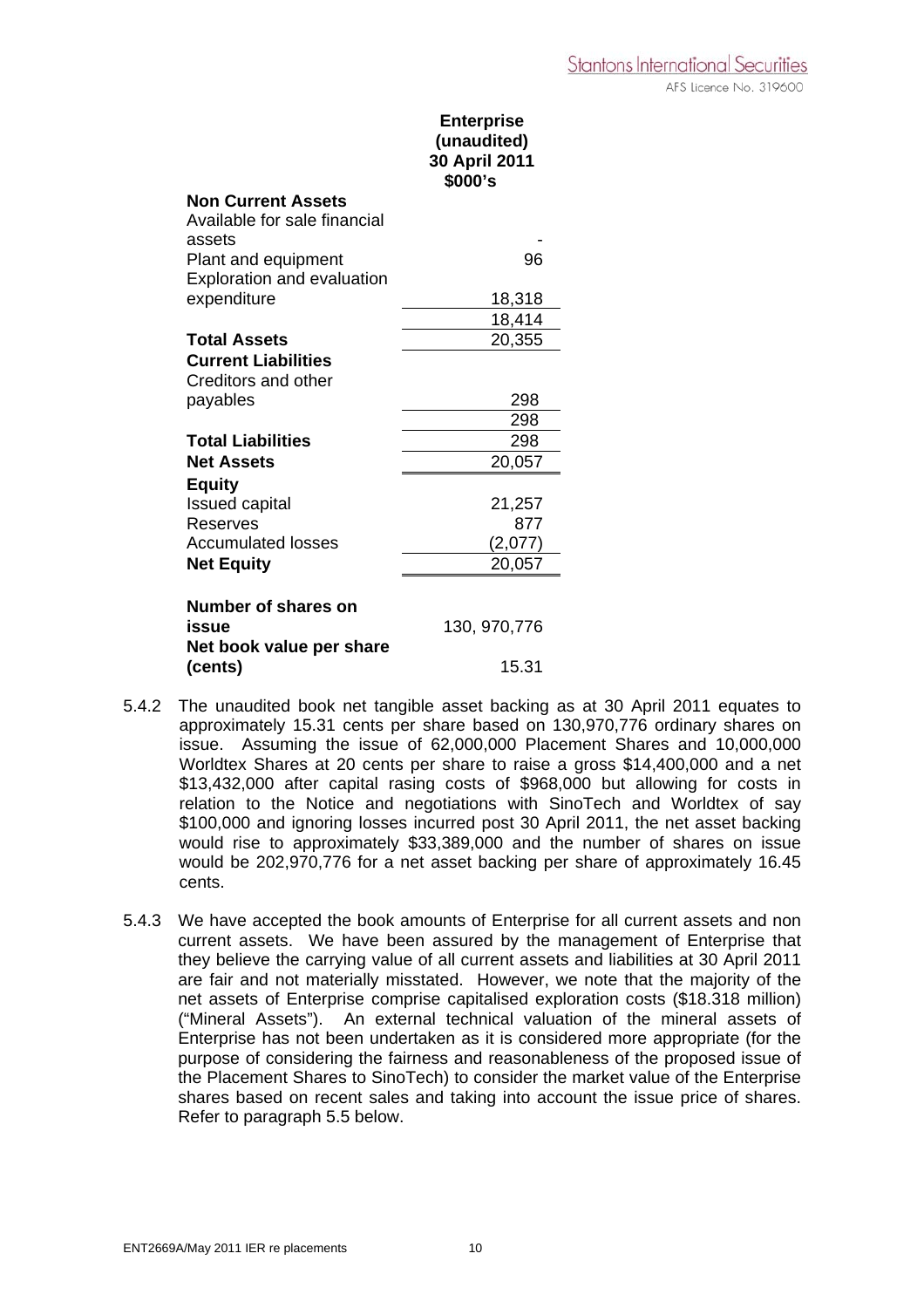| | Enterprise (unaudited) 30 April 2011 $000's |
|---|---|
| **Non Current Assets** | |
| Available for sale financial assets | - |
| Plant and equipment | 96 |
| Exploration and evaluation expenditure | 18,318 |
| | 18,414 |
| **Total Assets** | 20,355 |
| **Current Liabilities** | |
| Creditors and other payables | 298 |
| | 298 |
| **Total Liabilities** | 298 |
| **Net Assets** | 20,057 |
| **Equity** | |
| Issued capital | 21,257 |
| Reserves | 877 |
| Accumulated losses | (2,077) |
| **Net Equity** | 20,057 |
| | |
| **Number of shares on issue** | 130, 970,776 |
| **Net book value per share (cents)** | 15.31 |

5.4.2 The unaudited book net tangible asset backing as at 30 April 2011 equates to approximately 15.31 cents per share based on 130,970,776 ordinary shares on issue. Assuming the issue of 62,000,000 Placement Shares and 10,000,000 Worldtex Shares at 20 cents per share to raise a gross $14,400,000 and a net $13,432,000 after capital rasing costs of $968,000 but allowing for costs in relation to the Notice and negotiations with SinoTech and Worldtex of say $100,000 and ignoring losses incurred post 30 April 2011, the net asset backing would rise to approximately $33,389,000 and the number of shares on issue would be 202,970,776 for a net asset backing per share of approximately 16.45 cents.

5.4.3 We have accepted the book amounts of Enterprise for all current assets and non current assets. We have been assured by the management of Enterprise that they believe the carrying value of all current assets and liabilities at 30 April 2011 are fair and not materially misstated. However, we note that the majority of the net assets of Enterprise comprise capitalised exploration costs ($18.318 million) ("Mineral Assets"). An external technical valuation of the mineral assets of Enterprise has not been undertaken as it is considered more appropriate (for the purpose of considering the fairness and reasonableness of the proposed issue of the Placement Shares to SinoTech) to consider the market value of the Enterprise shares based on recent sales and taking into account the issue price of shares. Refer to paragraph 5.5 below.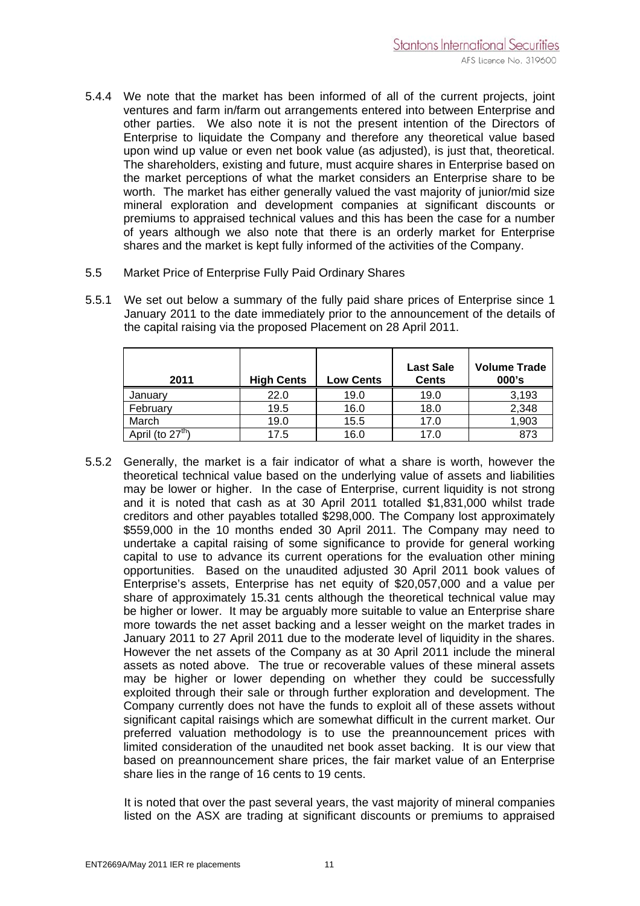5.4.4 We note that the market has been informed of all of the current projects, joint ventures and farm in/farm out arrangements entered into between Enterprise and other parties. We also note it is not the present intention of the Directors of Enterprise to liquidate the Company and therefore any theoretical value based upon wind up value or even net book value (as adjusted), is just that, theoretical. The shareholders, existing and future, must acquire shares in Enterprise based on the market perceptions of what the market considers an Enterprise share to be worth. The market has either generally valued the vast majority of junior/mid size mineral exploration and development companies at significant discounts or premiums to appraised technical values and this has been the case for a number of years although we also note that there is an orderly market for Enterprise shares and the market is kept fully informed of the activities of the Company.

5.5 Market Price of Enterprise Fully Paid Ordinary Shares

5.5.1 We set out below a summary of the fully paid share prices of Enterprise since 1 January 2011 to the date immediately prior to the announcement of the details of the capital raising via the proposed Placement on 28 April 2011.

| 2011 | High Cents | Low Cents | Last Sale Cents | Volume Trade 000's |
|---|---|---|---|---|
| January | 22.0 | 19.0 | 19.0 | 3,193 |
| February | 19.5 | 16.0 | 18.0 | 2,348 |
| March | 19.0 | 15.5 | 17.0 | 1,903 |
| April (to 27th) | 17.5 | 16.0 | 17.0 | 873 |

5.5.2 Generally, the market is a fair indicator of what a share is worth, however the theoretical technical value based on the underlying value of assets and liabilities may be lower or higher. In the case of Enterprise, current liquidity is not strong and it is noted that cash as at 30 April 2011 totalled $1,831,000 whilst trade creditors and other payables totalled $298,000. The Company lost approximately $559,000 in the 10 months ended 30 April 2011. The Company may need to undertake a capital raising of some significance to provide for general working capital to use to advance its current operations for the evaluation other mining opportunities. Based on the unaudited adjusted 30 April 2011 book values of Enterprise's assets, Enterprise has net equity of $20,057,000 and a value per share of approximately 15.31 cents although the theoretical technical value may be higher or lower. It may be arguably more suitable to value an Enterprise share more towards the net asset backing and a lesser weight on the market trades in January 2011 to 27 April 2011 due to the moderate level of liquidity in the shares. However the net assets of the Company as at 30 April 2011 include the mineral assets as noted above. The true or recoverable values of these mineral assets may be higher or lower depending on whether they could be successfully exploited through their sale or through further exploration and development. The Company currently does not have the funds to exploit all of these assets without significant capital raisings which are somewhat difficult in the current market. Our preferred valuation methodology is to use the preannouncement prices with limited consideration of the unaudited net book asset backing. It is our view that based on preannouncement share prices, the fair market value of an Enterprise share lies in the range of 16 cents to 19 cents.

It is noted that over the past several years, the vast majority of mineral companies listed on the ASX are trading at significant discounts or premiums to appraised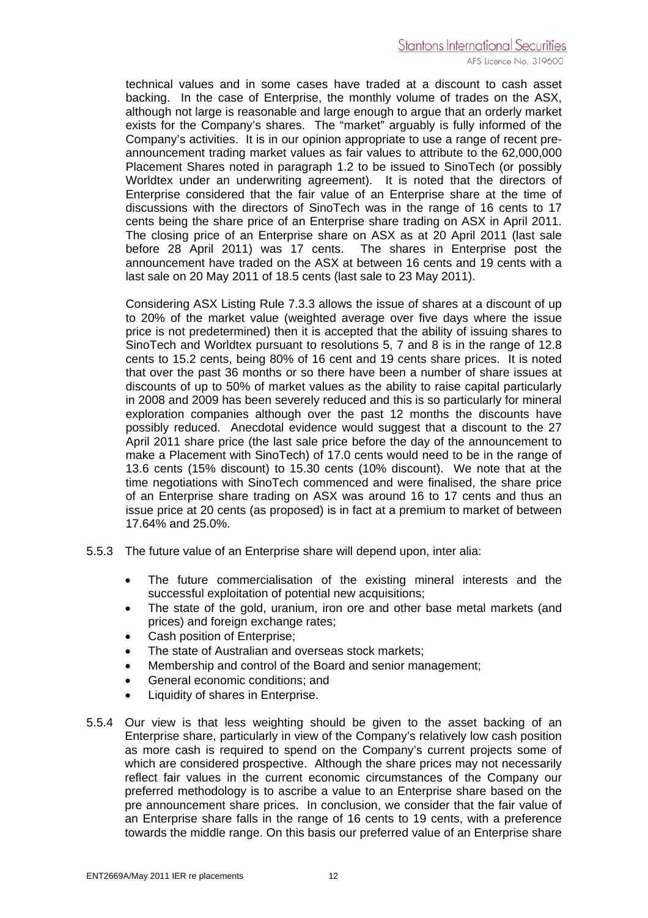technical values and in some cases have traded at a discount to cash asset backing. In the case of Enterprise, the monthly volume of trades on the ASX, although not large is reasonable and large enough to argue that an orderly market exists for the Company's shares. The "market" arguably is fully informed of the Company's activities. It is in our opinion appropriate to use a range of recent pre-announcement trading market values as fair values to attribute to the 62,000,000 Placement Shares noted in paragraph 1.2 to be issued to SinoTech (or possibly Worldtex under an underwriting agreement). It is noted that the directors of Enterprise considered that the fair value of an Enterprise share at the time of discussions with the directors of SinoTech was in the range of 16 cents to 17 cents being the share price of an Enterprise share trading on ASX in April 2011. The closing price of an Enterprise share on ASX as at 20 April 2011 (last sale before 28 April 2011) was 17 cents. The shares in Enterprise post the announcement have traded on the ASX at between 16 cents and 19 cents with a last sale on 20 May 2011 of 18.5 cents (last sale to 23 May 2011).

Considering ASX Listing Rule 7.3.3 allows the issue of shares at a discount of up to 20% of the market value (weighted average over five days where the issue price is not predetermined) then it is accepted that the ability of issuing shares to SinoTech and Worldtex pursuant to resolutions 5, 7 and 8 is in the range of 12.8 cents to 15.2 cents, being 80% of 16 cent and 19 cents share prices. It is noted that over the past 36 months or so there have been a number of share issues at discounts of up to 50% of market values as the ability to raise capital particularly in 2008 and 2009 has been severely reduced and this is so particularly for mineral exploration companies although over the past 12 months the discounts have possibly reduced. Anecdotal evidence would suggest that a discount to the 27 April 2011 share price (the last sale price before the day of the announcement to make a Placement with SinoTech) of 17.0 cents would need to be in the range of 13.6 cents (15% discount) to 15.30 cents (10% discount). We note that at the time negotiations with SinoTech commenced and were finalised, the share price of an Enterprise share trading on ASX was around 16 to 17 cents and thus an issue price at 20 cents (as proposed) is in fact at a premium to market of between 17.64% and 25.0%.

5.5.3 The future value of an Enterprise share will depend upon, inter alia:

- The future commercialisation of the existing mineral interests and the successful exploitation of potential new acquisitions;
- The state of the gold, uranium, iron ore and other base metal markets (and prices) and foreign exchange rates;
- Cash position of Enterprise;
- The state of Australian and overseas stock markets;
- Membership and control of the Board and senior management;
- General economic conditions; and
- Liquidity of shares in Enterprise.

5.5.4 Our view is that less weighting should be given to the asset backing of an Enterprise share, particularly in view of the Company's relatively low cash position as more cash is required to spend on the Company's current projects some of which are considered prospective. Although the share prices may not necessarily reflect fair values in the current economic circumstances of the Company our preferred methodology is to ascribe a value to an Enterprise share based on the pre announcement share prices. In conclusion, we consider that the fair value of an Enterprise share falls in the range of 16 cents to 19 cents, with a preference towards the middle range. On this basis our preferred value of an Enterprise share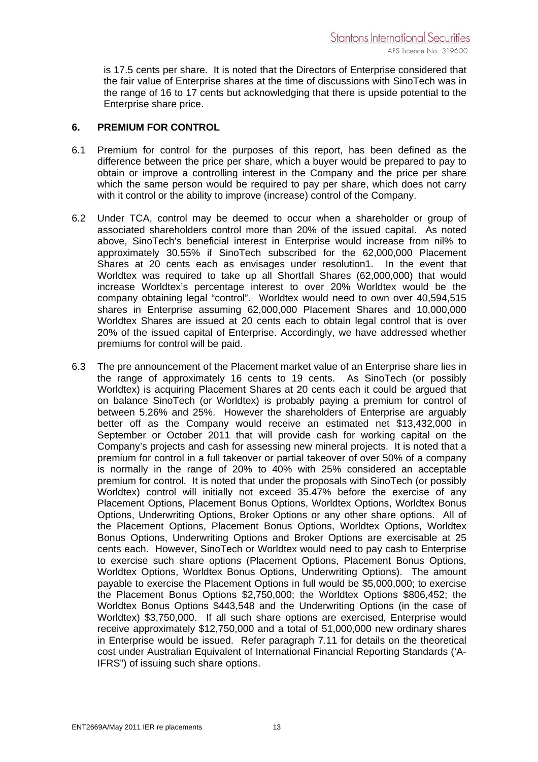is 17.5 cents per share. It is noted that the Directors of Enterprise considered that the fair value of Enterprise shares at the time of discussions with SinoTech was in the range of 16 to 17 cents but acknowledging that there is upside potential to the Enterprise share price.

## 6. PREMIUM FOR CONTROL

6.1 Premium for control for the purposes of this report, has been defined as the difference between the price per share, which a buyer would be prepared to pay to obtain or improve a controlling interest in the Company and the price per share which the same person would be required to pay per share, which does not carry with it control or the ability to improve (increase) control of the Company.

6.2 Under TCA, control may be deemed to occur when a shareholder or group of associated shareholders control more than 20% of the issued capital. As noted above, SinoTech's beneficial interest in Enterprise would increase from nil% to approximately 30.55% if SinoTech subscribed for the 62,000,000 Placement Shares at 20 cents each as envisages under resolution1. In the event that Worldtex was required to take up all Shortfall Shares (62,000,000) that would increase Worldtex's percentage interest to over 20% Worldtex would be the company obtaining legal "control". Worldtex would need to own over 40,594,515 shares in Enterprise assuming 62,000,000 Placement Shares and 10,000,000 Worldtex Shares are issued at 20 cents each to obtain legal control that is over 20% of the issued capital of Enterprise. Accordingly, we have addressed whether premiums for control will be paid.

6.3 The pre announcement of the Placement market value of an Enterprise share lies in the range of approximately 16 cents to 19 cents. As SinoTech (or possibly Worldtex) is acquiring Placement Shares at 20 cents each it could be argued that on balance SinoTech (or Worldtex) is probably paying a premium for control of between 5.26% and 25%. However the shareholders of Enterprise are arguably better off as the Company would receive an estimated net $13,432,000 in September or October 2011 that will provide cash for working capital on the Company's projects and cash for assessing new mineral projects. It is noted that a premium for control in a full takeover or partial takeover of over 50% of a company is normally in the range of 20% to 40% with 25% considered an acceptable premium for control. It is noted that under the proposals with SinoTech (or possibly Worldtex) control will initially not exceed 35.47% before the exercise of any Placement Options, Placement Bonus Options, Worldtex Options, Worldtex Bonus Options, Underwriting Options, Broker Options or any other share options. All of the Placement Options, Placement Bonus Options, Worldtex Options, Worldtex Bonus Options, Underwriting Options and Broker Options are exercisable at 25 cents each. However, SinoTech or Worldtex would need to pay cash to Enterprise to exercise such share options (Placement Options, Placement Bonus Options, Worldtex Options, Worldtex Bonus Options, Underwriting Options). The amount payable to exercise the Placement Options in full would be $5,000,000; to exercise the Placement Bonus Options $2,750,000; the Worldtex Options $806,452; the Worldtex Bonus Options $443,548 and the Underwriting Options (in the case of Worldtex) $3,750,000. If all such share options are exercised, Enterprise would receive approximately $12,750,000 and a total of 51,000,000 new ordinary shares in Enterprise would be issued. Refer paragraph 7.11 for details on the theoretical cost under Australian Equivalent of International Financial Reporting Standards ('A-IFRS") of issuing such share options.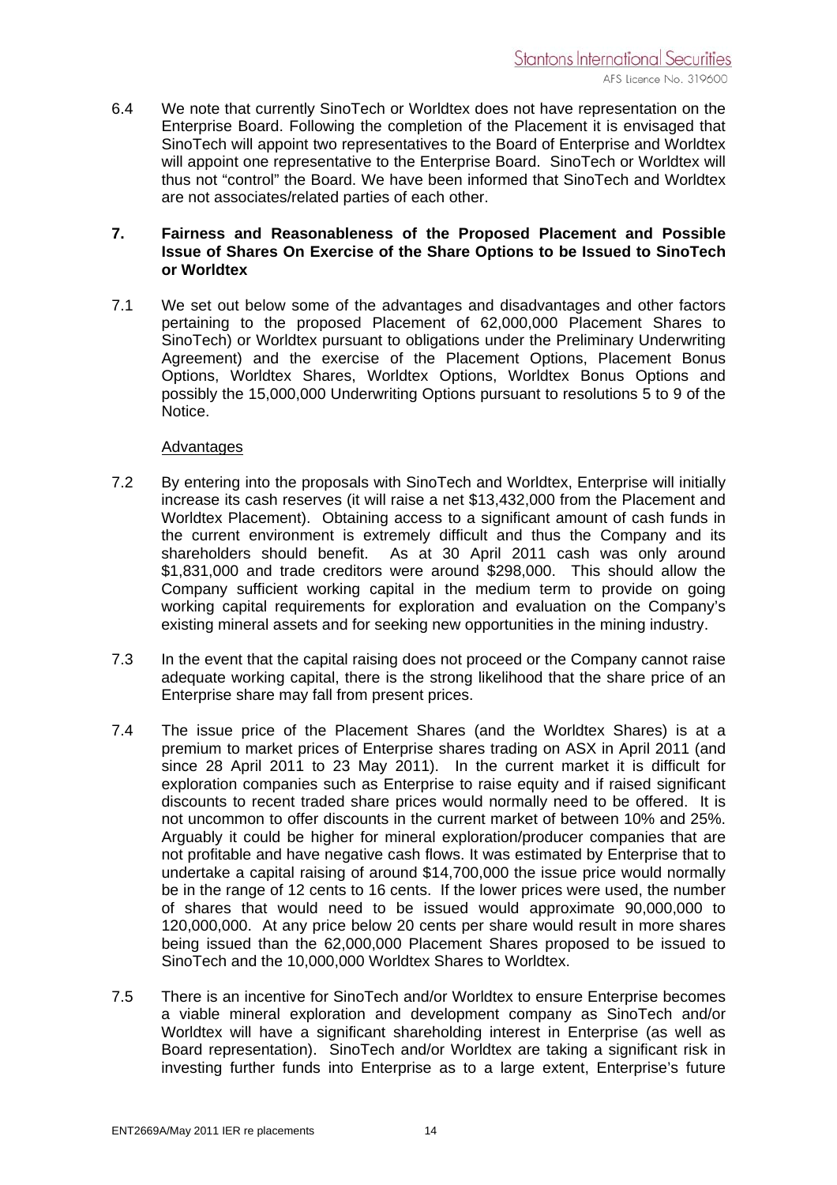6.4 We note that currently SinoTech or Worldtex does not have representation on the Enterprise Board. Following the completion of the Placement it is envisaged that SinoTech will appoint two representatives to the Board of Enterprise and Worldtex will appoint one representative to the Enterprise Board. SinoTech or Worldtex will thus not "control" the Board. We have been informed that SinoTech and Worldtex are not associates/related parties of each other.

## 7. Fairness and Reasonableness of the Proposed Placement and Possible Issue of Shares On Exercise of the Share Options to be Issued to SinoTech or Worldtex

7.1 We set out below some of the advantages and disadvantages and other factors pertaining to the proposed Placement of 62,000,000 Placement Shares to SinoTech) or Worldtex pursuant to obligations under the Preliminary Underwriting Agreement) and the exercise of the Placement Options, Placement Bonus Options, Worldtex Shares, Worldtex Options, Worldtex Bonus Options and possibly the 15,000,000 Underwriting Options pursuant to resolutions 5 to 9 of the Notice.

Advantages

7.2 By entering into the proposals with SinoTech and Worldtex, Enterprise will initially increase its cash reserves (it will raise a net $13,432,000 from the Placement and Worldtex Placement). Obtaining access to a significant amount of cash funds in the current environment is extremely difficult and thus the Company and its shareholders should benefit. As at 30 April 2011 cash was only around $1,831,000 and trade creditors were around $298,000. This should allow the Company sufficient working capital in the medium term to provide on going working capital requirements for exploration and evaluation on the Company's existing mineral assets and for seeking new opportunities in the mining industry.

7.3 In the event that the capital raising does not proceed or the Company cannot raise adequate working capital, there is the strong likelihood that the share price of an Enterprise share may fall from present prices.

7.4 The issue price of the Placement Shares (and the Worldtex Shares) is at a premium to market prices of Enterprise shares trading on ASX in April 2011 (and since 28 April 2011 to 23 May 2011). In the current market it is difficult for exploration companies such as Enterprise to raise equity and if raised significant discounts to recent traded share prices would normally need to be offered. It is not uncommon to offer discounts in the current market of between 10% and 25%. Arguably it could be higher for mineral exploration/producer companies that are not profitable and have negative cash flows. It was estimated by Enterprise that to undertake a capital raising of around $14,700,000 the issue price would normally be in the range of 12 cents to 16 cents. If the lower prices were used, the number of shares that would need to be issued would approximate 90,000,000 to 120,000,000. At any price below 20 cents per share would result in more shares being issued than the 62,000,000 Placement Shares proposed to be issued to SinoTech and the 10,000,000 Worldtex Shares to Worldtex.

7.5 There is an incentive for SinoTech and/or Worldtex to ensure Enterprise becomes a viable mineral exploration and development company as SinoTech and/or Worldtex will have a significant shareholding interest in Enterprise (as well as Board representation). SinoTech and/or Worldtex are taking a significant risk in investing further funds into Enterprise as to a large extent, Enterprise's future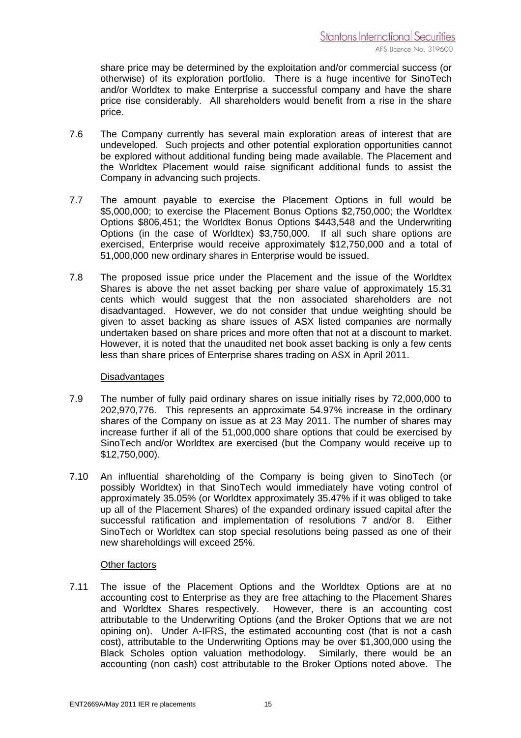share price may be determined by the exploitation and/or commercial success (or otherwise) of its exploration portfolio. There is a huge incentive for SinoTech and/or Worldtex to make Enterprise a successful company and have the share price rise considerably. All shareholders would benefit from a rise in the share price.

7.6 The Company currently has several main exploration areas of interest that are undeveloped. Such projects and other potential exploration opportunities cannot be explored without additional funding being made available. The Placement and the Worldtex Placement would raise significant additional funds to assist the Company in advancing such projects.

7.7 The amount payable to exercise the Placement Options in full would be \$5,000,000; to exercise the Placement Bonus Options \$2,750,000; the Worldtex Options \$806,451; the Worldtex Bonus Options \$443,548 and the Underwriting Options (in the case of Worldtex) \$3,750,000. If all such share options are exercised, Enterprise would receive approximately \$12,750,000 and a total of 51,000,000 new ordinary shares in Enterprise would be issued.

7.8 The proposed issue price under the Placement and the issue of the Worldtex Shares is above the net asset backing per share value of approximately 15.31 cents which would suggest that the non associated shareholders are not disadvantaged. However, we do not consider that undue weighting should be given to asset backing as share issues of ASX listed companies are normally undertaken based on share prices and more often that not at a discount to market. However, it is noted that the unaudited net book asset backing is only a few cents less than share prices of Enterprise shares trading on ASX in April 2011.

Disadvantages

7.9 The number of fully paid ordinary shares on issue initially rises by 72,000,000 to 202,970,776. This represents an approximate 54.97% increase in the ordinary shares of the Company on issue as at 23 May 2011. The number of shares may increase further if all of the 51,000,000 share options that could be exercised by SinoTech and/or Worldtex are exercised (but the Company would receive up to \$12,750,000).

7.10 An influential shareholding of the Company is being given to SinoTech (or possibly Worldtex) in that SinoTech would immediately have voting control of approximately 35.05% (or Worldtex approximately 35.47% if it was obliged to take up all of the Placement Shares) of the expanded ordinary issued capital after the successful ratification and implementation of resolutions 7 and/or 8. Either SinoTech or Worldtex can stop special resolutions being passed as one of their new shareholdings will exceed 25%.

Other factors

7.11 The issue of the Placement Options and the Worldtex Options are at no accounting cost to Enterprise as they are free attaching to the Placement Shares and Worldtex Shares respectively. However, there is an accounting cost attributable to the Underwriting Options (and the Broker Options that we are not opining on). Under A-IFRS, the estimated accounting cost (that is not a cash cost), attributable to the Underwriting Options may be over \$1,300,000 using the Black Scholes option valuation methodology. Similarly, there would be an accounting (non cash) cost attributable to the Broker Options noted above. The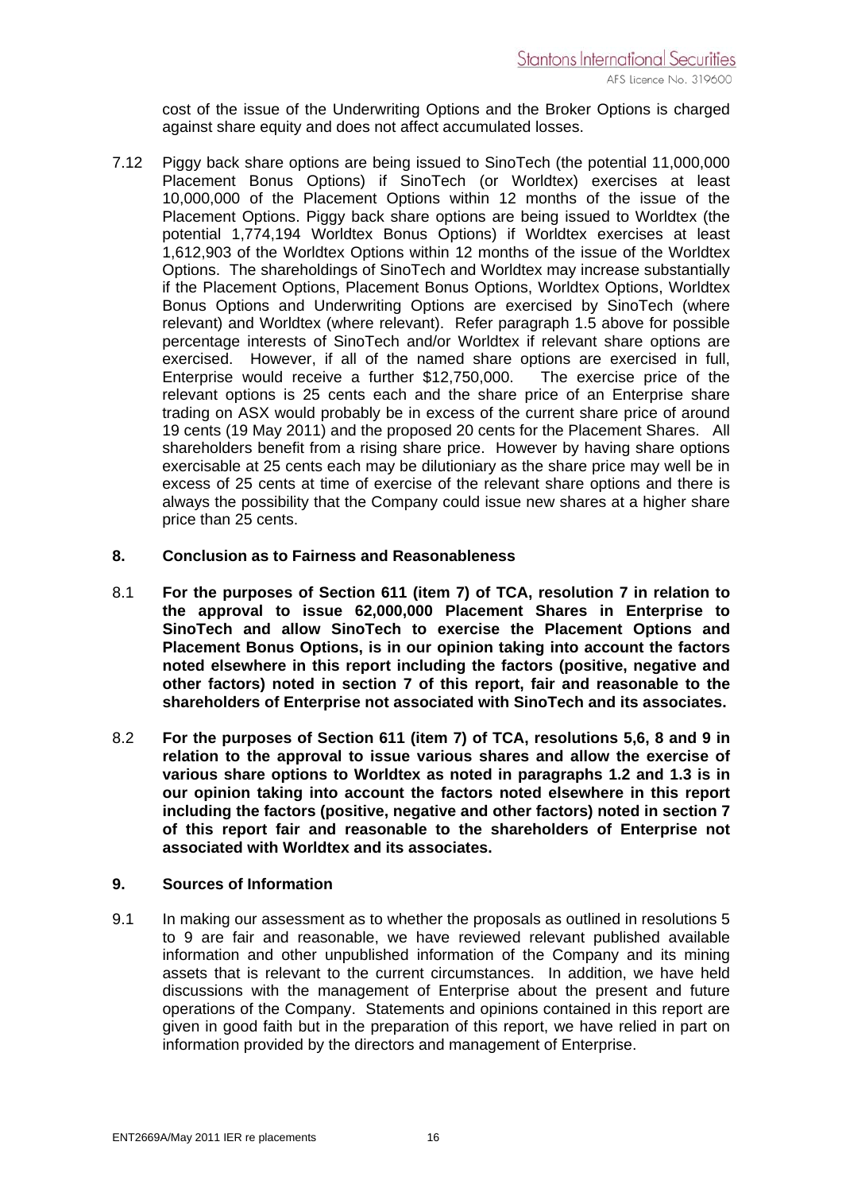cost of the issue of the Underwriting Options and the Broker Options is charged against share equity and does not affect accumulated losses.

7.12 Piggy back share options are being issued to SinoTech (the potential 11,000,000 Placement Bonus Options) if SinoTech (or Worldtex) exercises at least 10,000,000 of the Placement Options within 12 months of the issue of the Placement Options. Piggy back share options are being issued to Worldtex (the potential 1,774,194 Worldtex Bonus Options) if Worldtex exercises at least 1,612,903 of the Worldtex Options within 12 months of the issue of the Worldtex Options. The shareholdings of SinoTech and Worldtex may increase substantially if the Placement Options, Placement Bonus Options, Worldtex Options, Worldtex Bonus Options and Underwriting Options are exercised by SinoTech (where relevant) and Worldtex (where relevant). Refer paragraph 1.5 above for possible percentage interests of SinoTech and/or Worldtex if relevant share options are exercised. However, if all of the named share options are exercised in full, Enterprise would receive a further $12,750,000. The exercise price of the relevant options is 25 cents each and the share price of an Enterprise share trading on ASX would probably be in excess of the current share price of around 19 cents (19 May 2011) and the proposed 20 cents for the Placement Shares. All shareholders benefit from a rising share price. However by having share options exercisable at 25 cents each may be dilutioniary as the share price may well be in excess of 25 cents at time of exercise of the relevant share options and there is always the possibility that the Company could issue new shares at a higher share price than 25 cents.

## 8. Conclusion as to Fairness and Reasonableness

8.1 **For the purposes of Section 611 (item 7) of TCA, resolution 7 in relation to the approval to issue 62,000,000 Placement Shares in Enterprise to SinoTech and allow SinoTech to exercise the Placement Options and Placement Bonus Options, is in our opinion taking into account the factors noted elsewhere in this report including the factors (positive, negative and other factors) noted in section 7 of this report, fair and reasonable to the shareholders of Enterprise not associated with SinoTech and its associates.**

8.2 **For the purposes of Section 611 (item 7) of TCA, resolutions 5,6, 8 and 9 in relation to the approval to issue various shares and allow the exercise of various share options to Worldtex as noted in paragraphs 1.2 and 1.3 is in our opinion taking into account the factors noted elsewhere in this report including the factors (positive, negative and other factors) noted in section 7 of this report fair and reasonable to the shareholders of Enterprise not associated with Worldtex and its associates.**

## 9. Sources of Information

9.1 In making our assessment as to whether the proposals as outlined in resolutions 5 to 9 are fair and reasonable, we have reviewed relevant published available information and other unpublished information of the Company and its mining assets that is relevant to the current circumstances. In addition, we have held discussions with the management of Enterprise about the present and future operations of the Company. Statements and opinions contained in this report are given in good faith but in the preparation of this report, we have relied in part on information provided by the directors and management of Enterprise.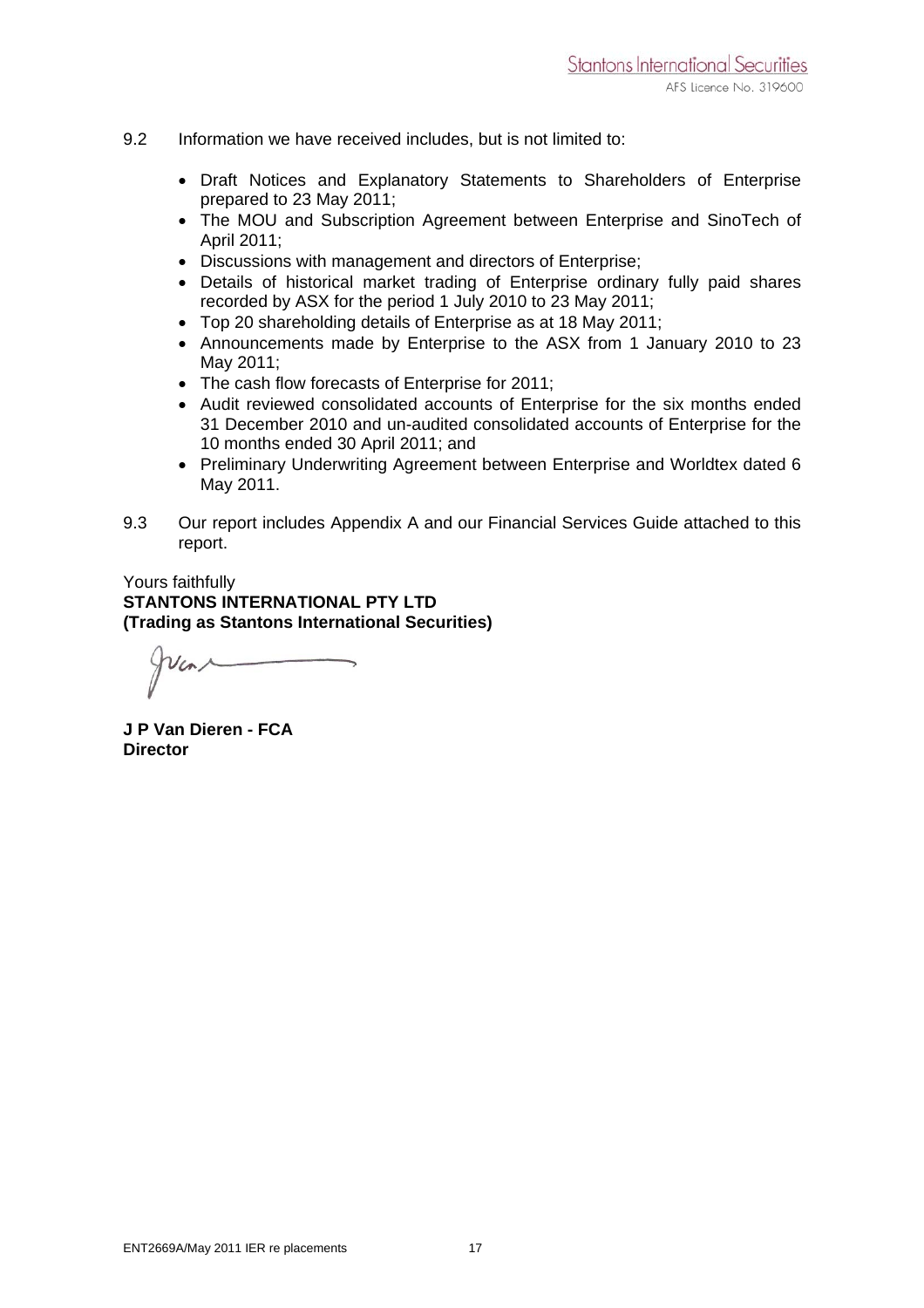9.2 Information we have received includes, but is not limited to:

- Draft Notices and Explanatory Statements to Shareholders of Enterprise prepared to 23 May 2011;
- The MOU and Subscription Agreement between Enterprise and SinoTech of April 2011;
- Discussions with management and directors of Enterprise;
- Details of historical market trading of Enterprise ordinary fully paid shares recorded by ASX for the period 1 July 2010 to 23 May 2011;
- Top 20 shareholding details of Enterprise as at 18 May 2011;
- Announcements made by Enterprise to the ASX from 1 January 2010 to 23 May 2011;
- The cash flow forecasts of Enterprise for 2011;
- Audit reviewed consolidated accounts of Enterprise for the six months ended 31 December 2010 and un-audited consolidated accounts of Enterprise for the 10 months ended 30 April 2011; and
- Preliminary Underwriting Agreement between Enterprise and Worldtex dated 6 May 2011.

9.3 Our report includes Appendix A and our Financial Services Guide attached to this report.

Yours faithfully
**STANTONS INTERNATIONAL PTY LTD**
**(Trading as Stantons International Securities)**

**J P Van Dieren - FCA**
**Director**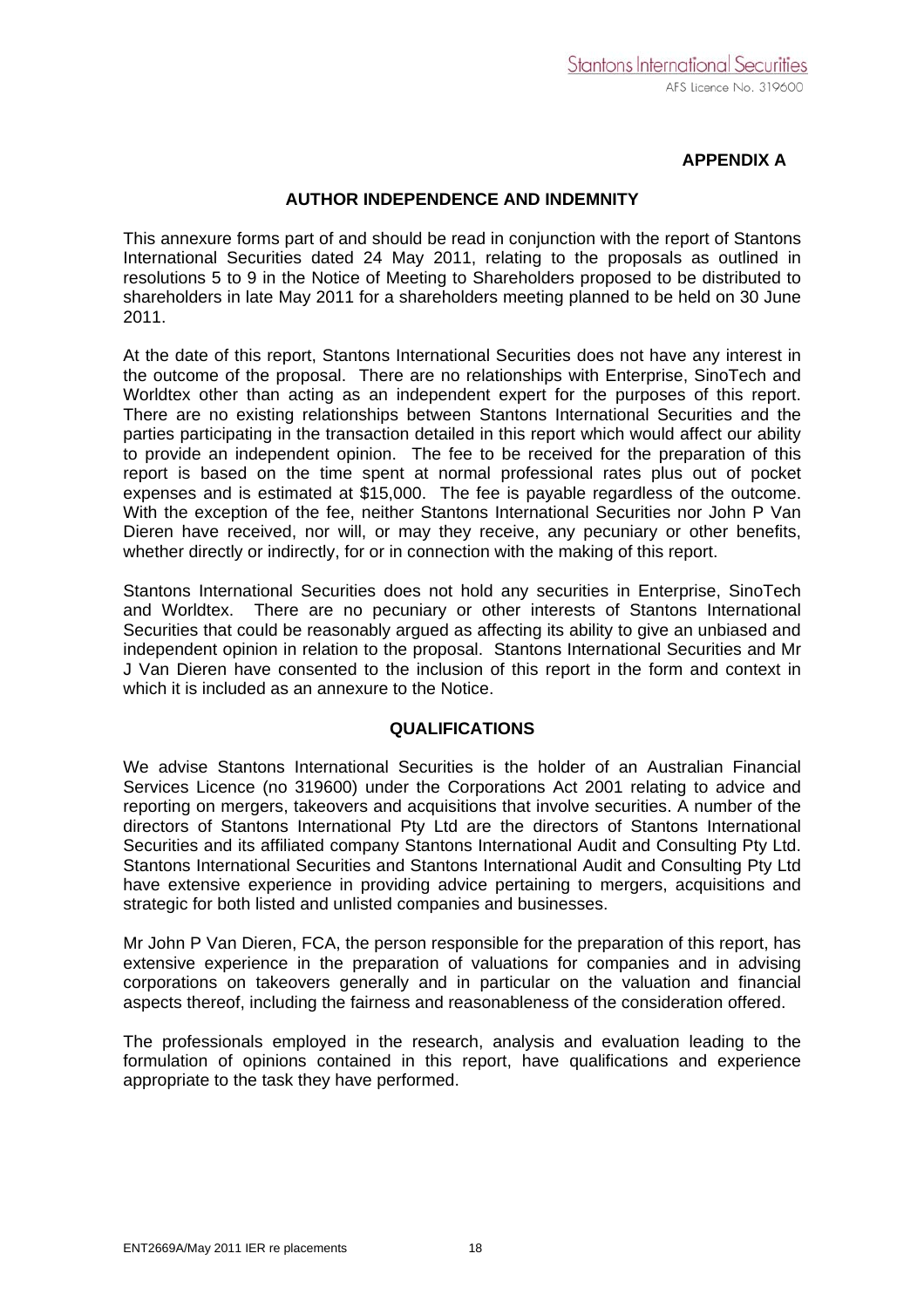## APPENDIX A

### AUTHOR INDEPENDENCE AND INDEMNITY

This annexure forms part of and should be read in conjunction with the report of Stantons International Securities dated 24 May 2011, relating to the proposals as outlined in resolutions 5 to 9 in the Notice of Meeting to Shareholders proposed to be distributed to shareholders in late May 2011 for a shareholders meeting planned to be held on 30 June 2011.

At the date of this report, Stantons International Securities does not have any interest in the outcome of the proposal. There are no relationships with Enterprise, SinoTech and Worldtex other than acting as an independent expert for the purposes of this report. There are no existing relationships between Stantons International Securities and the parties participating in the transaction detailed in this report which would affect our ability to provide an independent opinion. The fee to be received for the preparation of this report is based on the time spent at normal professional rates plus out of pocket expenses and is estimated at $15,000. The fee is payable regardless of the outcome. With the exception of the fee, neither Stantons International Securities nor John P Van Dieren have received, nor will, or may they receive, any pecuniary or other benefits, whether directly or indirectly, for or in connection with the making of this report.

Stantons International Securities does not hold any securities in Enterprise, SinoTech and Worldtex. There are no pecuniary or other interests of Stantons International Securities that could be reasonably argued as affecting its ability to give an unbiased and independent opinion in relation to the proposal. Stantons International Securities and Mr J Van Dieren have consented to the inclusion of this report in the form and context in which it is included as an annexure to the Notice.

### QUALIFICATIONS

We advise Stantons International Securities is the holder of an Australian Financial Services Licence (no 319600) under the Corporations Act 2001 relating to advice and reporting on mergers, takeovers and acquisitions that involve securities. A number of the directors of Stantons International Pty Ltd are the directors of Stantons International Securities and its affiliated company Stantons International Audit and Consulting Pty Ltd. Stantons International Securities and Stantons International Audit and Consulting Pty Ltd have extensive experience in providing advice pertaining to mergers, acquisitions and strategic for both listed and unlisted companies and businesses.

Mr John P Van Dieren, FCA, the person responsible for the preparation of this report, has extensive experience in the preparation of valuations for companies and in advising corporations on takeovers generally and in particular on the valuation and financial aspects thereof, including the fairness and reasonableness of the consideration offered.

The professionals employed in the research, analysis and evaluation leading to the formulation of opinions contained in this report, have qualifications and experience appropriate to the task they have performed.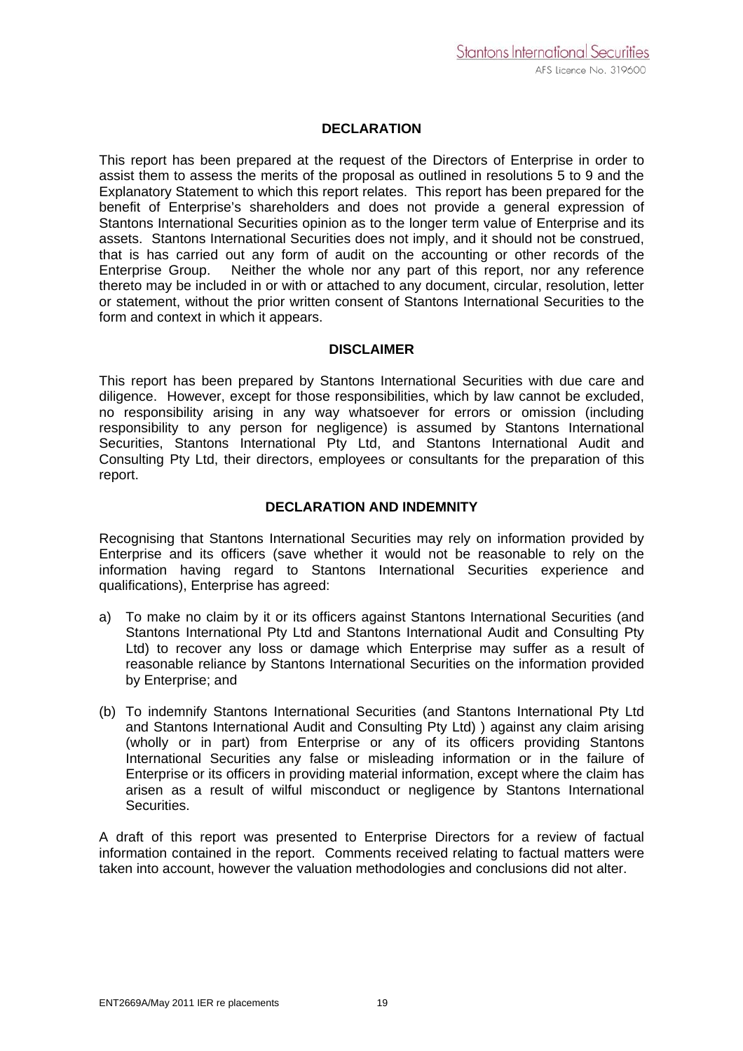## DECLARATION

This report has been prepared at the request of the Directors of Enterprise in order to assist them to assess the merits of the proposal as outlined in resolutions 5 to 9 and the Explanatory Statement to which this report relates. This report has been prepared for the benefit of Enterprise's shareholders and does not provide a general expression of Stantons International Securities opinion as to the longer term value of Enterprise and its assets. Stantons International Securities does not imply, and it should not be construed, that is has carried out any form of audit on the accounting or other records of the Enterprise Group. Neither the whole nor any part of this report, nor any reference thereto may be included in or with or attached to any document, circular, resolution, letter or statement, without the prior written consent of Stantons International Securities to the form and context in which it appears.

## DISCLAIMER

This report has been prepared by Stantons International Securities with due care and diligence. However, except for those responsibilities, which by law cannot be excluded, no responsibility arising in any way whatsoever for errors or omission (including responsibility to any person for negligence) is assumed by Stantons International Securities, Stantons International Pty Ltd, and Stantons International Audit and Consulting Pty Ltd, their directors, employees or consultants for the preparation of this report.

## DECLARATION AND INDEMNITY

Recognising that Stantons International Securities may rely on information provided by Enterprise and its officers (save whether it would not be reasonable to rely on the information having regard to Stantons International Securities experience and qualifications), Enterprise has agreed:

a) To make no claim by it or its officers against Stantons International Securities (and Stantons International Pty Ltd and Stantons International Audit and Consulting Pty Ltd) to recover any loss or damage which Enterprise may suffer as a result of reasonable reliance by Stantons International Securities on the information provided by Enterprise; and

(b) To indemnify Stantons International Securities (and Stantons International Pty Ltd and Stantons International Audit and Consulting Pty Ltd) ) against any claim arising (wholly or in part) from Enterprise or any of its officers providing Stantons International Securities any false or misleading information or in the failure of Enterprise or its officers in providing material information, except where the claim has arisen as a result of wilful misconduct or negligence by Stantons International Securities.

A draft of this report was presented to Enterprise Directors for a review of factual information contained in the report. Comments received relating to factual matters were taken into account, however the valuation methodologies and conclusions did not alter.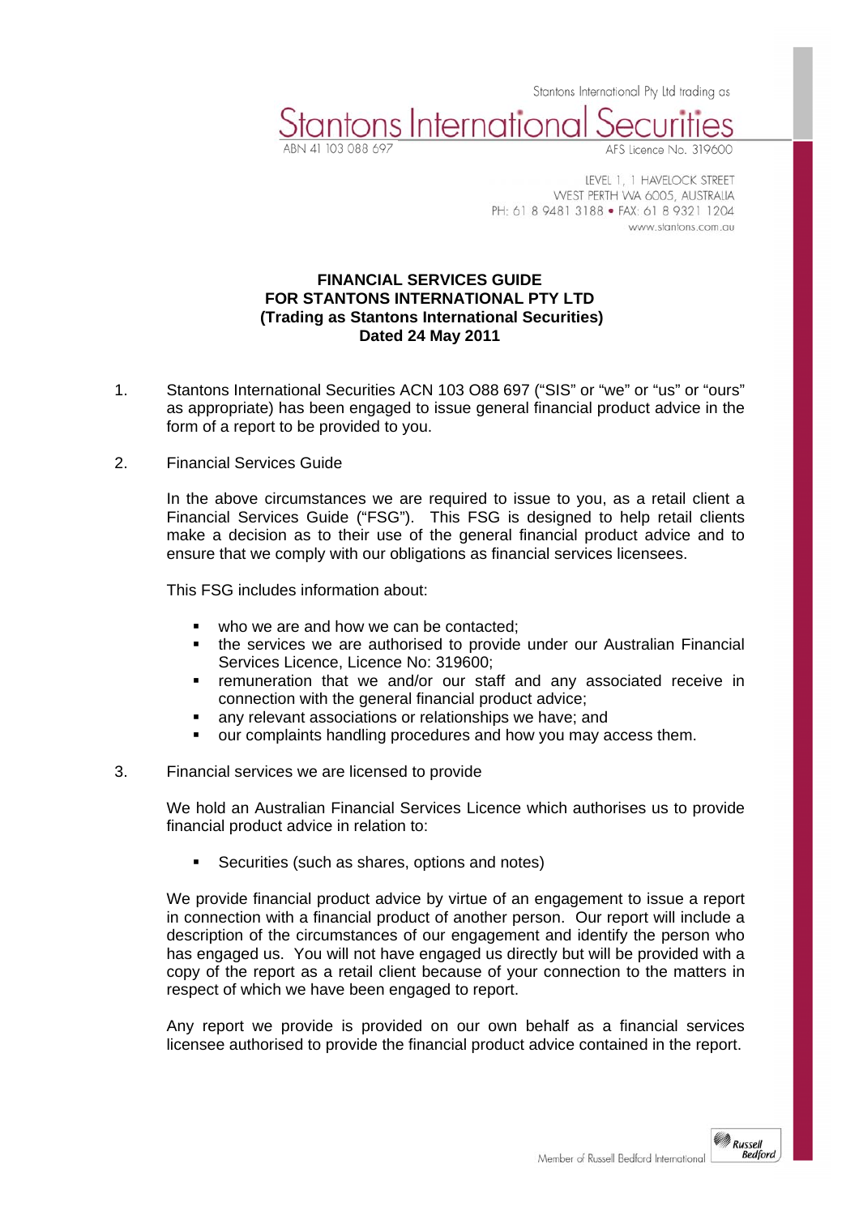Stantons International Pty Ltd trading as

Stantons International Securities

ABN 41 103 088 697

AFS Licence No. 319600

LEVEL 1, 1 HAVELOCK STREET
WEST PERTH WA 6005, AUSTRALIA
PH: 61 8 9481 3188 • FAX: 61 8 9321 1204
www.stantons.com.au

**FINANCIAL SERVICES GUIDE**
**FOR STANTONS INTERNATIONAL PTY LTD**
**(Trading as Stantons International Securities)**
**Dated 24 May 2011**

1. Stantons International Securities ACN 103 O88 697 ("SIS" or "we" or "us" or "ours" as appropriate) has been engaged to issue general financial product advice in the form of a report to be provided to you.

2. Financial Services Guide

   In the above circumstances we are required to issue to you, as a retail client a Financial Services Guide ("FSG"). This FSG is designed to help retail clients make a decision as to their use of the general financial product advice and to ensure that we comply with our obligations as financial services licensees.

   This FSG includes information about:

   - who we are and how we can be contacted;
   - the services we are authorised to provide under our Australian Financial Services Licence, Licence No: 319600;
   - remuneration that we and/or our staff and any associated receive in connection with the general financial product advice;
   - any relevant associations or relationships we have; and
   - our complaints handling procedures and how you may access them.

3. Financial services we are licensed to provide

   We hold an Australian Financial Services Licence which authorises us to provide financial product advice in relation to:

   - Securities (such as shares, options and notes)

   We provide financial product advice by virtue of an engagement to issue a report in connection with a financial product of another person. Our report will include a description of the circumstances of our engagement and identify the person who has engaged us. You will not have engaged us directly but will be provided with a copy of the report as a retail client because of your connection to the matters in respect of which we have been engaged to report.

   Any report we provide is provided on our own behalf as a financial services licensee authorised to provide the financial product advice contained in the report.

Member of Russell Bedford International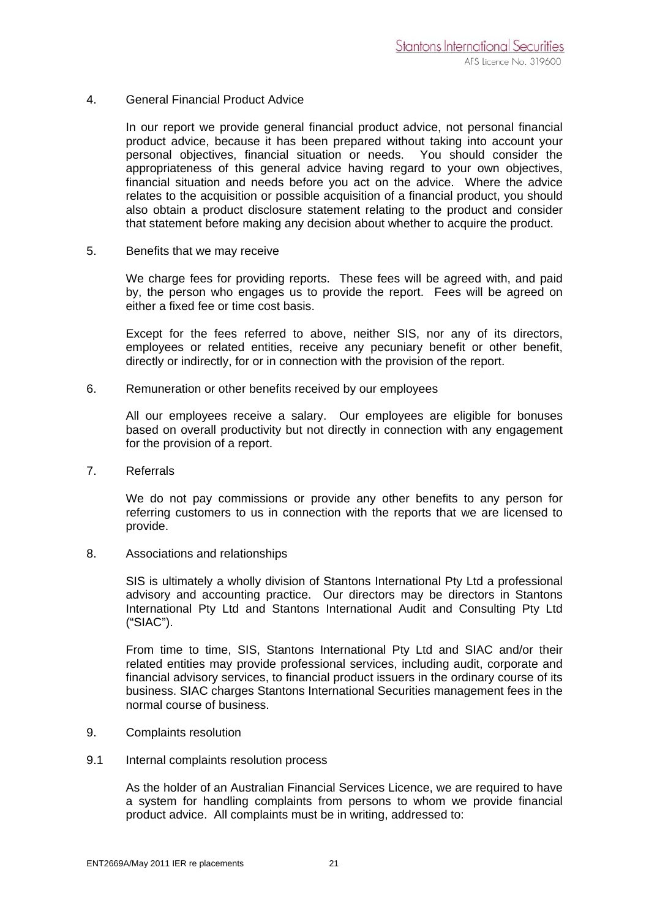4. General Financial Product Advice

In our report we provide general financial product advice, not personal financial product advice, because it has been prepared without taking into account your personal objectives, financial situation or needs. You should consider the appropriateness of this general advice having regard to your own objectives, financial situation and needs before you act on the advice. Where the advice relates to the acquisition or possible acquisition of a financial product, you should also obtain a product disclosure statement relating to the product and consider that statement before making any decision about whether to acquire the product.

5. Benefits that we may receive

We charge fees for providing reports. These fees will be agreed with, and paid by, the person who engages us to provide the report. Fees will be agreed on either a fixed fee or time cost basis.

Except for the fees referred to above, neither SIS, nor any of its directors, employees or related entities, receive any pecuniary benefit or other benefit, directly or indirectly, for or in connection with the provision of the report.

6. Remuneration or other benefits received by our employees

All our employees receive a salary. Our employees are eligible for bonuses based on overall productivity but not directly in connection with any engagement for the provision of a report.

7. Referrals

We do not pay commissions or provide any other benefits to any person for referring customers to us in connection with the reports that we are licensed to provide.

8. Associations and relationships

SIS is ultimately a wholly division of Stantons International Pty Ltd a professional advisory and accounting practice. Our directors may be directors in Stantons International Pty Ltd and Stantons International Audit and Consulting Pty Ltd ("SIAC").

From time to time, SIS, Stantons International Pty Ltd and SIAC and/or their related entities may provide professional services, including audit, corporate and financial advisory services, to financial product issuers in the ordinary course of its business. SIAC charges Stantons International Securities management fees in the normal course of business.

9. Complaints resolution

9.1 Internal complaints resolution process

As the holder of an Australian Financial Services Licence, we are required to have a system for handling complaints from persons to whom we provide financial product advice. All complaints must be in writing, addressed to: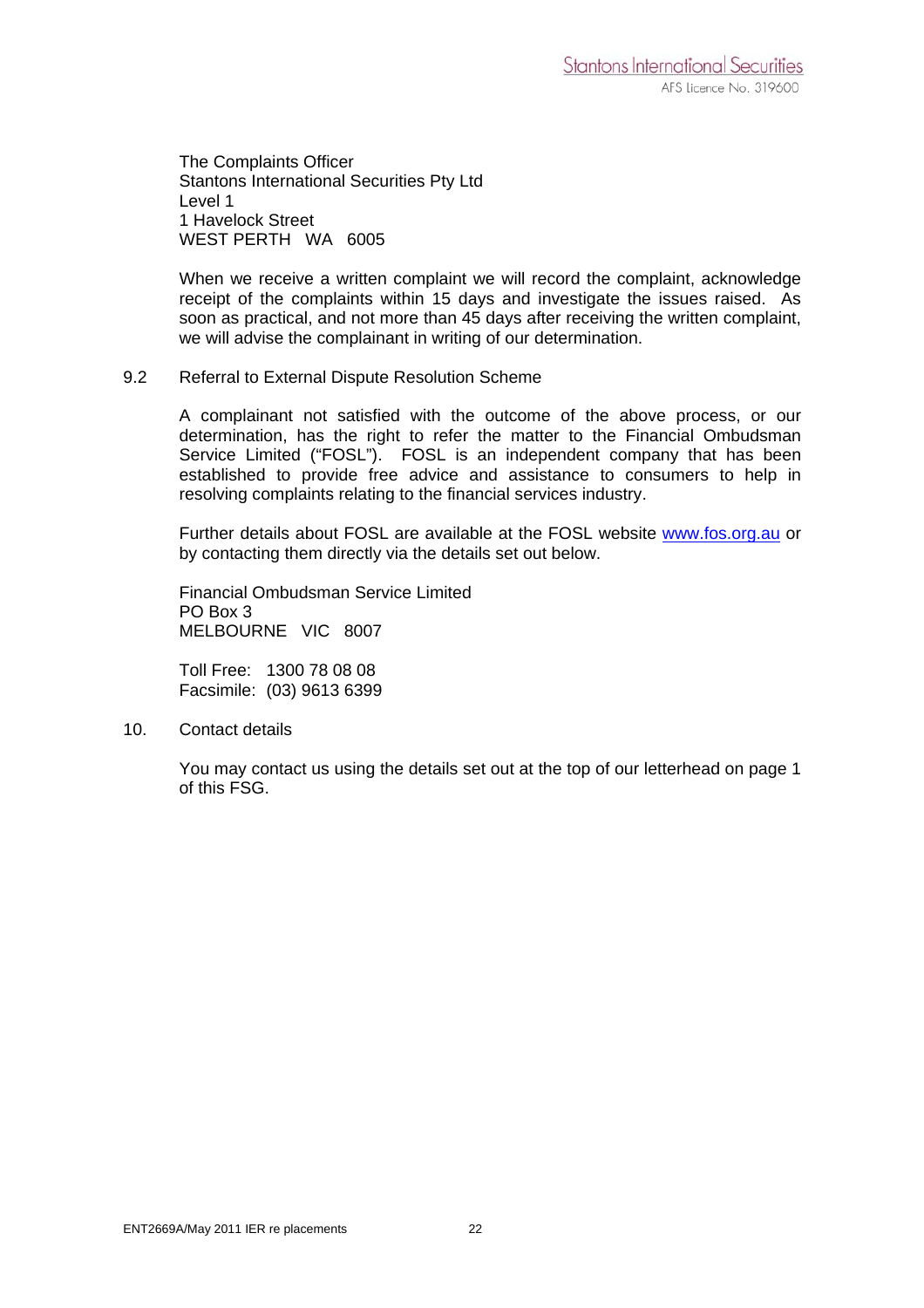The Complaints Officer
Stantons International Securities Pty Ltd
Level 1
1 Havelock Street
WEST PERTH WA 6005

When we receive a written complaint we will record the complaint, acknowledge receipt of the complaints within 15 days and investigate the issues raised. As soon as practical, and not more than 45 days after receiving the written complaint, we will advise the complainant in writing of our determination.

9.2 Referral to External Dispute Resolution Scheme

A complainant not satisfied with the outcome of the above process, or our determination, has the right to refer the matter to the Financial Ombudsman Service Limited ("FOSL"). FOSL is an independent company that has been established to provide free advice and assistance to consumers to help in resolving complaints relating to the financial services industry.

Further details about FOSL are available at the FOSL website www.fos.org.au or by contacting them directly via the details set out below.

Financial Ombudsman Service Limited
PO Box 3
MELBOURNE VIC 8007

Toll Free: 1300 78 08 08
Facsimile: (03) 9613 6399

10. Contact details

You may contact us using the details set out at the top of our letterhead on page 1 of this FSG.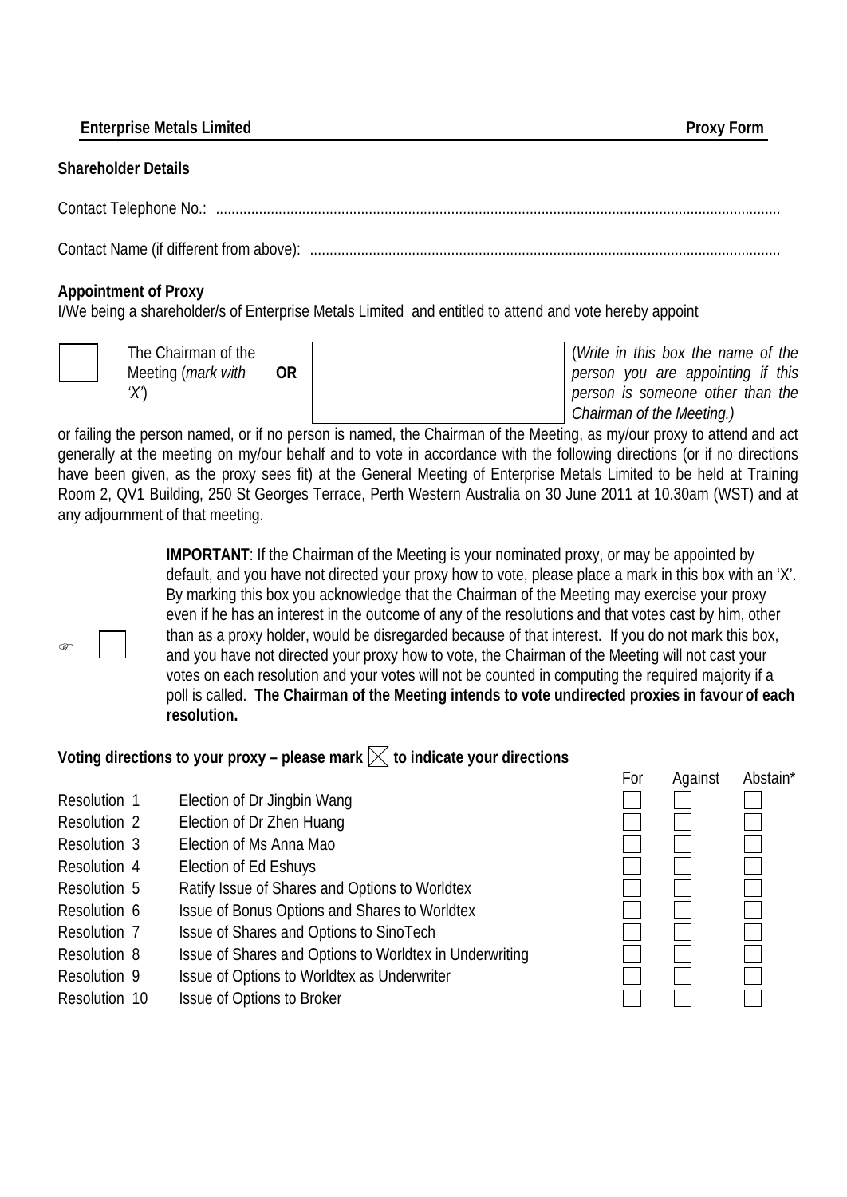**Enterprise Metals Limited** **Proxy Form**

**Shareholder Details**

Contact Telephone No.: ..............................................................................................................................................

Contact Name (if different from above): .......................................................................................................................

**Appointment of Proxy**

I/We being a shareholder/s of Enterprise Metals Limited and entitled to attend and vote hereby appoint

☐ The Chairman of the Meeting (*mark with 'X'*) **OR** ☐ (*Write in this box the name of the person you are appointing if this person is someone other than the Chairman of the Meeting.)*

or failing the person named, or if no person is named, the Chairman of the Meeting, as my/our proxy to attend and act generally at the meeting on my/our behalf and to vote in accordance with the following directions (or if no directions have been given, as the proxy sees fit) at the General Meeting of Enterprise Metals Limited to be held at Training Room 2, QV1 Building, 250 St Georges Terrace, Perth Western Australia on 30 June 2011 at 10.30am (WST) and at any adjournment of that meeting.

☞ ☐ **IMPORTANT**: If the Chairman of the Meeting is your nominated proxy, or may be appointed by default, and you have not directed your proxy how to vote, please place a mark in this box with an 'X'. By marking this box you acknowledge that the Chairman of the Meeting may exercise your proxy even if he has an interest in the outcome of any of the resolutions and that votes cast by him, other than as a proxy holder, would be disregarded because of that interest. If you do not mark this box, and you have not directed your proxy how to vote, the Chairman of the Meeting will not cast your votes on each resolution and your votes will not be counted in computing the required majority if a poll is called. **The Chairman of the Meeting intends to vote undirected proxies in favour of each resolution.**

**Voting directions to your proxy – please mark ☒ to indicate your directions**

| | | For | Against | Abstain* |
|---|---|---|---|---|
| Resolution 1 | Election of Dr Jingbin Wang | ☐ | ☐ | ☐ |
| Resolution 2 | Election of Dr Zhen Huang | ☐ | ☐ | ☐ |
| Resolution 3 | Election of Ms Anna Mao | ☐ | ☐ | ☐ |
| Resolution 4 | Election of Ed Eshuys | ☐ | ☐ | ☐ |
| Resolution 5 | Ratify Issue of Shares and Options to Worldtex | ☐ | ☐ | ☐ |
| Resolution 6 | Issue of Bonus Options and Shares to Worldtex | ☐ | ☐ | ☐ |
| Resolution 7 | Issue of Shares and Options to SinoTech | ☐ | ☐ | ☐ |
| Resolution 8 | Issue of Shares and Options to Worldtex in Underwriting | ☐ | ☐ | ☐ |
| Resolution 9 | Issue of Options to Worldtex as Underwriter | ☐ | ☐ | ☐ |
| Resolution 10 | Issue of Options to Broker | ☐ | ☐ | ☐ |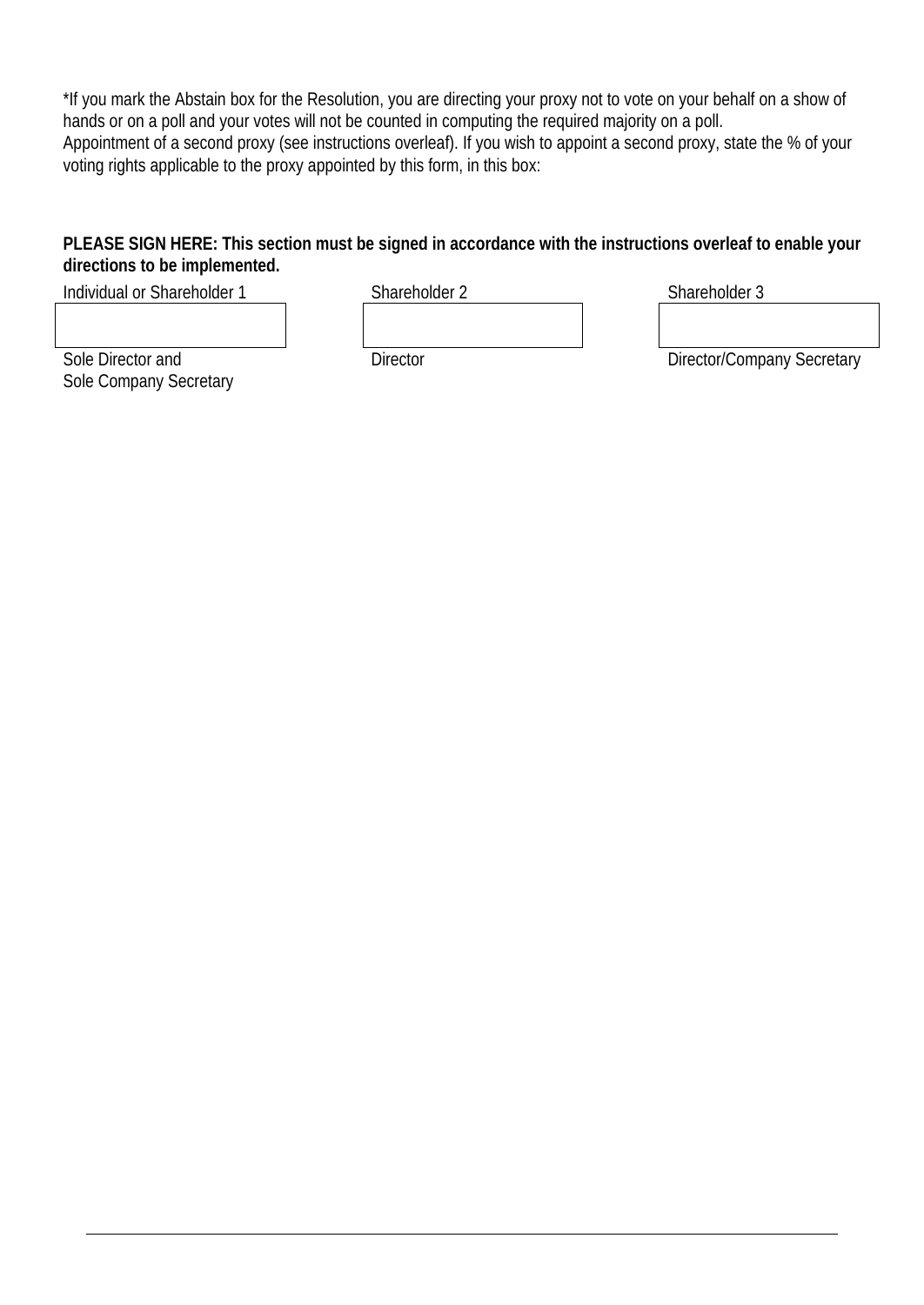*If you mark the Abstain box for the Resolution, you are directing your proxy not to vote on your behalf on a show of hands or on a poll and your votes will not be counted in computing the required majority on a poll.
Appointment of a second proxy (see instructions overleaf). If you wish to appoint a second proxy, state the % of your voting rights applicable to the proxy appointed by this form, in this box:

**PLEASE SIGN HERE: This section must be signed in accordance with the instructions overleaf to enable your directions to be implemented.**

| Individual or Shareholder 1 | Shareholder 2 | Shareholder 3 |
|---|---|---|
| | | |
| Sole Director and Sole Company Secretary | Director | Director/Company Secretary |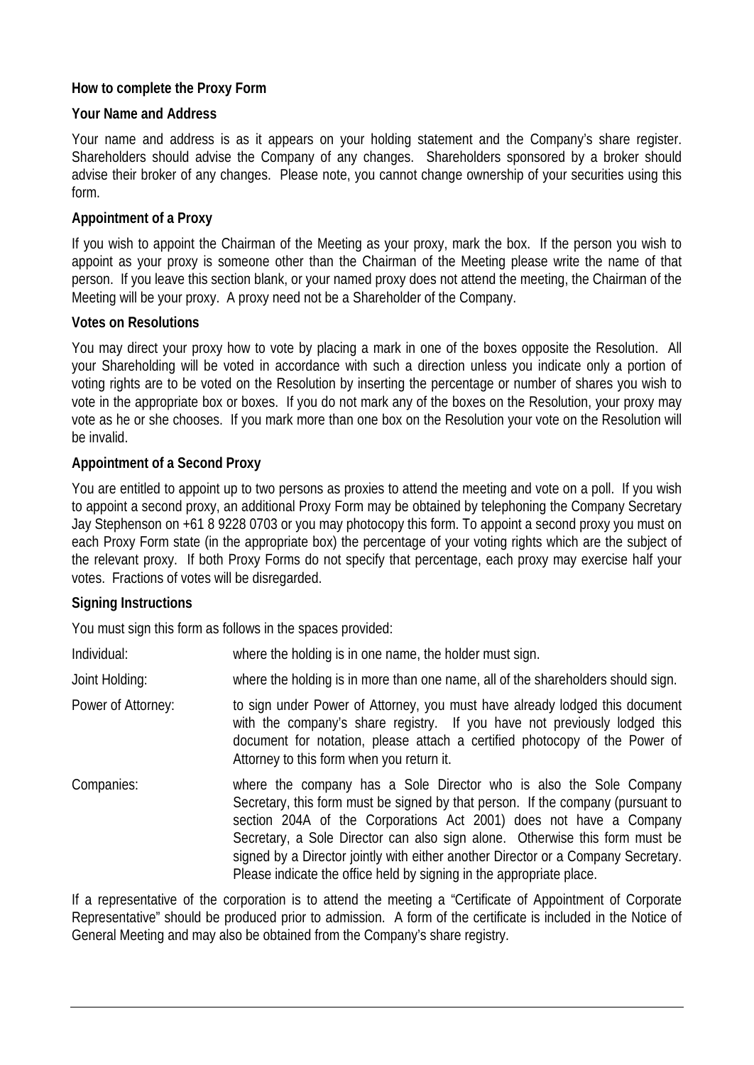**How to complete the Proxy Form**

**Your Name and Address**

Your name and address is as it appears on your holding statement and the Company's share register. Shareholders should advise the Company of any changes. Shareholders sponsored by a broker should advise their broker of any changes. Please note, you cannot change ownership of your securities using this form.

**Appointment of a Proxy**

If you wish to appoint the Chairman of the Meeting as your proxy, mark the box. If the person you wish to appoint as your proxy is someone other than the Chairman of the Meeting please write the name of that person. If you leave this section blank, or your named proxy does not attend the meeting, the Chairman of the Meeting will be your proxy. A proxy need not be a Shareholder of the Company.

**Votes on Resolutions**

You may direct your proxy how to vote by placing a mark in one of the boxes opposite the Resolution. All your Shareholding will be voted in accordance with such a direction unless you indicate only a portion of voting rights are to be voted on the Resolution by inserting the percentage or number of shares you wish to vote in the appropriate box or boxes. If you do not mark any of the boxes on the Resolution, your proxy may vote as he or she chooses. If you mark more than one box on the Resolution your vote on the Resolution will be invalid.

**Appointment of a Second Proxy**

You are entitled to appoint up to two persons as proxies to attend the meeting and vote on a poll. If you wish to appoint a second proxy, an additional Proxy Form may be obtained by telephoning the Company Secretary Jay Stephenson on +61 8 9228 0703 or you may photocopy this form. To appoint a second proxy you must on each Proxy Form state (in the appropriate box) the percentage of your voting rights which are the subject of the relevant proxy. If both Proxy Forms do not specify that percentage, each proxy may exercise half your votes. Fractions of votes will be disregarded.

**Signing Instructions**

You must sign this form as follows in the spaces provided:

Individual: where the holding is in one name, the holder must sign.

Joint Holding: where the holding is in more than one name, all of the shareholders should sign.

Power of Attorney: to sign under Power of Attorney, you must have already lodged this document with the company's share registry. If you have not previously lodged this document for notation, please attach a certified photocopy of the Power of Attorney to this form when you return it.

Companies: where the company has a Sole Director who is also the Sole Company Secretary, this form must be signed by that person. If the company (pursuant to section 204A of the Corporations Act 2001) does not have a Company Secretary, a Sole Director can also sign alone. Otherwise this form must be signed by a Director jointly with either another Director or a Company Secretary. Please indicate the office held by signing in the appropriate place.

If a representative of the corporation is to attend the meeting a "Certificate of Appointment of Corporate Representative" should be produced prior to admission. A form of the certificate is included in the Notice of General Meeting and may also be obtained from the Company's share registry.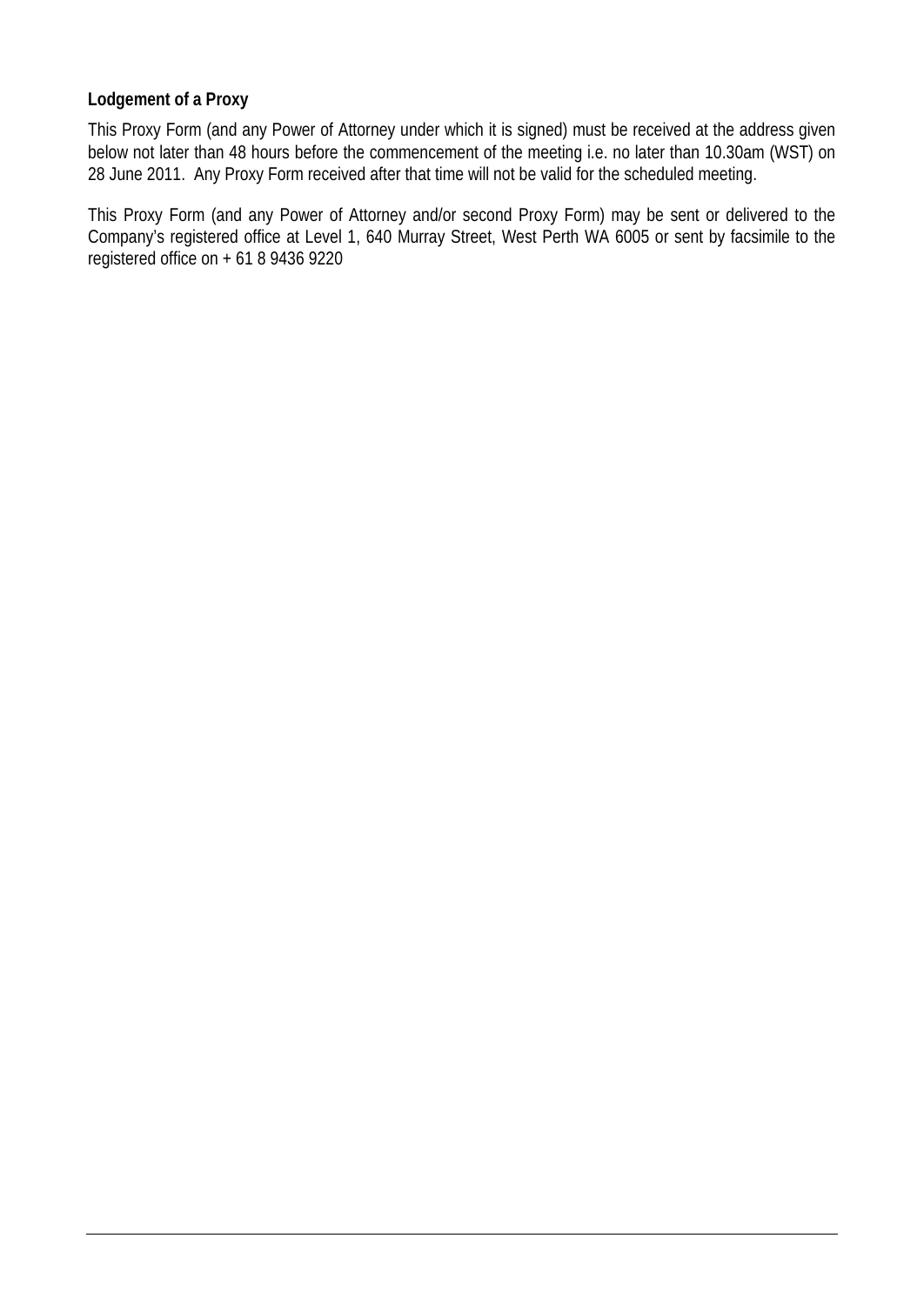**Lodgement of a Proxy**

This Proxy Form (and any Power of Attorney under which it is signed) must be received at the address given below not later than 48 hours before the commencement of the meeting i.e. no later than 10.30am (WST) on 28 June 2011. Any Proxy Form received after that time will not be valid for the scheduled meeting.

This Proxy Form (and any Power of Attorney and/or second Proxy Form) may be sent or delivered to the Company's registered office at Level 1, 640 Murray Street, West Perth WA 6005 or sent by facsimile to the registered office on + 61 8 9436 9220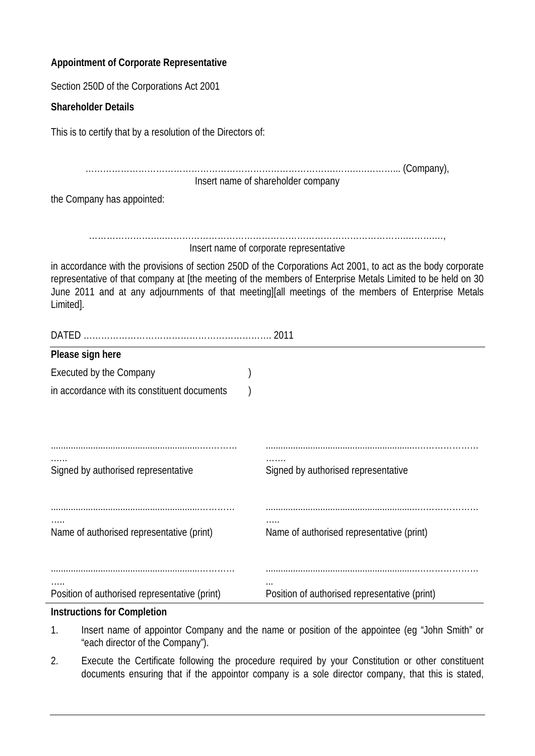**Appointment of Corporate Representative**

Section 250D of the Corporations Act 2001

**Shareholder Details**

This is to certify that by a resolution of the Directors of:

……………………………………………………………………………………………….. (Company),
Insert name of shareholder company

the Company has appointed:

……………………………………………………………………………………………………………,
Insert name of corporate representative

in accordance with the provisions of section 250D of the Corporations Act 2001, to act as the body corporate representative of that company at [the meeting of the members of Enterprise Metals Limited to be held on 30 June 2011 and at any adjournments of that meeting][all meetings of the members of Enterprise Metals Limited].

DATED ……………………………………………………….. 2011

**Please sign here**

Executed by the Company )
in accordance with its constituent documents )

| | |
|---|---|
| ……………………………………………… | ……………………………………………… |
| Signed by authorised representative | Signed by authorised representative |
| ……………………………………………… | ……………………………………………… |
| Name of authorised representative (print) | Name of authorised representative (print) |
| ……………………………………………… | ……………………………………………… |
| Position of authorised representative (print) | Position of authorised representative (print) |

**Instructions for Completion**

1. Insert name of appointor Company and the name or position of the appointee (eg "John Smith" or "each director of the Company").
2. Execute the Certificate following the procedure required by your Constitution or other constituent documents ensuring that if the appointor company is a sole director company, that this is stated,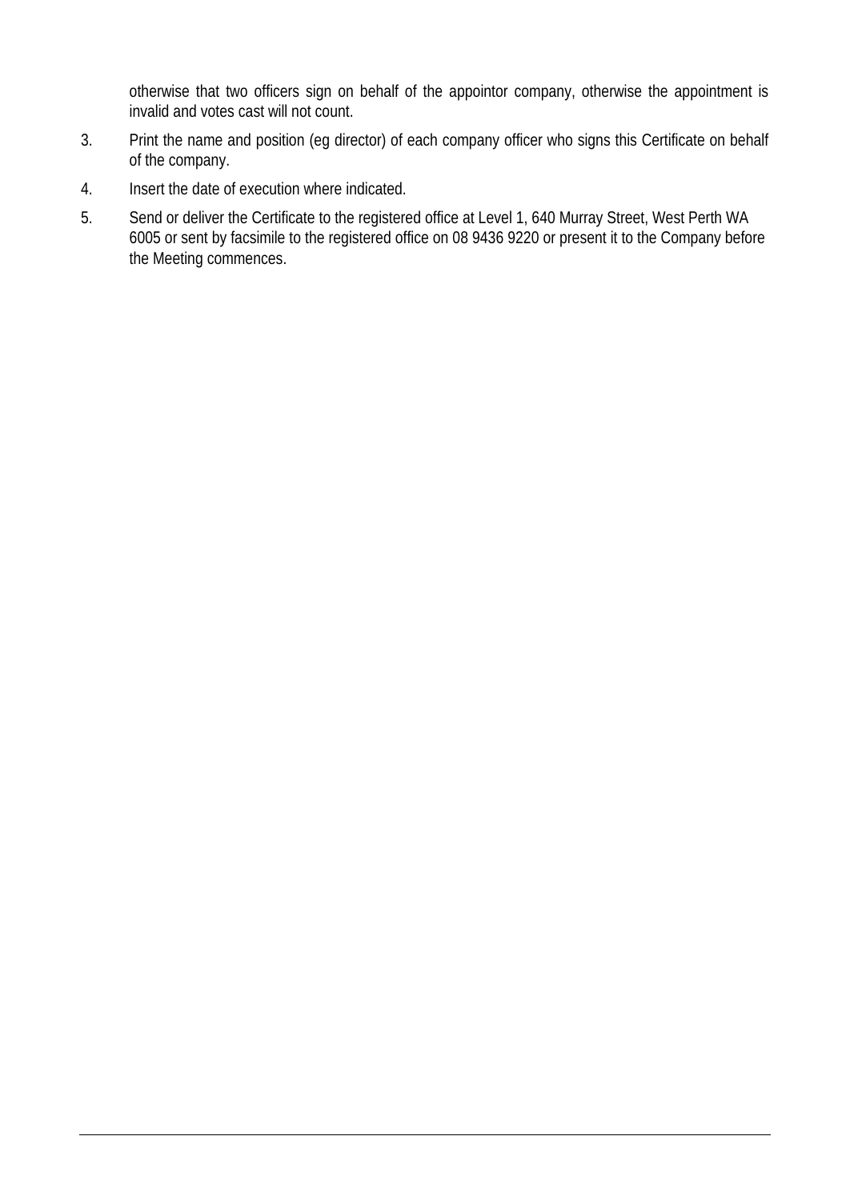otherwise that two officers sign on behalf of the appointor company, otherwise the appointment is invalid and votes cast will not count.

3. Print the name and position (eg director) of each company officer who signs this Certificate on behalf of the company.

4. Insert the date of execution where indicated.

5. Send or deliver the Certificate to the registered office at Level 1, 640 Murray Street, West Perth WA 6005 or sent by facsimile to the registered office on 08 9436 9220 or present it to the Company before the Meeting commences.